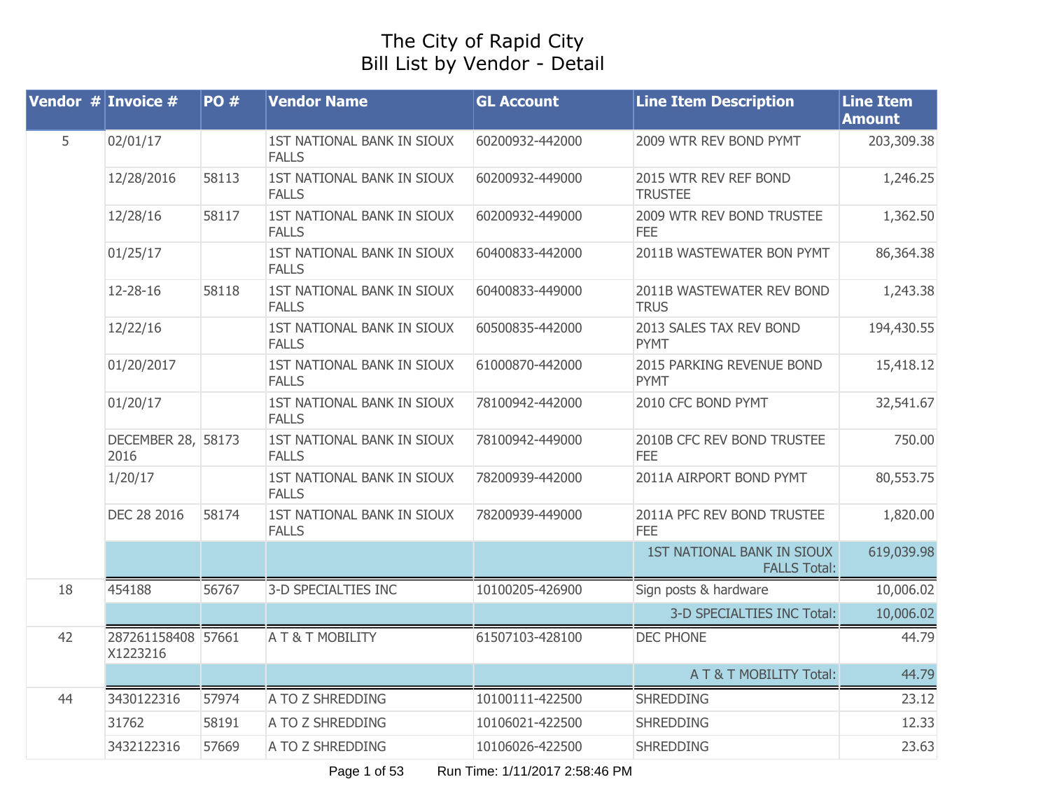# The City of Rapid City
## Bill List by Vendor - Detail

| Vendor # | Invoice # | PO # | Vendor Name | GL Account | Line Item Description | Line Item Amount |
|---|---|---|---|---|---|---|
| 5 | 02/01/17 | | 1ST NATIONAL BANK IN SIOUX FALLS | 60200932-442000 | 2009 WTR REV BOND PYMT | 203,309.38 |
| | 12/28/2016 | 58113 | 1ST NATIONAL BANK IN SIOUX FALLS | 60200932-449000 | 2015 WTR REV REF BOND TRUSTEE | 1,246.25 |
| | 12/28/16 | 58117 | 1ST NATIONAL BANK IN SIOUX FALLS | 60200932-449000 | 2009 WTR REV BOND TRUSTEE FEE | 1,362.50 |
| | 01/25/17 | | 1ST NATIONAL BANK IN SIOUX FALLS | 60400833-442000 | 2011B WASTEWATER BON PYMT | 86,364.38 |
| | 12-28-16 | 58118 | 1ST NATIONAL BANK IN SIOUX FALLS | 60400833-449000 | 2011B WASTEWATER REV BOND TRUS | 1,243.38 |
| | 12/22/16 | | 1ST NATIONAL BANK IN SIOUX FALLS | 60500835-442000 | 2013 SALES TAX REV BOND PYMT | 194,430.55 |
| | 01/20/2017 | | 1ST NATIONAL BANK IN SIOUX FALLS | 61000870-442000 | 2015 PARKING REVENUE BOND PYMT | 15,418.12 |
| | 01/20/17 | | 1ST NATIONAL BANK IN SIOUX FALLS | 78100942-442000 | 2010 CFC BOND PYMT | 32,541.67 |
| | DECEMBER 28, 2016 | 58173 | 1ST NATIONAL BANK IN SIOUX FALLS | 78100942-449000 | 2010B CFC REV BOND TRUSTEE FEE | 750.00 |
| | 1/20/17 | | 1ST NATIONAL BANK IN SIOUX FALLS | 78200939-442000 | 2011A AIRPORT BOND PYMT | 80,553.75 |
| | DEC 28 2016 | 58174 | 1ST NATIONAL BANK IN SIOUX FALLS | 78200939-449000 | 2011A PFC REV BOND TRUSTEE FEE | 1,820.00 |
| | | | | | 1ST NATIONAL BANK IN SIOUX FALLS Total: | 619,039.98 |
| 18 | 454188 | 56767 | 3-D SPECIALTIES INC | 10100205-426900 | Sign posts & hardware | 10,006.02 |
| | | | | | 3-D SPECIALTIES INC Total: | 10,006.02 |
| 42 | 287261158408 X1223216 | 57661 | A T & T MOBILITY | 61507103-428100 | DEC PHONE | 44.79 |
| | | | | | A T & T MOBILITY Total: | 44.79 |
| 44 | 3430122316 | 57974 | A TO Z SHREDDING | 10100111-422500 | SHREDDING | 23.12 |
| | 31762 | 58191 | A TO Z SHREDDING | 10106021-422500 | SHREDDING | 12.33 |
| | 3432122316 | 57669 | A TO Z SHREDDING | 10106026-422500 | SHREDDING | 23.63 |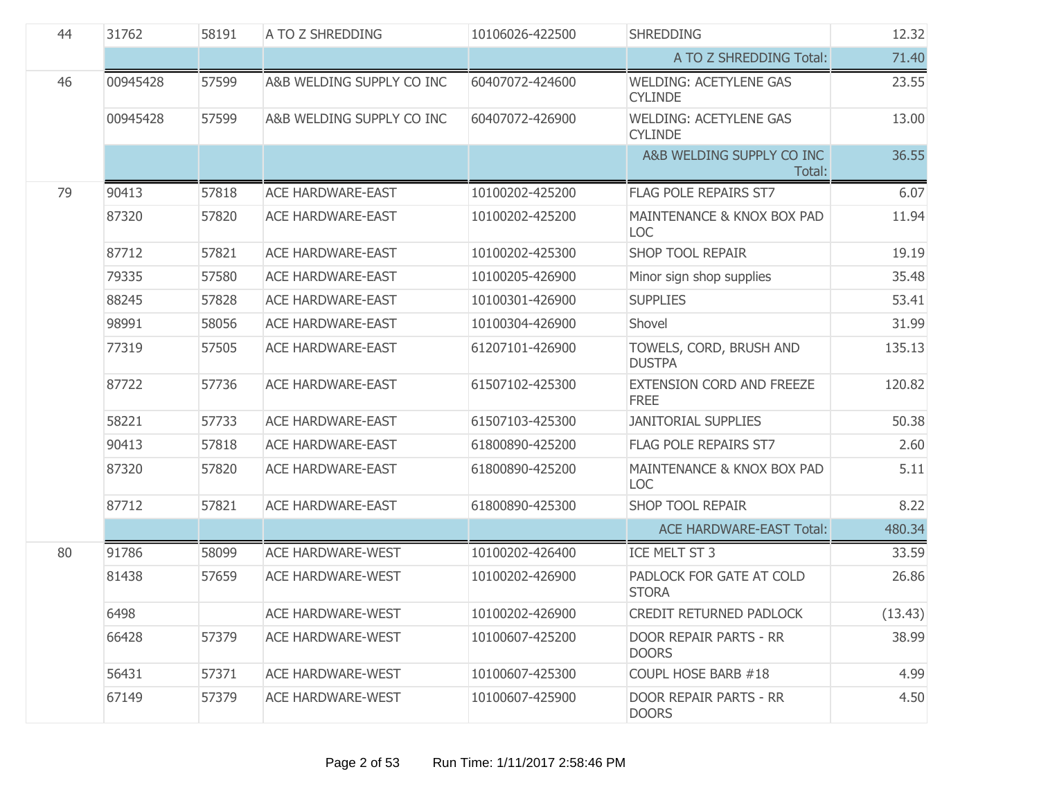| | | | | | | |
|---|---|---|---|---|---|---|
| 44 | 31762 | 58191 | A TO Z SHREDDING | 10106026-422500 | SHREDDING | 12.32 |
| | | | | | A TO Z SHREDDING Total: | 71.40 |
| 46 | 00945428 | 57599 | A&B WELDING SUPPLY CO INC | 60407072-424600 | WELDING: ACETYLENE GAS CYLINDE | 23.55 |
| | 00945428 | 57599 | A&B WELDING SUPPLY CO INC | 60407072-426900 | WELDING: ACETYLENE GAS CYLINDE | 13.00 |
| | | | | | A&B WELDING SUPPLY CO INC Total: | 36.55 |
| 79 | 90413 | 57818 | ACE HARDWARE-EAST | 10100202-425200 | FLAG POLE REPAIRS ST7 | 6.07 |
| | 87320 | 57820 | ACE HARDWARE-EAST | 10100202-425200 | MAINTENANCE & KNOX BOX PAD LOC | 11.94 |
| | 87712 | 57821 | ACE HARDWARE-EAST | 10100202-425300 | SHOP TOOL REPAIR | 19.19 |
| | 79335 | 57580 | ACE HARDWARE-EAST | 10100205-426900 | Minor sign shop supplies | 35.48 |
| | 88245 | 57828 | ACE HARDWARE-EAST | 10100301-426900 | SUPPLIES | 53.41 |
| | 98991 | 58056 | ACE HARDWARE-EAST | 10100304-426900 | Shovel | 31.99 |
| | 77319 | 57505 | ACE HARDWARE-EAST | 61207101-426900 | TOWELS, CORD, BRUSH AND DUSTPA | 135.13 |
| | 87722 | 57736 | ACE HARDWARE-EAST | 61507102-425300 | EXTENSION CORD AND FREEZE FREE | 120.82 |
| | 58221 | 57733 | ACE HARDWARE-EAST | 61507103-425300 | JANITORIAL SUPPLIES | 50.38 |
| | 90413 | 57818 | ACE HARDWARE-EAST | 61800890-425200 | FLAG POLE REPAIRS ST7 | 2.60 |
| | 87320 | 57820 | ACE HARDWARE-EAST | 61800890-425200 | MAINTENANCE & KNOX BOX PAD LOC | 5.11 |
| | 87712 | 57821 | ACE HARDWARE-EAST | 61800890-425300 | SHOP TOOL REPAIR | 8.22 |
| | | | | | ACE HARDWARE-EAST Total: | 480.34 |
| 80 | 91786 | 58099 | ACE HARDWARE-WEST | 10100202-426400 | ICE MELT ST 3 | 33.59 |
| | 81438 | 57659 | ACE HARDWARE-WEST | 10100202-426900 | PADLOCK FOR GATE AT COLD STORA | 26.86 |
| | 6498 | | ACE HARDWARE-WEST | 10100202-426900 | CREDIT RETURNED PADLOCK | (13.43) |
| | 66428 | 57379 | ACE HARDWARE-WEST | 10100607-425200 | DOOR REPAIR PARTS - RR DOORS | 38.99 |
| | 56431 | 57371 | ACE HARDWARE-WEST | 10100607-425300 | COUPL HOSE BARB #18 | 4.99 |
| | 67149 | 57379 | ACE HARDWARE-WEST | 10100607-425900 | DOOR REPAIR PARTS - RR DOORS | 4.50 |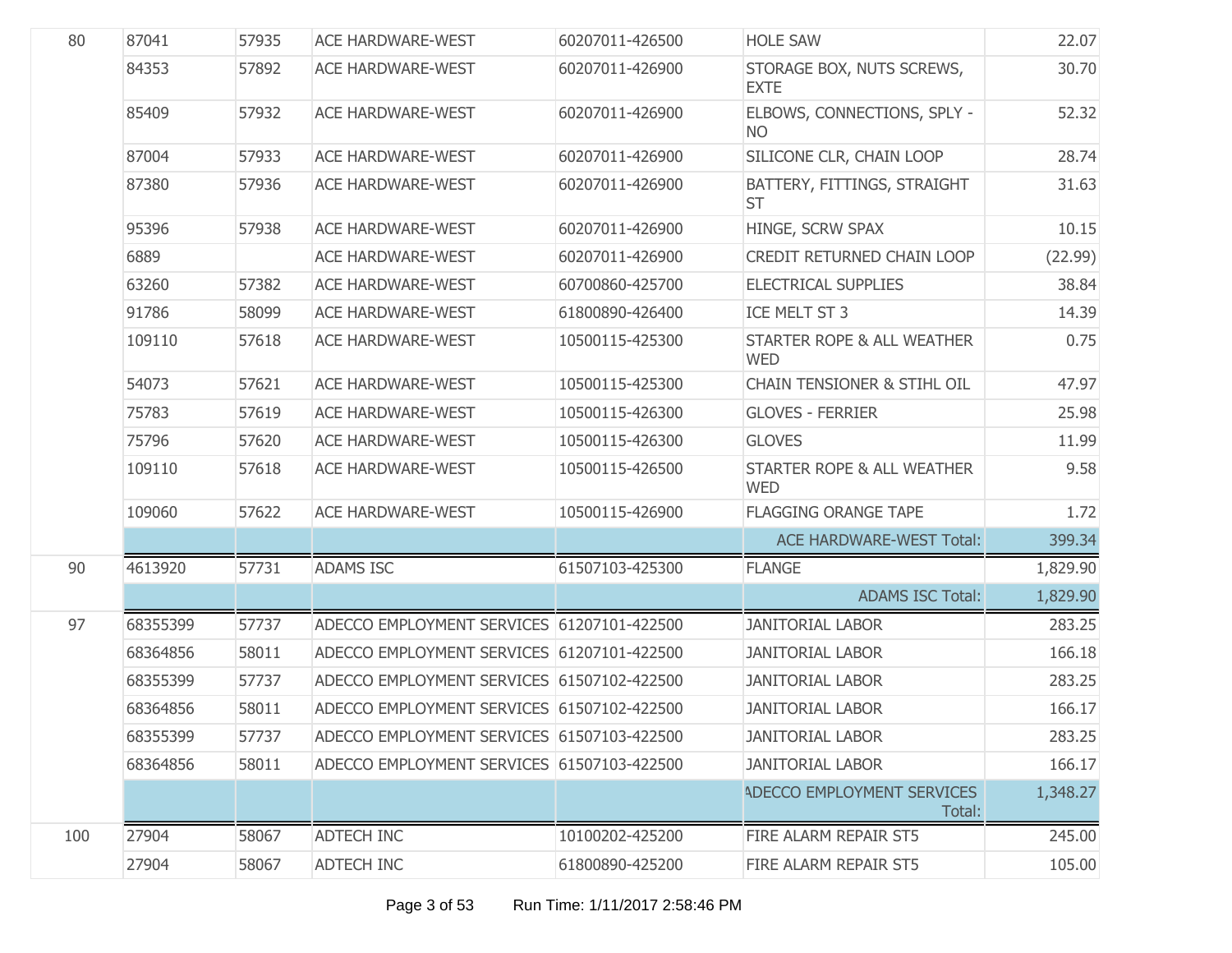| | | | | | | |
|---|---|---|---|---|---|---|
| 80 | 87041 | 57935 | ACE HARDWARE-WEST | 60207011-426500 | HOLE SAW | 22.07 |
| | 84353 | 57892 | ACE HARDWARE-WEST | 60207011-426900 | STORAGE BOX, NUTS SCREWS, EXTE | 30.70 |
| | 85409 | 57932 | ACE HARDWARE-WEST | 60207011-426900 | ELBOWS, CONNECTIONS, SPLY - NO | 52.32 |
| | 87004 | 57933 | ACE HARDWARE-WEST | 60207011-426900 | SILICONE CLR, CHAIN LOOP | 28.74 |
| | 87380 | 57936 | ACE HARDWARE-WEST | 60207011-426900 | BATTERY, FITTINGS, STRAIGHT ST | 31.63 |
| | 95396 | 57938 | ACE HARDWARE-WEST | 60207011-426900 | HINGE, SCRW SPAX | 10.15 |
| | 6889 | | ACE HARDWARE-WEST | 60207011-426900 | CREDIT RETURNED CHAIN LOOP | (22.99) |
| | 63260 | 57382 | ACE HARDWARE-WEST | 60700860-425700 | ELECTRICAL SUPPLIES | 38.84 |
| | 91786 | 58099 | ACE HARDWARE-WEST | 61800890-426400 | ICE MELT ST 3 | 14.39 |
| | 109110 | 57618 | ACE HARDWARE-WEST | 10500115-425300 | STARTER ROPE & ALL WEATHER WED | 0.75 |
| | 54073 | 57621 | ACE HARDWARE-WEST | 10500115-425300 | CHAIN TENSIONER & STIHL OIL | 47.97 |
| | 75783 | 57619 | ACE HARDWARE-WEST | 10500115-426300 | GLOVES - FERRIER | 25.98 |
| | 75796 | 57620 | ACE HARDWARE-WEST | 10500115-426300 | GLOVES | 11.99 |
| | 109110 | 57618 | ACE HARDWARE-WEST | 10500115-426500 | STARTER ROPE & ALL WEATHER WED | 9.58 |
| | 109060 | 57622 | ACE HARDWARE-WEST | 10500115-426900 | FLAGGING ORANGE TAPE | 1.72 |
| | | | | | ACE HARDWARE-WEST Total: | 399.34 |
| 90 | 4613920 | 57731 | ADAMS ISC | 61507103-425300 | FLANGE | 1,829.90 |
| | | | | | ADAMS ISC Total: | 1,829.90 |
| 97 | 68355399 | 57737 | ADECCO EMPLOYMENT SERVICES | 61207101-422500 | JANITORIAL LABOR | 283.25 |
| | 68364856 | 58011 | ADECCO EMPLOYMENT SERVICES | 61207101-422500 | JANITORIAL LABOR | 166.18 |
| | 68355399 | 57737 | ADECCO EMPLOYMENT SERVICES | 61507102-422500 | JANITORIAL LABOR | 283.25 |
| | 68364856 | 58011 | ADECCO EMPLOYMENT SERVICES | 61507102-422500 | JANITORIAL LABOR | 166.17 |
| | 68355399 | 57737 | ADECCO EMPLOYMENT SERVICES | 61507103-422500 | JANITORIAL LABOR | 283.25 |
| | 68364856 | 58011 | ADECCO EMPLOYMENT SERVICES | 61507103-422500 | JANITORIAL LABOR | 166.17 |
| | | | | | ADECCO EMPLOYMENT SERVICES Total: | 1,348.27 |
| 100 | 27904 | 58067 | ADTECH INC | 10100202-425200 | FIRE ALARM REPAIR ST5 | 245.00 |
| | 27904 | 58067 | ADTECH INC | 61800890-425200 | FIRE ALARM REPAIR ST5 | 105.00 |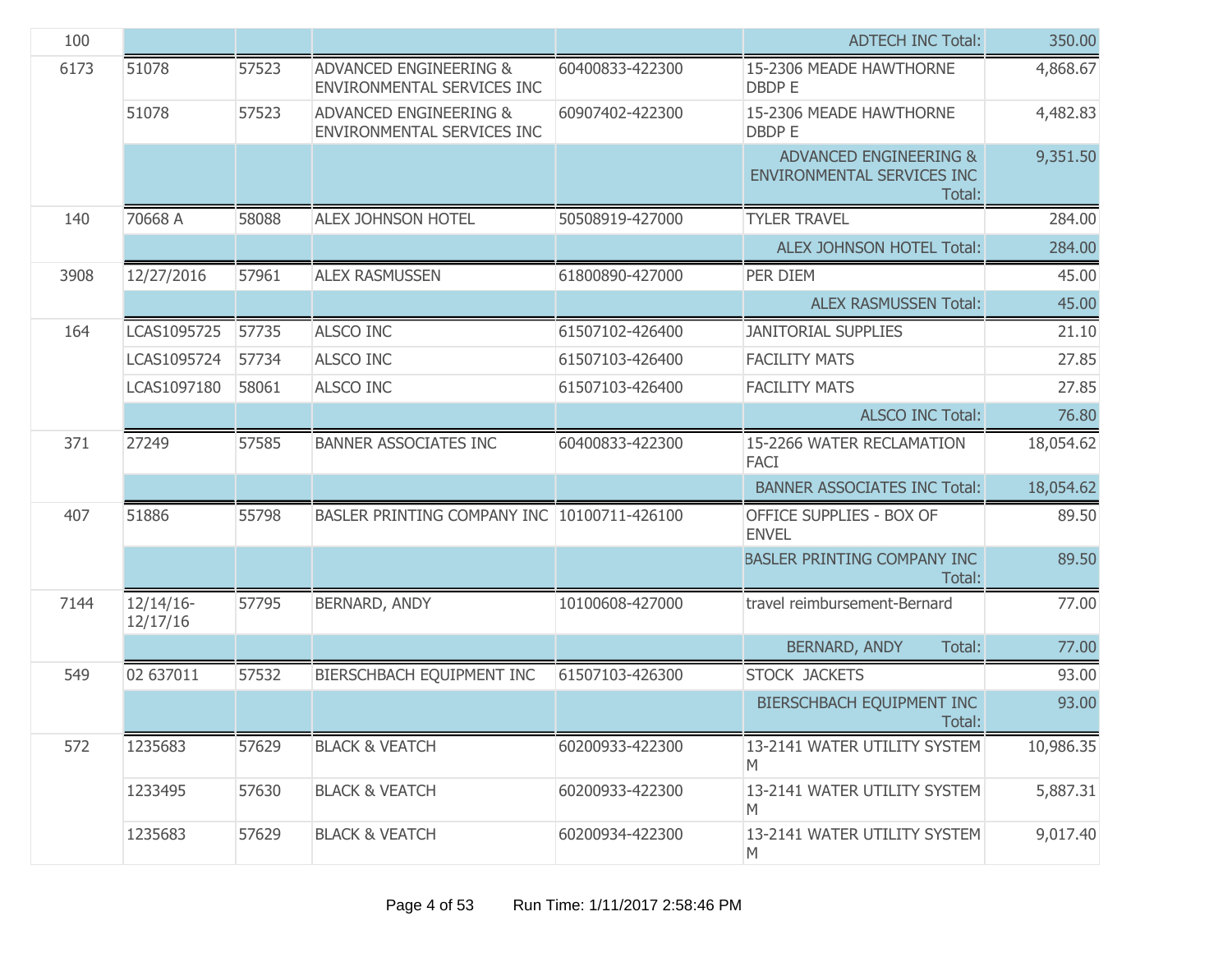| | | | | | | |
|---|---|---|---|---|---|---|
| 100 | | | | | ADTECH INC Total: | 350.00 |
| 6173 | 51078 | 57523 | ADVANCED ENGINEERING & ENVIRONMENTAL SERVICES INC | 60400833-422300 | 15-2306 MEADE HAWTHORNE DBDP E | 4,868.67 |
| | 51078 | 57523 | ADVANCED ENGINEERING & ENVIRONMENTAL SERVICES INC | 60907402-422300 | 15-2306 MEADE HAWTHORNE DBDP E | 4,482.83 |
| | | | | | ADVANCED ENGINEERING & ENVIRONMENTAL SERVICES INC Total: | 9,351.50 |
| 140 | 70668 A | 58088 | ALEX JOHNSON HOTEL | 50508919-427000 | TYLER TRAVEL | 284.00 |
| | | | | | ALEX JOHNSON HOTEL Total: | 284.00 |
| 3908 | 12/27/2016 | 57961 | ALEX RASMUSSEN | 61800890-427000 | PER DIEM | 45.00 |
| | | | | | ALEX RASMUSSEN Total: | 45.00 |
| 164 | LCAS1095725 | 57735 | ALSCO INC | 61507102-426400 | JANITORIAL SUPPLIES | 21.10 |
| | LCAS1095724 | 57734 | ALSCO INC | 61507103-426400 | FACILITY MATS | 27.85 |
| | LCAS1097180 | 58061 | ALSCO INC | 61507103-426400 | FACILITY MATS | 27.85 |
| | | | | | ALSCO INC Total: | 76.80 |
| 371 | 27249 | 57585 | BANNER ASSOCIATES INC | 60400833-422300 | 15-2266 WATER RECLAMATION FACI | 18,054.62 |
| | | | | | BANNER ASSOCIATES INC Total: | 18,054.62 |
| 407 | 51886 | 55798 | BASLER PRINTING COMPANY INC | 10100711-426100 | OFFICE SUPPLIES - BOX OF ENVEL | 89.50 |
| | | | | | BASLER PRINTING COMPANY INC Total: | 89.50 |
| 7144 | 12/14/16-12/17/16 | 57795 | BERNARD, ANDY | 10100608-427000 | travel reimbursement-Bernard | 77.00 |
| | | | | | BERNARD, ANDY Total: | 77.00 |
| 549 | 02 637011 | 57532 | BIERSCHBACH EQUIPMENT INC | 61507103-426300 | STOCK JACKETS | 93.00 |
| | | | | | BIERSCHBACH EQUIPMENT INC Total: | 93.00 |
| 572 | 1235683 | 57629 | BLACK & VEATCH | 60200933-422300 | 13-2141 WATER UTILITY SYSTEM M | 10,986.35 |
| | 1233495 | 57630 | BLACK & VEATCH | 60200933-422300 | 13-2141 WATER UTILITY SYSTEM M | 5,887.31 |
| | 1235683 | 57629 | BLACK & VEATCH | 60200934-422300 | 13-2141 WATER UTILITY SYSTEM M | 9,017.40 |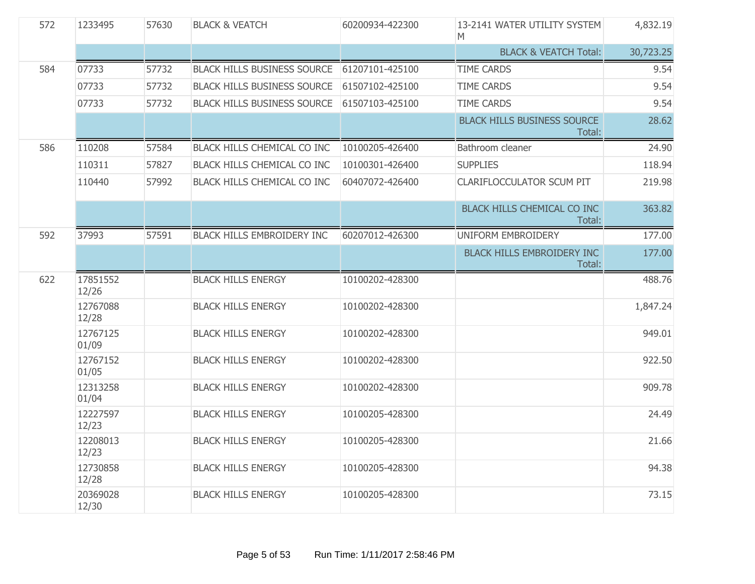| | | | | | | |
|---|---|---|---|---|---|---|
| 572 | 1233495 | 57630 | BLACK & VEATCH | 60200934-422300 | 13-2141 WATER UTILITY SYSTEM M | 4,832.19 |
| | | | | | BLACK & VEATCH Total: | 30,723.25 |
| 584 | 07733 | 57732 | BLACK HILLS BUSINESS SOURCE | 61207101-425100 | TIME CARDS | 9.54 |
| | 07733 | 57732 | BLACK HILLS BUSINESS SOURCE | 61507102-425100 | TIME CARDS | 9.54 |
| | 07733 | 57732 | BLACK HILLS BUSINESS SOURCE | 61507103-425100 | TIME CARDS | 9.54 |
| | | | | | BLACK HILLS BUSINESS SOURCE Total: | 28.62 |
| 586 | 110208 | 57584 | BLACK HILLS CHEMICAL CO INC | 10100205-426400 | Bathroom cleaner | 24.90 |
| | 110311 | 57827 | BLACK HILLS CHEMICAL CO INC | 10100301-426400 | SUPPLIES | 118.94 |
| | 110440 | 57992 | BLACK HILLS CHEMICAL CO INC | 60407072-426400 | CLARIFLOCCULATOR SCUM PIT | 219.98 |
| | | | | | BLACK HILLS CHEMICAL CO INC Total: | 363.82 |
| 592 | 37993 | 57591 | BLACK HILLS EMBROIDERY INC | 60207012-426300 | UNIFORM EMBROIDERY | 177.00 |
| | | | | | BLACK HILLS EMBROIDERY INC Total: | 177.00 |
| 622 | 17851552 12/26 | | BLACK HILLS ENERGY | 10100202-428300 | | 488.76 |
| | 12767088 12/28 | | BLACK HILLS ENERGY | 10100202-428300 | | 1,847.24 |
| | 12767125 01/09 | | BLACK HILLS ENERGY | 10100202-428300 | | 949.01 |
| | 12767152 01/05 | | BLACK HILLS ENERGY | 10100202-428300 | | 922.50 |
| | 12313258 01/04 | | BLACK HILLS ENERGY | 10100202-428300 | | 909.78 |
| | 12227597 12/23 | | BLACK HILLS ENERGY | 10100205-428300 | | 24.49 |
| | 12208013 12/23 | | BLACK HILLS ENERGY | 10100205-428300 | | 21.66 |
| | 12730858 12/28 | | BLACK HILLS ENERGY | 10100205-428300 | | 94.38 |
| | 20369028 12/30 | | BLACK HILLS ENERGY | 10100205-428300 | | 73.15 |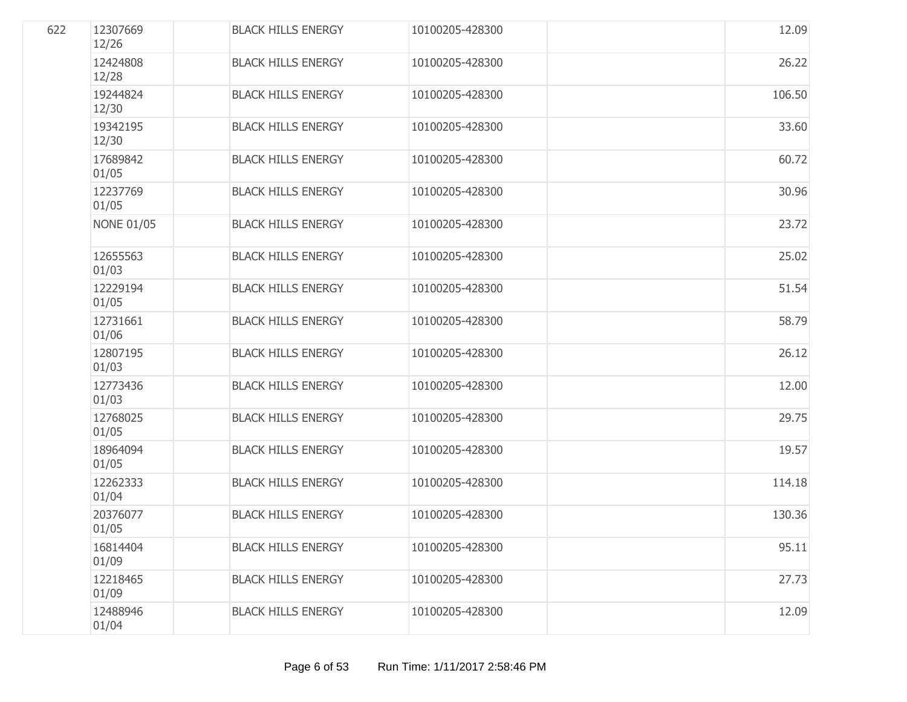| | | | | | | |
|---|---|---|---|---|---|---|
| 622 | 12307669 12/26 | | BLACK HILLS ENERGY | 10100205-428300 | | 12.09 |
| | 12424808 12/28 | | BLACK HILLS ENERGY | 10100205-428300 | | 26.22 |
| | 19244824 12/30 | | BLACK HILLS ENERGY | 10100205-428300 | | 106.50 |
| | 19342195 12/30 | | BLACK HILLS ENERGY | 10100205-428300 | | 33.60 |
| | 17689842 01/05 | | BLACK HILLS ENERGY | 10100205-428300 | | 60.72 |
| | 12237769 01/05 | | BLACK HILLS ENERGY | 10100205-428300 | | 30.96 |
| | NONE 01/05 | | BLACK HILLS ENERGY | 10100205-428300 | | 23.72 |
| | 12655563 01/03 | | BLACK HILLS ENERGY | 10100205-428300 | | 25.02 |
| | 12229194 01/05 | | BLACK HILLS ENERGY | 10100205-428300 | | 51.54 |
| | 12731661 01/06 | | BLACK HILLS ENERGY | 10100205-428300 | | 58.79 |
| | 12807195 01/03 | | BLACK HILLS ENERGY | 10100205-428300 | | 26.12 |
| | 12773436 01/03 | | BLACK HILLS ENERGY | 10100205-428300 | | 12.00 |
| | 12768025 01/05 | | BLACK HILLS ENERGY | 10100205-428300 | | 29.75 |
| | 18964094 01/05 | | BLACK HILLS ENERGY | 10100205-428300 | | 19.57 |
| | 12262333 01/04 | | BLACK HILLS ENERGY | 10100205-428300 | | 114.18 |
| | 20376077 01/05 | | BLACK HILLS ENERGY | 10100205-428300 | | 130.36 |
| | 16814404 01/09 | | BLACK HILLS ENERGY | 10100205-428300 | | 95.11 |
| | 12218465 01/09 | | BLACK HILLS ENERGY | 10100205-428300 | | 27.73 |
| | 12488946 01/04 | | BLACK HILLS ENERGY | 10100205-428300 | | 12.09 |

Run Time: 1/11/2017 2:58:46 PM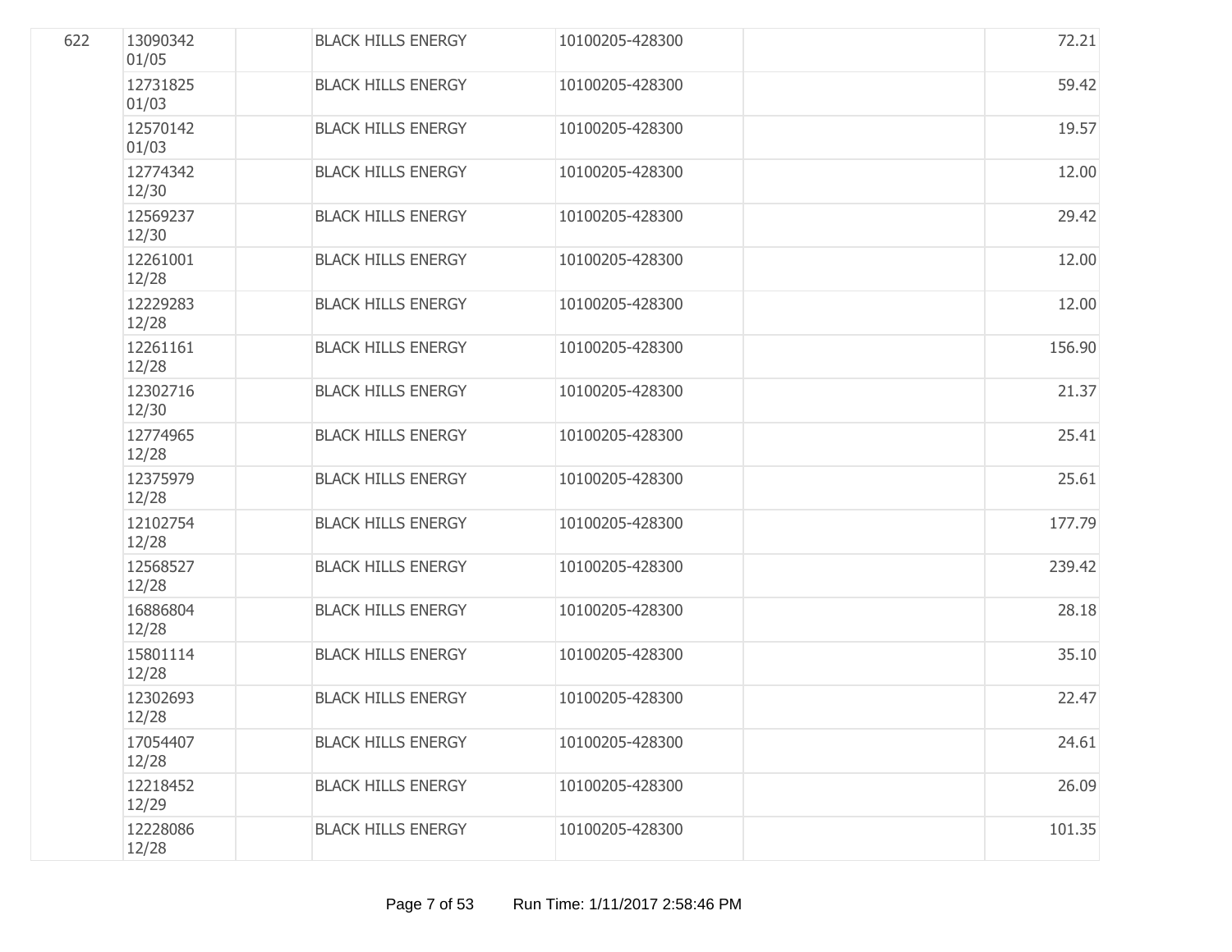| | | | | | | |
|---|---|---|---|---|---|---|
| 622 | 13090342 01/05 | | BLACK HILLS ENERGY | 10100205-428300 | | 72.21 |
| | 12731825 01/03 | | BLACK HILLS ENERGY | 10100205-428300 | | 59.42 |
| | 12570142 01/03 | | BLACK HILLS ENERGY | 10100205-428300 | | 19.57 |
| | 12774342 12/30 | | BLACK HILLS ENERGY | 10100205-428300 | | 12.00 |
| | 12569237 12/30 | | BLACK HILLS ENERGY | 10100205-428300 | | 29.42 |
| | 12261001 12/28 | | BLACK HILLS ENERGY | 10100205-428300 | | 12.00 |
| | 12229283 12/28 | | BLACK HILLS ENERGY | 10100205-428300 | | 12.00 |
| | 12261161 12/28 | | BLACK HILLS ENERGY | 10100205-428300 | | 156.90 |
| | 12302716 12/30 | | BLACK HILLS ENERGY | 10100205-428300 | | 21.37 |
| | 12774965 12/28 | | BLACK HILLS ENERGY | 10100205-428300 | | 25.41 |
| | 12375979 12/28 | | BLACK HILLS ENERGY | 10100205-428300 | | 25.61 |
| | 12102754 12/28 | | BLACK HILLS ENERGY | 10100205-428300 | | 177.79 |
| | 12568527 12/28 | | BLACK HILLS ENERGY | 10100205-428300 | | 239.42 |
| | 16886804 12/28 | | BLACK HILLS ENERGY | 10100205-428300 | | 28.18 |
| | 15801114 12/28 | | BLACK HILLS ENERGY | 10100205-428300 | | 35.10 |
| | 12302693 12/28 | | BLACK HILLS ENERGY | 10100205-428300 | | 22.47 |
| | 17054407 12/28 | | BLACK HILLS ENERGY | 10100205-428300 | | 24.61 |
| | 12218452 12/29 | | BLACK HILLS ENERGY | 10100205-428300 | | 26.09 |
| | 12228086 12/28 | | BLACK HILLS ENERGY | 10100205-428300 | | 101.35 |

Run Time: 1/11/2017 2:58:46 PM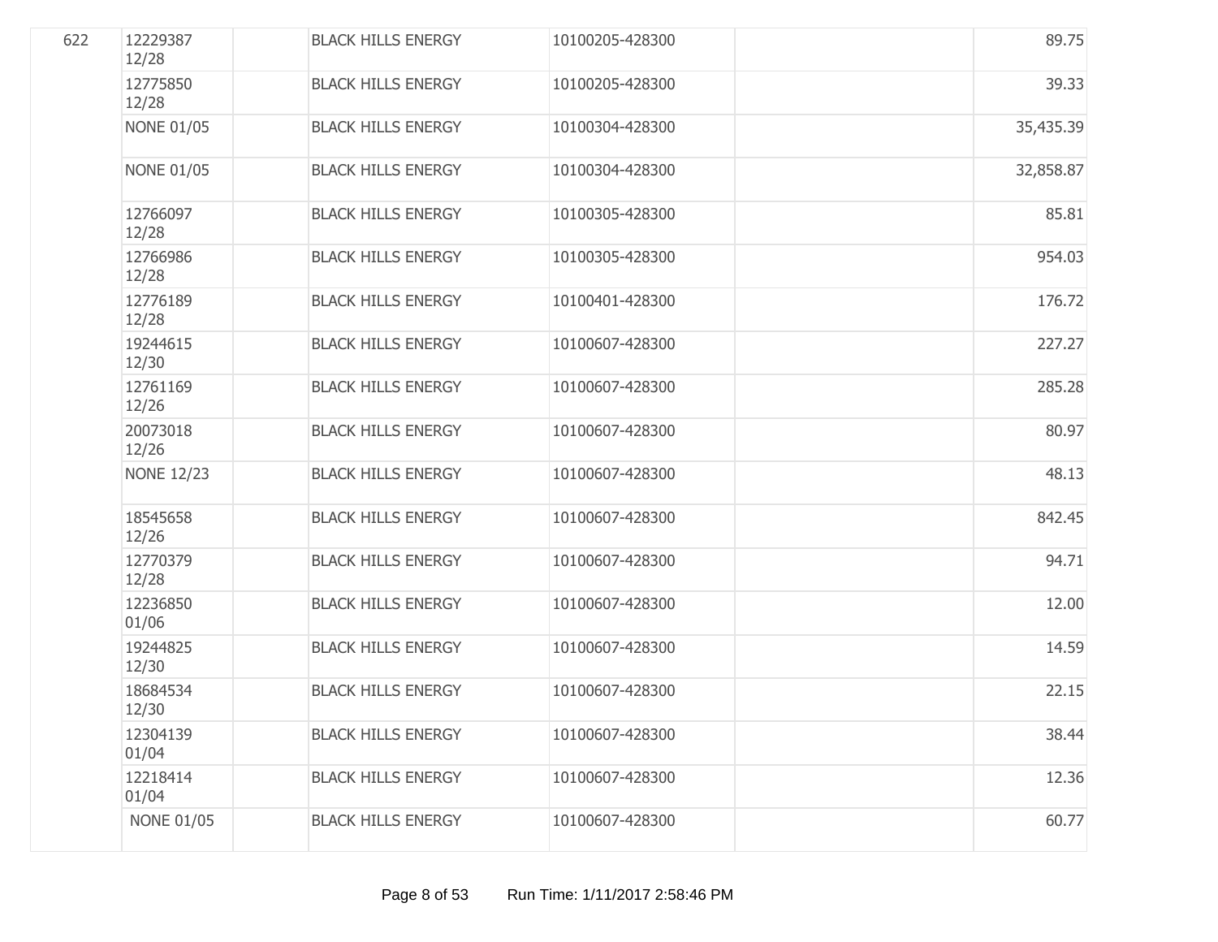| | | | | | | |
|---|---|---|---|---|---|---|
| 622 | 12229387 12/28 | | BLACK HILLS ENERGY | 10100205-428300 | | 89.75 |
| | 12775850 12/28 | | BLACK HILLS ENERGY | 10100205-428300 | | 39.33 |
| | NONE 01/05 | | BLACK HILLS ENERGY | 10100304-428300 | | 35,435.39 |
| | NONE 01/05 | | BLACK HILLS ENERGY | 10100304-428300 | | 32,858.87 |
| | 12766097 12/28 | | BLACK HILLS ENERGY | 10100305-428300 | | 85.81 |
| | 12766986 12/28 | | BLACK HILLS ENERGY | 10100305-428300 | | 954.03 |
| | 12776189 12/28 | | BLACK HILLS ENERGY | 10100401-428300 | | 176.72 |
| | 19244615 12/30 | | BLACK HILLS ENERGY | 10100607-428300 | | 227.27 |
| | 12761169 12/26 | | BLACK HILLS ENERGY | 10100607-428300 | | 285.28 |
| | 20073018 12/26 | | BLACK HILLS ENERGY | 10100607-428300 | | 80.97 |
| | NONE 12/23 | | BLACK HILLS ENERGY | 10100607-428300 | | 48.13 |
| | 18545658 12/26 | | BLACK HILLS ENERGY | 10100607-428300 | | 842.45 |
| | 12770379 12/28 | | BLACK HILLS ENERGY | 10100607-428300 | | 94.71 |
| | 12236850 01/06 | | BLACK HILLS ENERGY | 10100607-428300 | | 12.00 |
| | 19244825 12/30 | | BLACK HILLS ENERGY | 10100607-428300 | | 14.59 |
| | 18684534 12/30 | | BLACK HILLS ENERGY | 10100607-428300 | | 22.15 |
| | 12304139 01/04 | | BLACK HILLS ENERGY | 10100607-428300 | | 38.44 |
| | 12218414 01/04 | | BLACK HILLS ENERGY | 10100607-428300 | | 12.36 |
| | NONE 01/05 | | BLACK HILLS ENERGY | 10100607-428300 | | 60.77 |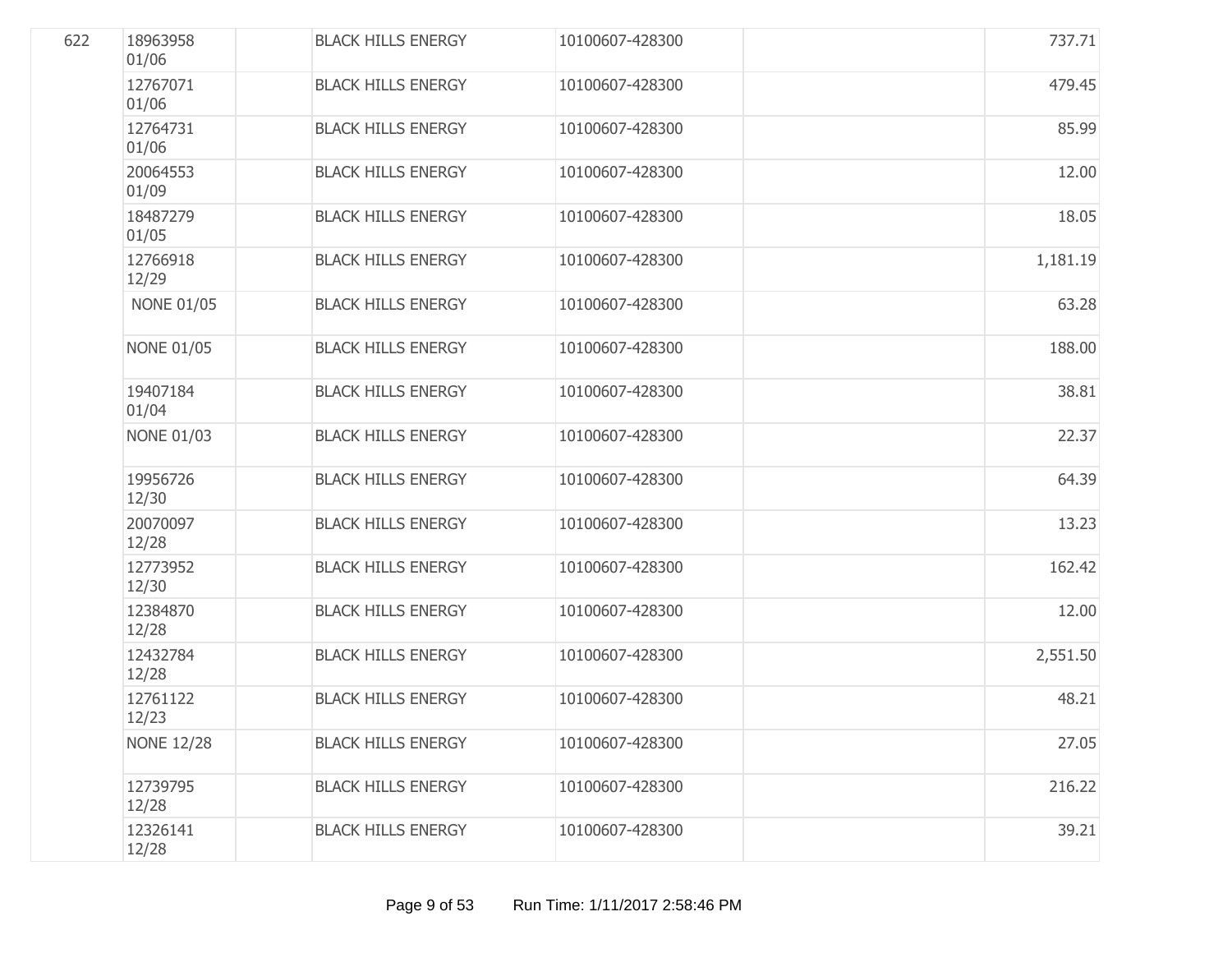| | | | | | | |
|---|---|---|---|---|---|---|
| 622 | 18963958 01/06 | | BLACK HILLS ENERGY | 10100607-428300 | | 737.71 |
| | 12767071 01/06 | | BLACK HILLS ENERGY | 10100607-428300 | | 479.45 |
| | 12764731 01/06 | | BLACK HILLS ENERGY | 10100607-428300 | | 85.99 |
| | 20064553 01/09 | | BLACK HILLS ENERGY | 10100607-428300 | | 12.00 |
| | 18487279 01/05 | | BLACK HILLS ENERGY | 10100607-428300 | | 18.05 |
| | 12766918 12/29 | | BLACK HILLS ENERGY | 10100607-428300 | | 1,181.19 |
| | NONE 01/05 | | BLACK HILLS ENERGY | 10100607-428300 | | 63.28 |
| | NONE 01/05 | | BLACK HILLS ENERGY | 10100607-428300 | | 188.00 |
| | 19407184 01/04 | | BLACK HILLS ENERGY | 10100607-428300 | | 38.81 |
| | NONE 01/03 | | BLACK HILLS ENERGY | 10100607-428300 | | 22.37 |
| | 19956726 12/30 | | BLACK HILLS ENERGY | 10100607-428300 | | 64.39 |
| | 20070097 12/28 | | BLACK HILLS ENERGY | 10100607-428300 | | 13.23 |
| | 12773952 12/30 | | BLACK HILLS ENERGY | 10100607-428300 | | 162.42 |
| | 12384870 12/28 | | BLACK HILLS ENERGY | 10100607-428300 | | 12.00 |
| | 12432784 12/28 | | BLACK HILLS ENERGY | 10100607-428300 | | 2,551.50 |
| | 12761122 12/23 | | BLACK HILLS ENERGY | 10100607-428300 | | 48.21 |
| | NONE 12/28 | | BLACK HILLS ENERGY | 10100607-428300 | | 27.05 |
| | 12739795 12/28 | | BLACK HILLS ENERGY | 10100607-428300 | | 216.22 |
| | 12326141 12/28 | | BLACK HILLS ENERGY | 10100607-428300 | | 39.21 |

Run Time: 1/11/2017 2:58:46 PM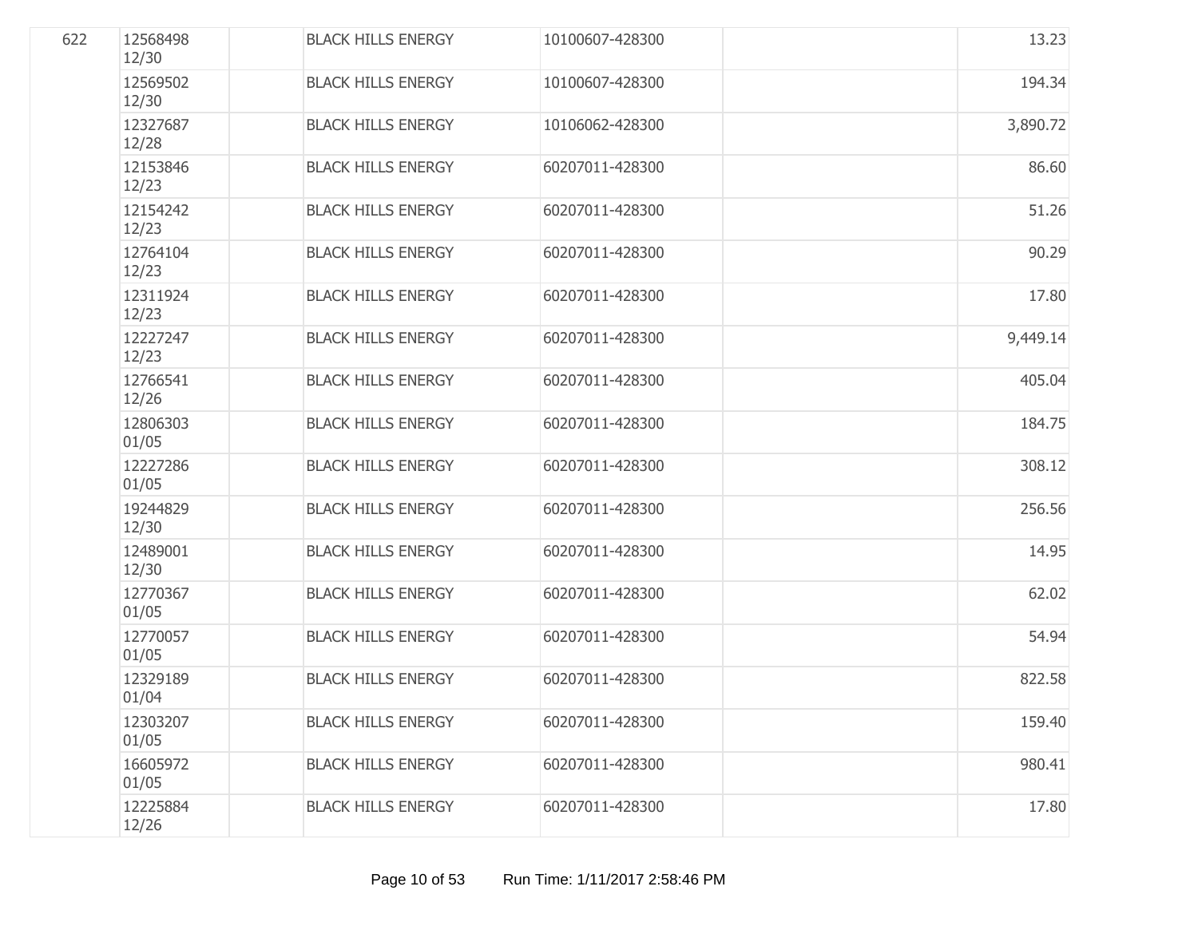| | | | | | | |
|---|---|---|---|---|---|---|
| 622 | 12568498 12/30 | | BLACK HILLS ENERGY | 10100607-428300 | | 13.23 |
| | 12569502 12/30 | | BLACK HILLS ENERGY | 10100607-428300 | | 194.34 |
| | 12327687 12/28 | | BLACK HILLS ENERGY | 10106062-428300 | | 3,890.72 |
| | 12153846 12/23 | | BLACK HILLS ENERGY | 60207011-428300 | | 86.60 |
| | 12154242 12/23 | | BLACK HILLS ENERGY | 60207011-428300 | | 51.26 |
| | 12764104 12/23 | | BLACK HILLS ENERGY | 60207011-428300 | | 90.29 |
| | 12311924 12/23 | | BLACK HILLS ENERGY | 60207011-428300 | | 17.80 |
| | 12227247 12/23 | | BLACK HILLS ENERGY | 60207011-428300 | | 9,449.14 |
| | 12766541 12/26 | | BLACK HILLS ENERGY | 60207011-428300 | | 405.04 |
| | 12806303 01/05 | | BLACK HILLS ENERGY | 60207011-428300 | | 184.75 |
| | 12227286 01/05 | | BLACK HILLS ENERGY | 60207011-428300 | | 308.12 |
| | 19244829 12/30 | | BLACK HILLS ENERGY | 60207011-428300 | | 256.56 |
| | 12489001 12/30 | | BLACK HILLS ENERGY | 60207011-428300 | | 14.95 |
| | 12770367 01/05 | | BLACK HILLS ENERGY | 60207011-428300 | | 62.02 |
| | 12770057 01/05 | | BLACK HILLS ENERGY | 60207011-428300 | | 54.94 |
| | 12329189 01/04 | | BLACK HILLS ENERGY | 60207011-428300 | | 822.58 |
| | 12303207 01/05 | | BLACK HILLS ENERGY | 60207011-428300 | | 159.40 |
| | 16605972 01/05 | | BLACK HILLS ENERGY | 60207011-428300 | | 980.41 |
| | 12225884 12/26 | | BLACK HILLS ENERGY | 60207011-428300 | | 17.80 |

Run Time: 1/11/2017 2:58:46 PM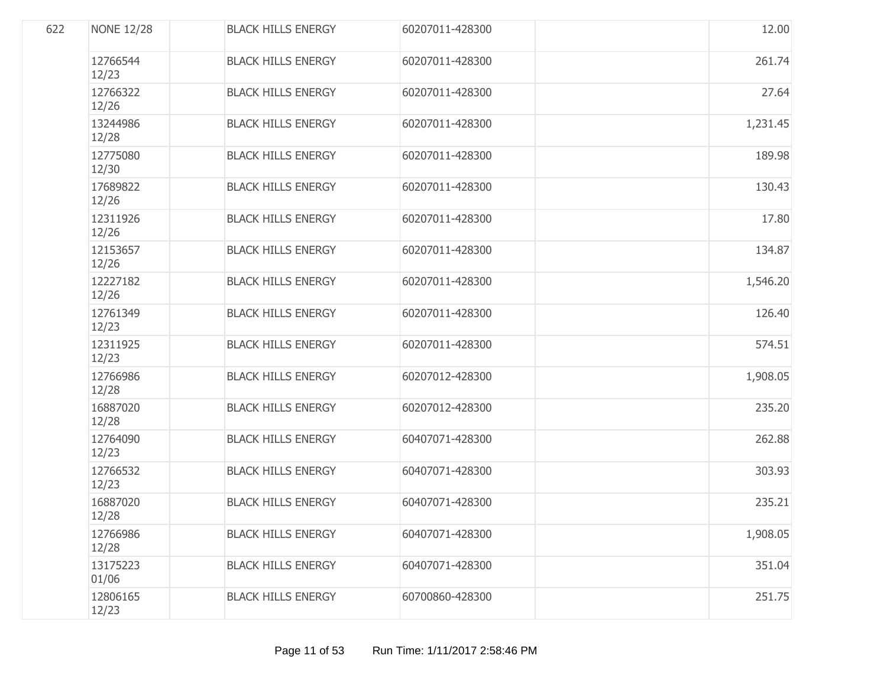| | | | | | | |
|---|---|---|---|---|---|---|
| 622 | NONE 12/28 | | BLACK HILLS ENERGY | 60207011-428300 | | 12.00 |
| | 12766544 12/23 | | BLACK HILLS ENERGY | 60207011-428300 | | 261.74 |
| | 12766322 12/26 | | BLACK HILLS ENERGY | 60207011-428300 | | 27.64 |
| | 13244986 12/28 | | BLACK HILLS ENERGY | 60207011-428300 | | 1,231.45 |
| | 12775080 12/30 | | BLACK HILLS ENERGY | 60207011-428300 | | 189.98 |
| | 17689822 12/26 | | BLACK HILLS ENERGY | 60207011-428300 | | 130.43 |
| | 12311926 12/26 | | BLACK HILLS ENERGY | 60207011-428300 | | 17.80 |
| | 12153657 12/26 | | BLACK HILLS ENERGY | 60207011-428300 | | 134.87 |
| | 12227182 12/26 | | BLACK HILLS ENERGY | 60207011-428300 | | 1,546.20 |
| | 12761349 12/23 | | BLACK HILLS ENERGY | 60207011-428300 | | 126.40 |
| | 12311925 12/23 | | BLACK HILLS ENERGY | 60207011-428300 | | 574.51 |
| | 12766986 12/28 | | BLACK HILLS ENERGY | 60207012-428300 | | 1,908.05 |
| | 16887020 12/28 | | BLACK HILLS ENERGY | 60207012-428300 | | 235.20 |
| | 12764090 12/23 | | BLACK HILLS ENERGY | 60407071-428300 | | 262.88 |
| | 12766532 12/23 | | BLACK HILLS ENERGY | 60407071-428300 | | 303.93 |
| | 16887020 12/28 | | BLACK HILLS ENERGY | 60407071-428300 | | 235.21 |
| | 12766986 12/28 | | BLACK HILLS ENERGY | 60407071-428300 | | 1,908.05 |
| | 13175223 01/06 | | BLACK HILLS ENERGY | 60407071-428300 | | 351.04 |
| | 12806165 12/23 | | BLACK HILLS ENERGY | 60700860-428300 | | 251.75 |

Run Time: 1/11/2017 2:58:46 PM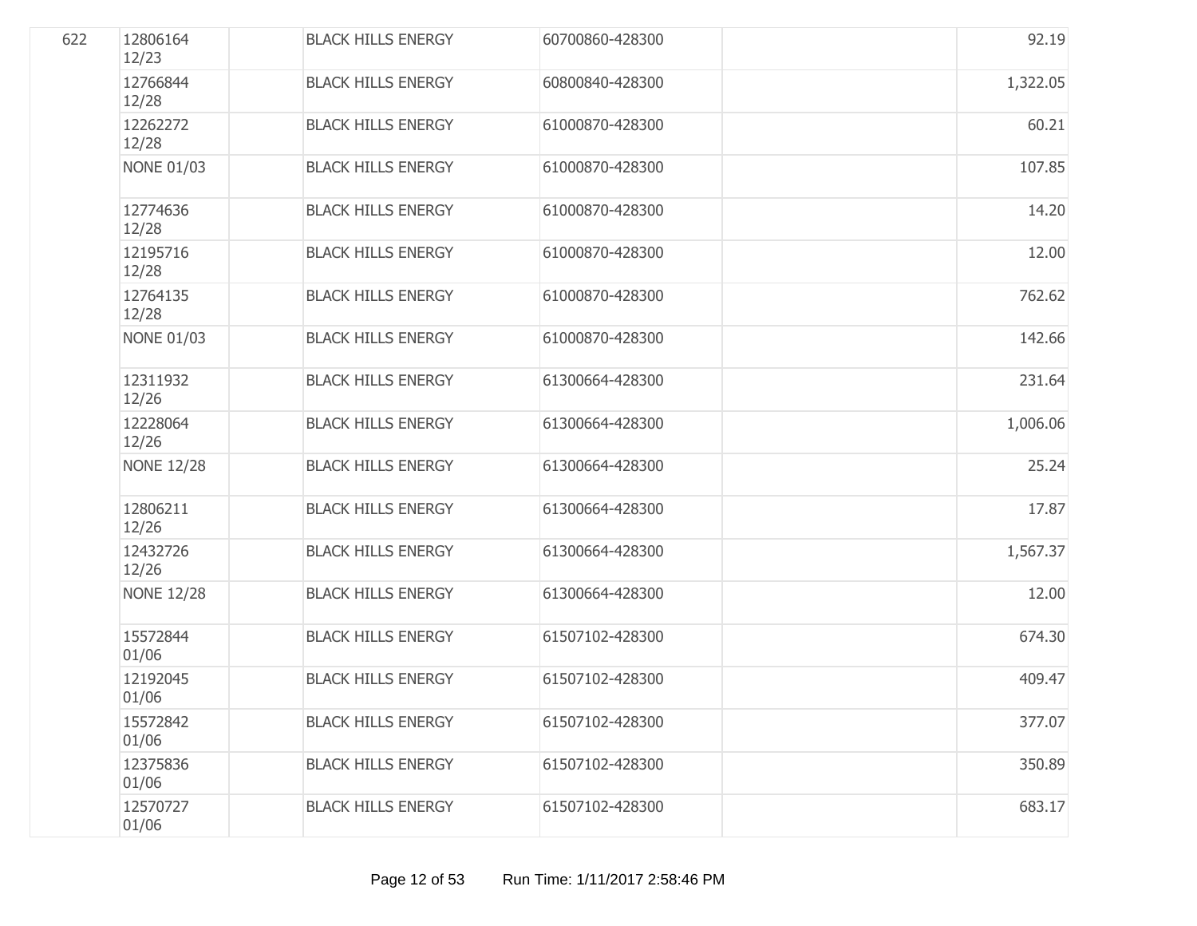| | | | | | | |
|---|---|---|---|---|---|---|
| 622 | 12806164 12/23 | | BLACK HILLS ENERGY | 60700860-428300 | | 92.19 |
| | 12766844 12/28 | | BLACK HILLS ENERGY | 60800840-428300 | | 1,322.05 |
| | 12262272 12/28 | | BLACK HILLS ENERGY | 61000870-428300 | | 60.21 |
| | NONE 01/03 | | BLACK HILLS ENERGY | 61000870-428300 | | 107.85 |
| | 12774636 12/28 | | BLACK HILLS ENERGY | 61000870-428300 | | 14.20 |
| | 12195716 12/28 | | BLACK HILLS ENERGY | 61000870-428300 | | 12.00 |
| | 12764135 12/28 | | BLACK HILLS ENERGY | 61000870-428300 | | 762.62 |
| | NONE 01/03 | | BLACK HILLS ENERGY | 61000870-428300 | | 142.66 |
| | 12311932 12/26 | | BLACK HILLS ENERGY | 61300664-428300 | | 231.64 |
| | 12228064 12/26 | | BLACK HILLS ENERGY | 61300664-428300 | | 1,006.06 |
| | NONE 12/28 | | BLACK HILLS ENERGY | 61300664-428300 | | 25.24 |
| | 12806211 12/26 | | BLACK HILLS ENERGY | 61300664-428300 | | 17.87 |
| | 12432726 12/26 | | BLACK HILLS ENERGY | 61300664-428300 | | 1,567.37 |
| | NONE 12/28 | | BLACK HILLS ENERGY | 61300664-428300 | | 12.00 |
| | 15572844 01/06 | | BLACK HILLS ENERGY | 61507102-428300 | | 674.30 |
| | 12192045 01/06 | | BLACK HILLS ENERGY | 61507102-428300 | | 409.47 |
| | 15572842 01/06 | | BLACK HILLS ENERGY | 61507102-428300 | | 377.07 |
| | 12375836 01/06 | | BLACK HILLS ENERGY | 61507102-428300 | | 350.89 |
| | 12570727 01/06 | | BLACK HILLS ENERGY | 61507102-428300 | | 683.17 |

Run Time: 1/11/2017 2:58:46 PM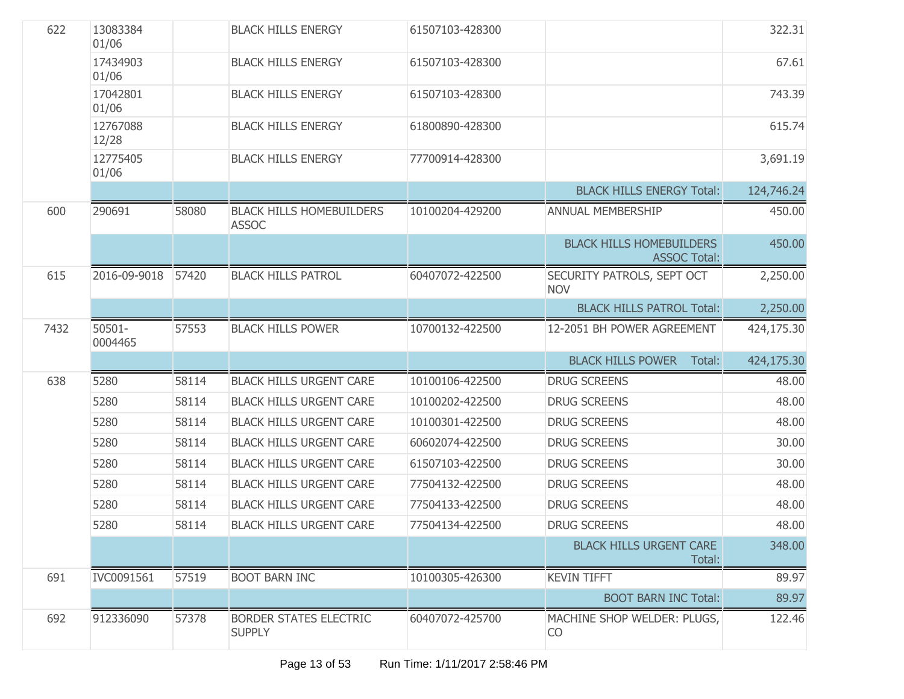| | | | | | | |
|---|---|---|---|---|---|---|
| 622 | 13083384 01/06 | | BLACK HILLS ENERGY | 61507103-428300 | | 322.31 |
| | 17434903 01/06 | | BLACK HILLS ENERGY | 61507103-428300 | | 67.61 |
| | 17042801 01/06 | | BLACK HILLS ENERGY | 61507103-428300 | | 743.39 |
| | 12767088 12/28 | | BLACK HILLS ENERGY | 61800890-428300 | | 615.74 |
| | 12775405 01/06 | | BLACK HILLS ENERGY | 77700914-428300 | | 3,691.19 |
| | | | | | BLACK HILLS ENERGY Total: | 124,746.24 |
| 600 | 290691 | 58080 | BLACK HILLS HOMEBUILDERS ASSOC | 10100204-429200 | ANNUAL MEMBERSHIP | 450.00 |
| | | | | | BLACK HILLS HOMEBUILDERS ASSOC Total: | 450.00 |
| 615 | 2016-09-9018 | 57420 | BLACK HILLS PATROL | 60407072-422500 | SECURITY PATROLS, SEPT OCT NOV | 2,250.00 |
| | | | | | BLACK HILLS PATROL Total: | 2,250.00 |
| 7432 | 50501-0004465 | 57553 | BLACK HILLS POWER | 10700132-422500 | 12-2051 BH POWER AGREEMENT | 424,175.30 |
| | | | | | BLACK HILLS POWER Total: | 424,175.30 |
| 638 | 5280 | 58114 | BLACK HILLS URGENT CARE | 10100106-422500 | DRUG SCREENS | 48.00 |
| | 5280 | 58114 | BLACK HILLS URGENT CARE | 10100202-422500 | DRUG SCREENS | 48.00 |
| | 5280 | 58114 | BLACK HILLS URGENT CARE | 10100301-422500 | DRUG SCREENS | 48.00 |
| | 5280 | 58114 | BLACK HILLS URGENT CARE | 60602074-422500 | DRUG SCREENS | 30.00 |
| | 5280 | 58114 | BLACK HILLS URGENT CARE | 61507103-422500 | DRUG SCREENS | 30.00 |
| | 5280 | 58114 | BLACK HILLS URGENT CARE | 77504132-422500 | DRUG SCREENS | 48.00 |
| | 5280 | 58114 | BLACK HILLS URGENT CARE | 77504133-422500 | DRUG SCREENS | 48.00 |
| | 5280 | 58114 | BLACK HILLS URGENT CARE | 77504134-422500 | DRUG SCREENS | 48.00 |
| | | | | | BLACK HILLS URGENT CARE Total: | 348.00 |
| 691 | IVC0091561 | 57519 | BOOT BARN INC | 10100305-426300 | KEVIN TIFFT | 89.97 |
| | | | | | BOOT BARN INC Total: | 89.97 |
| 692 | 912336090 | 57378 | BORDER STATES ELECTRIC SUPPLY | 60407072-425700 | MACHINE SHOP WELDER: PLUGS, CO | 122.46 |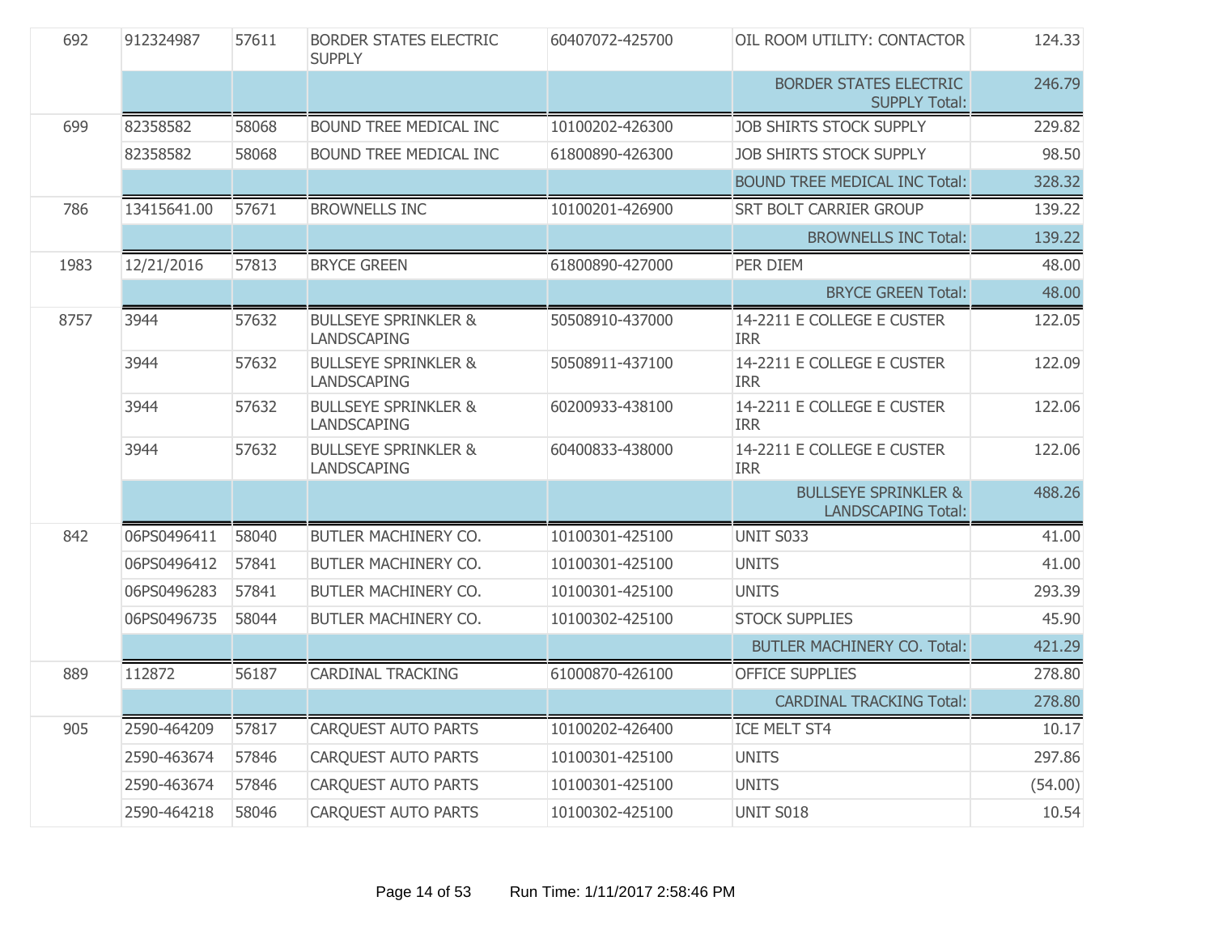| | | | | | | |
|---|---|---|---|---|---|---|
| 692 | 912324987 | 57611 | BORDER STATES ELECTRIC SUPPLY | 60407072-425700 | OIL ROOM UTILITY: CONTACTOR | 124.33 |
| | | | | | BORDER STATES ELECTRIC SUPPLY Total: | 246.79 |
| 699 | 82358582 | 58068 | BOUND TREE MEDICAL INC | 10100202-426300 | JOB SHIRTS STOCK SUPPLY | 229.82 |
| | 82358582 | 58068 | BOUND TREE MEDICAL INC | 61800890-426300 | JOB SHIRTS STOCK SUPPLY | 98.50 |
| | | | | | BOUND TREE MEDICAL INC Total: | 328.32 |
| 786 | 13415641.00 | 57671 | BROWNELLS INC | 10100201-426900 | SRT BOLT CARRIER GROUP | 139.22 |
| | | | | | BROWNELLS INC Total: | 139.22 |
| 1983 | 12/21/2016 | 57813 | BRYCE GREEN | 61800890-427000 | PER DIEM | 48.00 |
| | | | | | BRYCE GREEN Total: | 48.00 |
| 8757 | 3944 | 57632 | BULLSEYE SPRINKLER & LANDSCAPING | 50508910-437000 | 14-2211 E COLLEGE E CUSTER IRR | 122.05 |
| | 3944 | 57632 | BULLSEYE SPRINKLER & LANDSCAPING | 50508911-437100 | 14-2211 E COLLEGE E CUSTER IRR | 122.09 |
| | 3944 | 57632 | BULLSEYE SPRINKLER & LANDSCAPING | 60200933-438100 | 14-2211 E COLLEGE E CUSTER IRR | 122.06 |
| | 3944 | 57632 | BULLSEYE SPRINKLER & LANDSCAPING | 60400833-438000 | 14-2211 E COLLEGE E CUSTER IRR | 122.06 |
| | | | | | BULLSEYE SPRINKLER & LANDSCAPING Total: | 488.26 |
| 842 | 06PS0496411 | 58040 | BUTLER MACHINERY CO. | 10100301-425100 | UNIT S033 | 41.00 |
| | 06PS0496412 | 57841 | BUTLER MACHINERY CO. | 10100301-425100 | UNITS | 41.00 |
| | 06PS0496283 | 57841 | BUTLER MACHINERY CO. | 10100301-425100 | UNITS | 293.39 |
| | 06PS0496735 | 58044 | BUTLER MACHINERY CO. | 10100302-425100 | STOCK SUPPLIES | 45.90 |
| | | | | | BUTLER MACHINERY CO. Total: | 421.29 |
| 889 | 112872 | 56187 | CARDINAL TRACKING | 61000870-426100 | OFFICE SUPPLIES | 278.80 |
| | | | | | CARDINAL TRACKING Total: | 278.80 |
| 905 | 2590-464209 | 57817 | CARQUEST AUTO PARTS | 10100202-426400 | ICE MELT ST4 | 10.17 |
| | 2590-463674 | 57846 | CARQUEST AUTO PARTS | 10100301-425100 | UNITS | 297.86 |
| | 2590-463674 | 57846 | CARQUEST AUTO PARTS | 10100301-425100 | UNITS | (54.00) |
| | 2590-464218 | 58046 | CARQUEST AUTO PARTS | 10100302-425100 | UNIT S018 | 10.54 |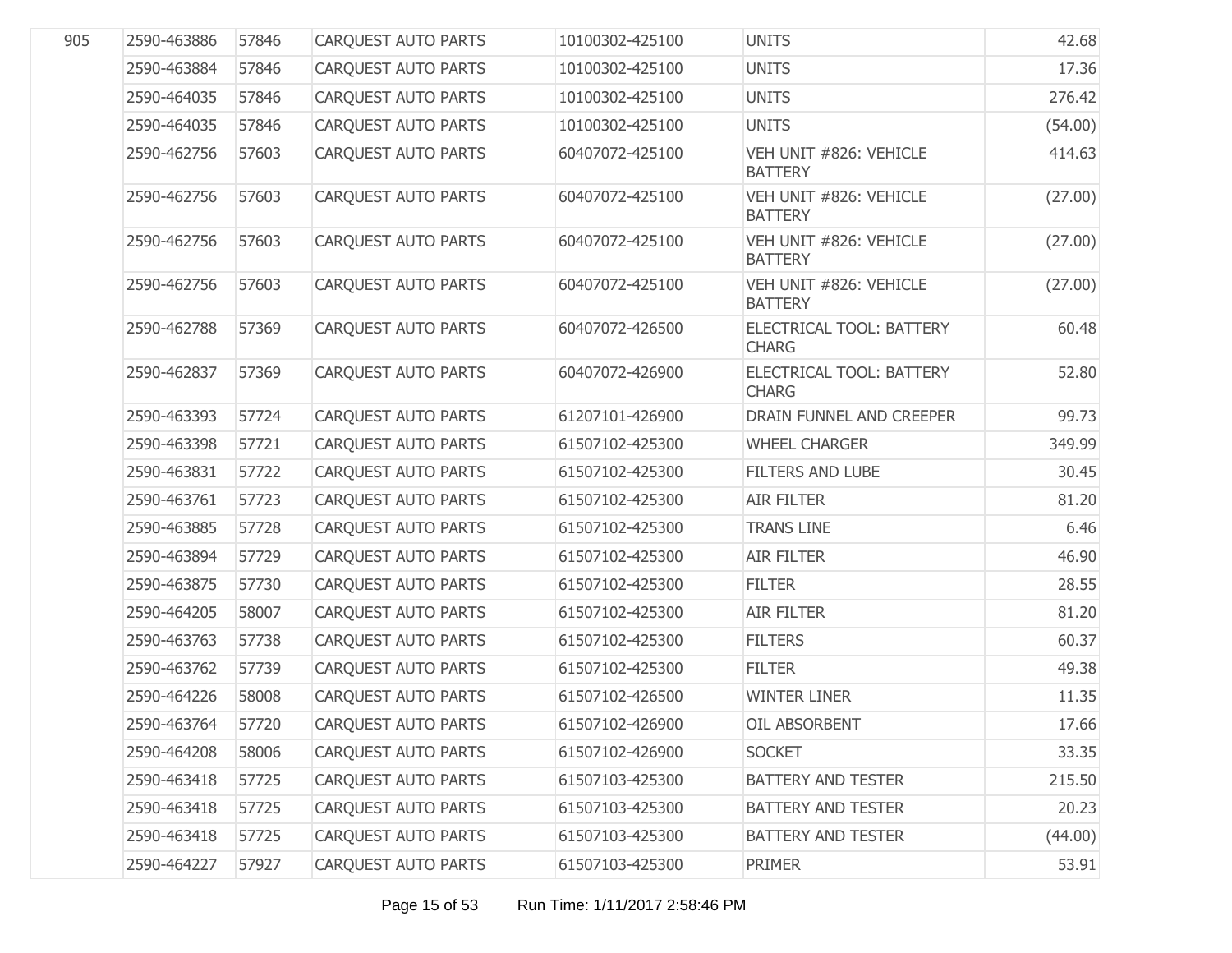| | | | | | | |
|---|---|---|---|---|---|---|
| 905 | 2590-463886 | 57846 | CARQUEST AUTO PARTS | 10100302-425100 | UNITS | 42.68 |
| | 2590-463884 | 57846 | CARQUEST AUTO PARTS | 10100302-425100 | UNITS | 17.36 |
| | 2590-464035 | 57846 | CARQUEST AUTO PARTS | 10100302-425100 | UNITS | 276.42 |
| | 2590-464035 | 57846 | CARQUEST AUTO PARTS | 10100302-425100 | UNITS | (54.00) |
| | 2590-462756 | 57603 | CARQUEST AUTO PARTS | 60407072-425100 | VEH UNIT #826: VEHICLE BATTERY | 414.63 |
| | 2590-462756 | 57603 | CARQUEST AUTO PARTS | 60407072-425100 | VEH UNIT #826: VEHICLE BATTERY | (27.00) |
| | 2590-462756 | 57603 | CARQUEST AUTO PARTS | 60407072-425100 | VEH UNIT #826: VEHICLE BATTERY | (27.00) |
| | 2590-462756 | 57603 | CARQUEST AUTO PARTS | 60407072-425100 | VEH UNIT #826: VEHICLE BATTERY | (27.00) |
| | 2590-462788 | 57369 | CARQUEST AUTO PARTS | 60407072-426500 | ELECTRICAL TOOL: BATTERY CHARG | 60.48 |
| | 2590-462837 | 57369 | CARQUEST AUTO PARTS | 60407072-426900 | ELECTRICAL TOOL: BATTERY CHARG | 52.80 |
| | 2590-463393 | 57724 | CARQUEST AUTO PARTS | 61207101-426900 | DRAIN FUNNEL AND CREEPER | 99.73 |
| | 2590-463398 | 57721 | CARQUEST AUTO PARTS | 61507102-425300 | WHEEL CHARGER | 349.99 |
| | 2590-463831 | 57722 | CARQUEST AUTO PARTS | 61507102-425300 | FILTERS AND LUBE | 30.45 |
| | 2590-463761 | 57723 | CARQUEST AUTO PARTS | 61507102-425300 | AIR FILTER | 81.20 |
| | 2590-463885 | 57728 | CARQUEST AUTO PARTS | 61507102-425300 | TRANS LINE | 6.46 |
| | 2590-463894 | 57729 | CARQUEST AUTO PARTS | 61507102-425300 | AIR FILTER | 46.90 |
| | 2590-463875 | 57730 | CARQUEST AUTO PARTS | 61507102-425300 | FILTER | 28.55 |
| | 2590-464205 | 58007 | CARQUEST AUTO PARTS | 61507102-425300 | AIR FILTER | 81.20 |
| | 2590-463763 | 57738 | CARQUEST AUTO PARTS | 61507102-425300 | FILTERS | 60.37 |
| | 2590-463762 | 57739 | CARQUEST AUTO PARTS | 61507102-425300 | FILTER | 49.38 |
| | 2590-464226 | 58008 | CARQUEST AUTO PARTS | 61507102-426500 | WINTER LINER | 11.35 |
| | 2590-463764 | 57720 | CARQUEST AUTO PARTS | 61507102-426900 | OIL ABSORBENT | 17.66 |
| | 2590-464208 | 58006 | CARQUEST AUTO PARTS | 61507102-426900 | SOCKET | 33.35 |
| | 2590-463418 | 57725 | CARQUEST AUTO PARTS | 61507103-425300 | BATTERY AND TESTER | 215.50 |
| | 2590-463418 | 57725 | CARQUEST AUTO PARTS | 61507103-425300 | BATTERY AND TESTER | 20.23 |
| | 2590-463418 | 57725 | CARQUEST AUTO PARTS | 61507103-425300 | BATTERY AND TESTER | (44.00) |
| | 2590-464227 | 57927 | CARQUEST AUTO PARTS | 61507103-425300 | PRIMER | 53.91 |

Run Time: 1/11/2017 2:58:46 PM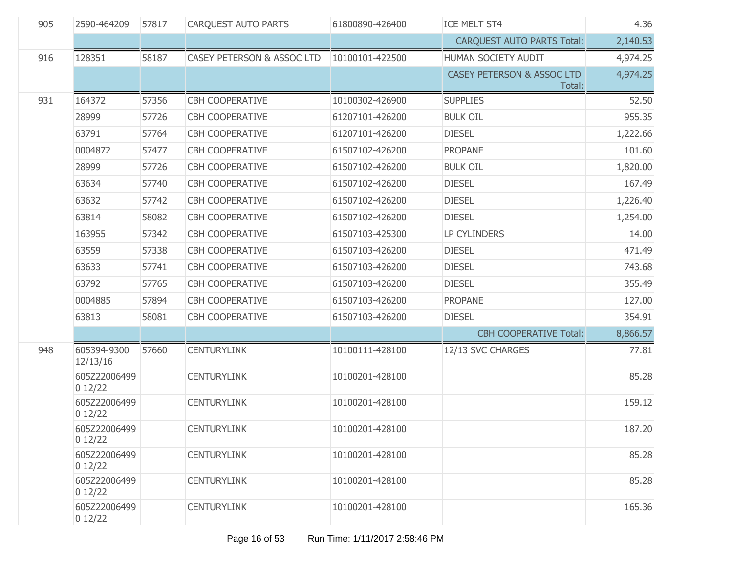| | | | | | | |
|---|---|---|---|---|---|---|
| 905 | 2590-464209 | 57817 | CARQUEST AUTO PARTS | 61800890-426400 | ICE MELT ST4 | 4.36 |
| | | | | | CARQUEST AUTO PARTS Total: | 2,140.53 |
| 916 | 128351 | 58187 | CASEY PETERSON & ASSOC LTD | 10100101-422500 | HUMAN SOCIETY AUDIT | 4,974.25 |
| | | | | | CASEY PETERSON & ASSOC LTD Total: | 4,974.25 |
| 931 | 164372 | 57356 | CBH COOPERATIVE | 10100302-426900 | SUPPLIES | 52.50 |
| | 28999 | 57726 | CBH COOPERATIVE | 61207101-426200 | BULK OIL | 955.35 |
| | 63791 | 57764 | CBH COOPERATIVE | 61207101-426200 | DIESEL | 1,222.66 |
| | 0004872 | 57477 | CBH COOPERATIVE | 61507102-426200 | PROPANE | 101.60 |
| | 28999 | 57726 | CBH COOPERATIVE | 61507102-426200 | BULK OIL | 1,820.00 |
| | 63634 | 57740 | CBH COOPERATIVE | 61507102-426200 | DIESEL | 167.49 |
| | 63632 | 57742 | CBH COOPERATIVE | 61507102-426200 | DIESEL | 1,226.40 |
| | 63814 | 58082 | CBH COOPERATIVE | 61507102-426200 | DIESEL | 1,254.00 |
| | 163955 | 57342 | CBH COOPERATIVE | 61507103-425300 | LP CYLINDERS | 14.00 |
| | 63559 | 57338 | CBH COOPERATIVE | 61507103-426200 | DIESEL | 471.49 |
| | 63633 | 57741 | CBH COOPERATIVE | 61507103-426200 | DIESEL | 743.68 |
| | 63792 | 57765 | CBH COOPERATIVE | 61507103-426200 | DIESEL | 355.49 |
| | 0004885 | 57894 | CBH COOPERATIVE | 61507103-426200 | PROPANE | 127.00 |
| | 63813 | 58081 | CBH COOPERATIVE | 61507103-426200 | DIESEL | 354.91 |
| | | | | | CBH COOPERATIVE Total: | 8,866.57 |
| 948 | 605394-9300 12/13/16 | 57660 | CENTURYLINK | 10100111-428100 | 12/13 SVC CHARGES | 77.81 |
| | 605Z22006499 0 12/22 | | CENTURYLINK | 10100201-428100 | | 85.28 |
| | 605Z22006499 0 12/22 | | CENTURYLINK | 10100201-428100 | | 159.12 |
| | 605Z22006499 0 12/22 | | CENTURYLINK | 10100201-428100 | | 187.20 |
| | 605Z22006499 0 12/22 | | CENTURYLINK | 10100201-428100 | | 85.28 |
| | 605Z22006499 0 12/22 | | CENTURYLINK | 10100201-428100 | | 85.28 |
| | 605Z22006499 0 12/22 | | CENTURYLINK | 10100201-428100 | | 165.36 |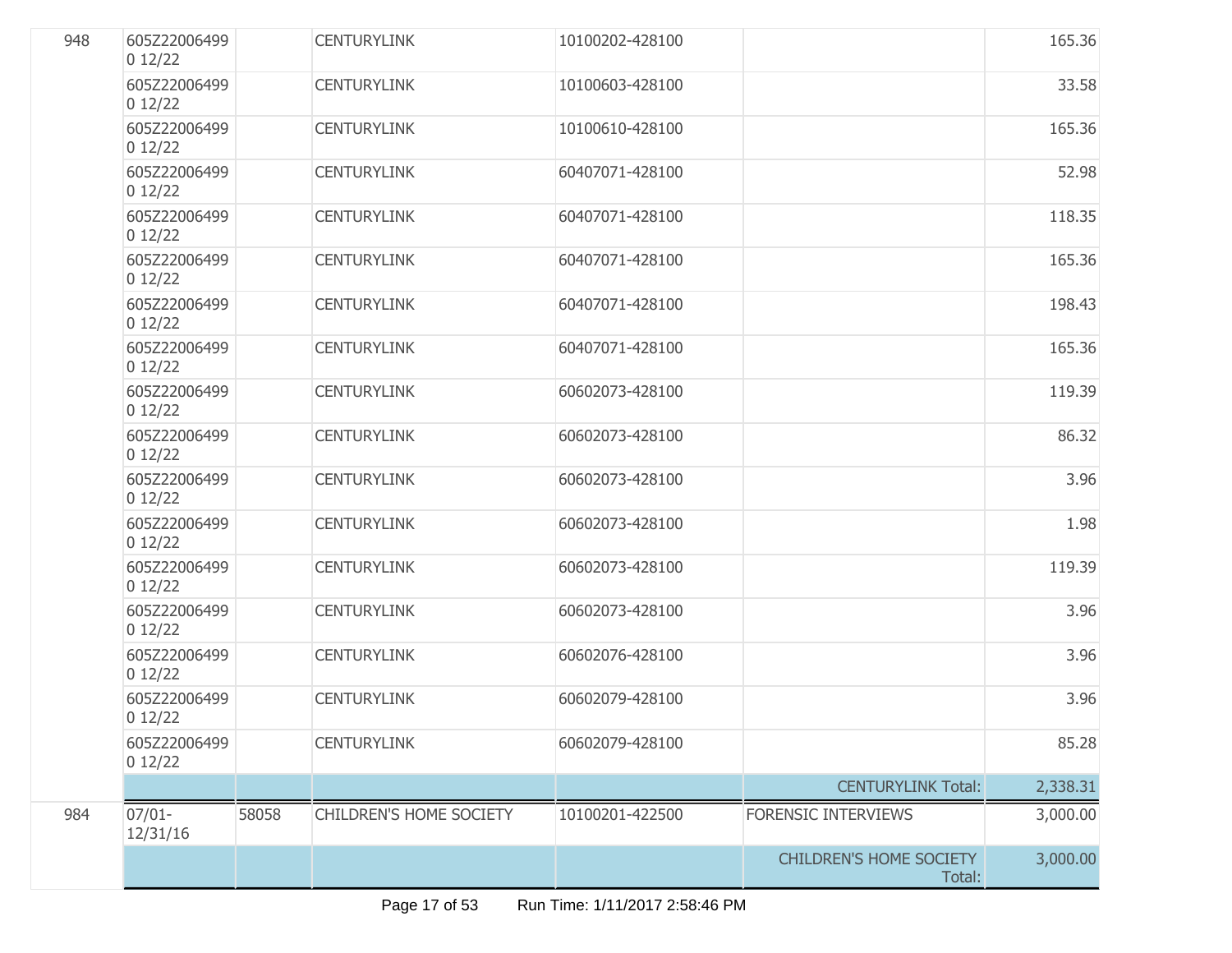| | | | | | | |
|---|---|---|---|---|---|---|
| 948 | 605Z22006499 0 12/22 | | CENTURYLINK | 10100202-428100 | | 165.36 |
| | 605Z22006499 0 12/22 | | CENTURYLINK | 10100603-428100 | | 33.58 |
| | 605Z22006499 0 12/22 | | CENTURYLINK | 10100610-428100 | | 165.36 |
| | 605Z22006499 0 12/22 | | CENTURYLINK | 60407071-428100 | | 52.98 |
| | 605Z22006499 0 12/22 | | CENTURYLINK | 60407071-428100 | | 118.35 |
| | 605Z22006499 0 12/22 | | CENTURYLINK | 60407071-428100 | | 165.36 |
| | 605Z22006499 0 12/22 | | CENTURYLINK | 60407071-428100 | | 198.43 |
| | 605Z22006499 0 12/22 | | CENTURYLINK | 60407071-428100 | | 165.36 |
| | 605Z22006499 0 12/22 | | CENTURYLINK | 60602073-428100 | | 119.39 |
| | 605Z22006499 0 12/22 | | CENTURYLINK | 60602073-428100 | | 86.32 |
| | 605Z22006499 0 12/22 | | CENTURYLINK | 60602073-428100 | | 3.96 |
| | 605Z22006499 0 12/22 | | CENTURYLINK | 60602073-428100 | | 1.98 |
| | 605Z22006499 0 12/22 | | CENTURYLINK | 60602073-428100 | | 119.39 |
| | 605Z22006499 0 12/22 | | CENTURYLINK | 60602073-428100 | | 3.96 |
| | 605Z22006499 0 12/22 | | CENTURYLINK | 60602076-428100 | | 3.96 |
| | 605Z22006499 0 12/22 | | CENTURYLINK | 60602079-428100 | | 3.96 |
| | 605Z22006499 0 12/22 | | CENTURYLINK | 60602079-428100 | | 85.28 |
| | | | | | CENTURYLINK Total: | 2,338.31 |
| 984 | 07/01-12/31/16 | 58058 | CHILDREN'S HOME SOCIETY | 10100201-422500 | FORENSIC INTERVIEWS | 3,000.00 |
| | | | | | CHILDREN'S HOME SOCIETY Total: | 3,000.00 |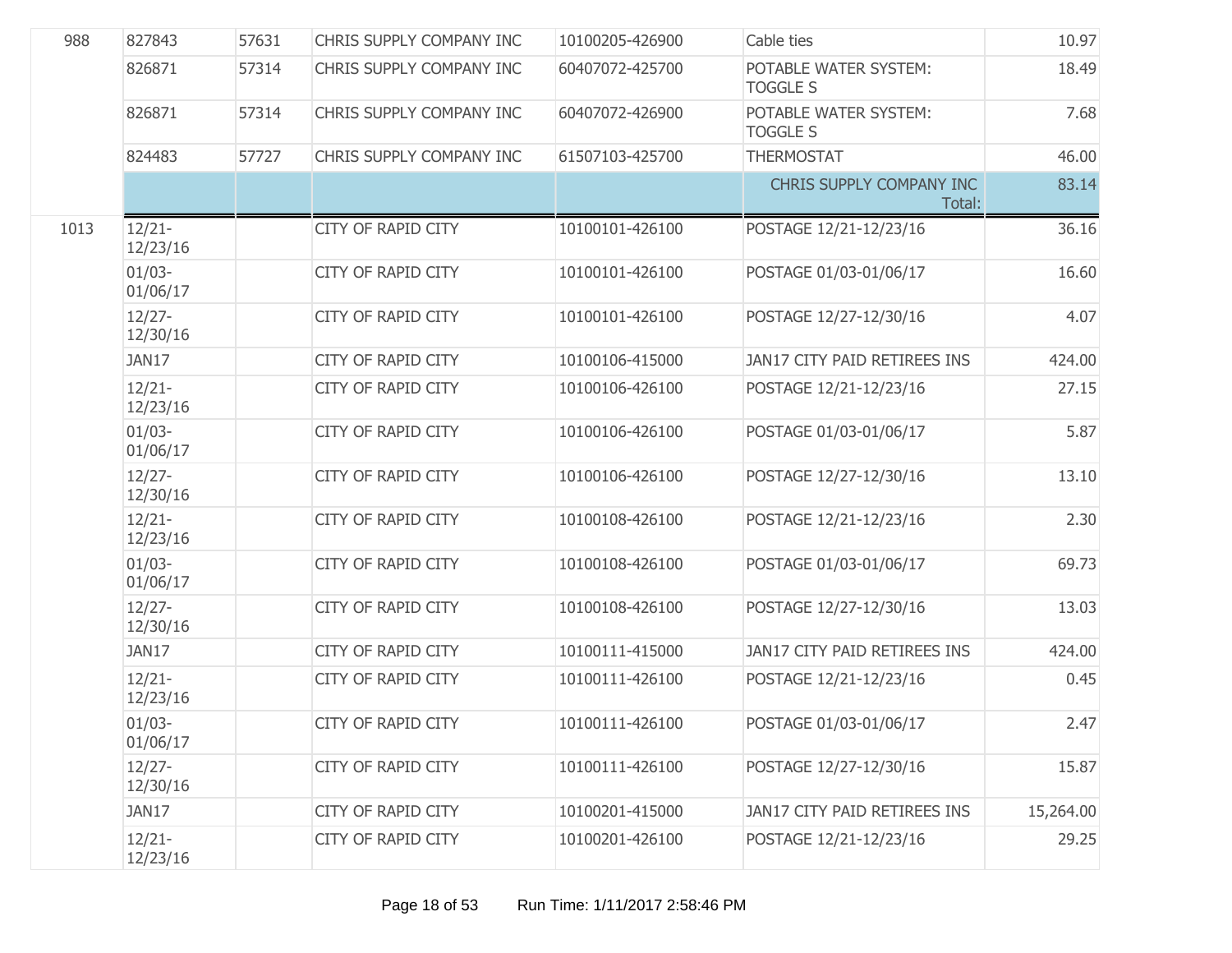| | | | | | | |
|---|---|---|---|---|---|---|
| 988 | 827843 | 57631 | CHRIS SUPPLY COMPANY INC | 10100205-426900 | Cable ties | 10.97 |
| | 826871 | 57314 | CHRIS SUPPLY COMPANY INC | 60407072-425700 | POTABLE WATER SYSTEM: TOGGLE S | 18.49 |
| | 826871 | 57314 | CHRIS SUPPLY COMPANY INC | 60407072-426900 | POTABLE WATER SYSTEM: TOGGLE S | 7.68 |
| | 824483 | 57727 | CHRIS SUPPLY COMPANY INC | 61507103-425700 | THERMOSTAT | 46.00 |
| | | | | | CHRIS SUPPLY COMPANY INC Total: | 83.14 |
| 1013 | 12/21-12/23/16 | | CITY OF RAPID CITY | 10100101-426100 | POSTAGE 12/21-12/23/16 | 36.16 |
| | 01/03-01/06/17 | | CITY OF RAPID CITY | 10100101-426100 | POSTAGE 01/03-01/06/17 | 16.60 |
| | 12/27-12/30/16 | | CITY OF RAPID CITY | 10100101-426100 | POSTAGE 12/27-12/30/16 | 4.07 |
| | JAN17 | | CITY OF RAPID CITY | 10100106-415000 | JAN17 CITY PAID RETIREES INS | 424.00 |
| | 12/21-12/23/16 | | CITY OF RAPID CITY | 10100106-426100 | POSTAGE 12/21-12/23/16 | 27.15 |
| | 01/03-01/06/17 | | CITY OF RAPID CITY | 10100106-426100 | POSTAGE 01/03-01/06/17 | 5.87 |
| | 12/27-12/30/16 | | CITY OF RAPID CITY | 10100106-426100 | POSTAGE 12/27-12/30/16 | 13.10 |
| | 12/21-12/23/16 | | CITY OF RAPID CITY | 10100108-426100 | POSTAGE 12/21-12/23/16 | 2.30 |
| | 01/03-01/06/17 | | CITY OF RAPID CITY | 10100108-426100 | POSTAGE 01/03-01/06/17 | 69.73 |
| | 12/27-12/30/16 | | CITY OF RAPID CITY | 10100108-426100 | POSTAGE 12/27-12/30/16 | 13.03 |
| | JAN17 | | CITY OF RAPID CITY | 10100111-415000 | JAN17 CITY PAID RETIREES INS | 424.00 |
| | 12/21-12/23/16 | | CITY OF RAPID CITY | 10100111-426100 | POSTAGE 12/21-12/23/16 | 0.45 |
| | 01/03-01/06/17 | | CITY OF RAPID CITY | 10100111-426100 | POSTAGE 01/03-01/06/17 | 2.47 |
| | 12/27-12/30/16 | | CITY OF RAPID CITY | 10100111-426100 | POSTAGE 12/27-12/30/16 | 15.87 |
| | JAN17 | | CITY OF RAPID CITY | 10100201-415000 | JAN17 CITY PAID RETIREES INS | 15,264.00 |
| | 12/21-12/23/16 | | CITY OF RAPID CITY | 10100201-426100 | POSTAGE 12/21-12/23/16 | 29.25 |

Run Time: 1/11/2017 2:58:46 PM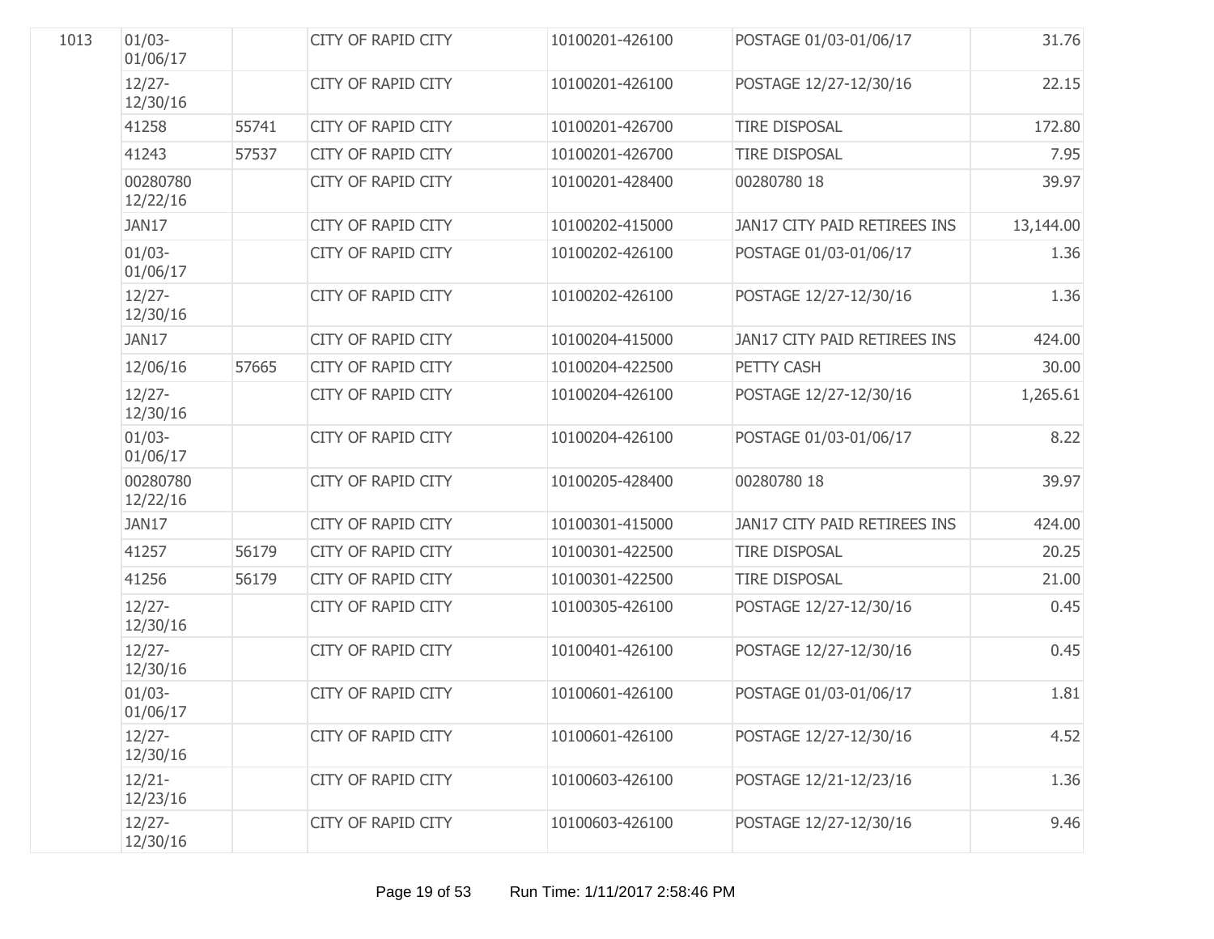| | | | | | | |
|---|---|---|---|---|---|---|
| 1013 | 01/03-01/06/17 | | CITY OF RAPID CITY | 10100201-426100 | POSTAGE 01/03-01/06/17 | 31.76 |
| | 12/27-12/30/16 | | CITY OF RAPID CITY | 10100201-426100 | POSTAGE 12/27-12/30/16 | 22.15 |
| | 41258 | 55741 | CITY OF RAPID CITY | 10100201-426700 | TIRE DISPOSAL | 172.80 |
| | 41243 | 57537 | CITY OF RAPID CITY | 10100201-426700 | TIRE DISPOSAL | 7.95 |
| | 00280780 12/22/16 | | CITY OF RAPID CITY | 10100201-428400 | 00280780 18 | 39.97 |
| | JAN17 | | CITY OF RAPID CITY | 10100202-415000 | JAN17 CITY PAID RETIREES INS | 13,144.00 |
| | 01/03-01/06/17 | | CITY OF RAPID CITY | 10100202-426100 | POSTAGE 01/03-01/06/17 | 1.36 |
| | 12/27-12/30/16 | | CITY OF RAPID CITY | 10100202-426100 | POSTAGE 12/27-12/30/16 | 1.36 |
| | JAN17 | | CITY OF RAPID CITY | 10100204-415000 | JAN17 CITY PAID RETIREES INS | 424.00 |
| | 12/06/16 | 57665 | CITY OF RAPID CITY | 10100204-422500 | PETTY CASH | 30.00 |
| | 12/27-12/30/16 | | CITY OF RAPID CITY | 10100204-426100 | POSTAGE 12/27-12/30/16 | 1,265.61 |
| | 01/03-01/06/17 | | CITY OF RAPID CITY | 10100204-426100 | POSTAGE 01/03-01/06/17 | 8.22 |
| | 00280780 12/22/16 | | CITY OF RAPID CITY | 10100205-428400 | 00280780 18 | 39.97 |
| | JAN17 | | CITY OF RAPID CITY | 10100301-415000 | JAN17 CITY PAID RETIREES INS | 424.00 |
| | 41257 | 56179 | CITY OF RAPID CITY | 10100301-422500 | TIRE DISPOSAL | 20.25 |
| | 41256 | 56179 | CITY OF RAPID CITY | 10100301-422500 | TIRE DISPOSAL | 21.00 |
| | 12/27-12/30/16 | | CITY OF RAPID CITY | 10100305-426100 | POSTAGE 12/27-12/30/16 | 0.45 |
| | 12/27-12/30/16 | | CITY OF RAPID CITY | 10100401-426100 | POSTAGE 12/27-12/30/16 | 0.45 |
| | 01/03-01/06/17 | | CITY OF RAPID CITY | 10100601-426100 | POSTAGE 01/03-01/06/17 | 1.81 |
| | 12/27-12/30/16 | | CITY OF RAPID CITY | 10100601-426100 | POSTAGE 12/27-12/30/16 | 4.52 |
| | 12/21-12/23/16 | | CITY OF RAPID CITY | 10100603-426100 | POSTAGE 12/21-12/23/16 | 1.36 |
| | 12/27-12/30/16 | | CITY OF RAPID CITY | 10100603-426100 | POSTAGE 12/27-12/30/16 | 9.46 |

Run Time: 1/11/2017 2:58:46 PM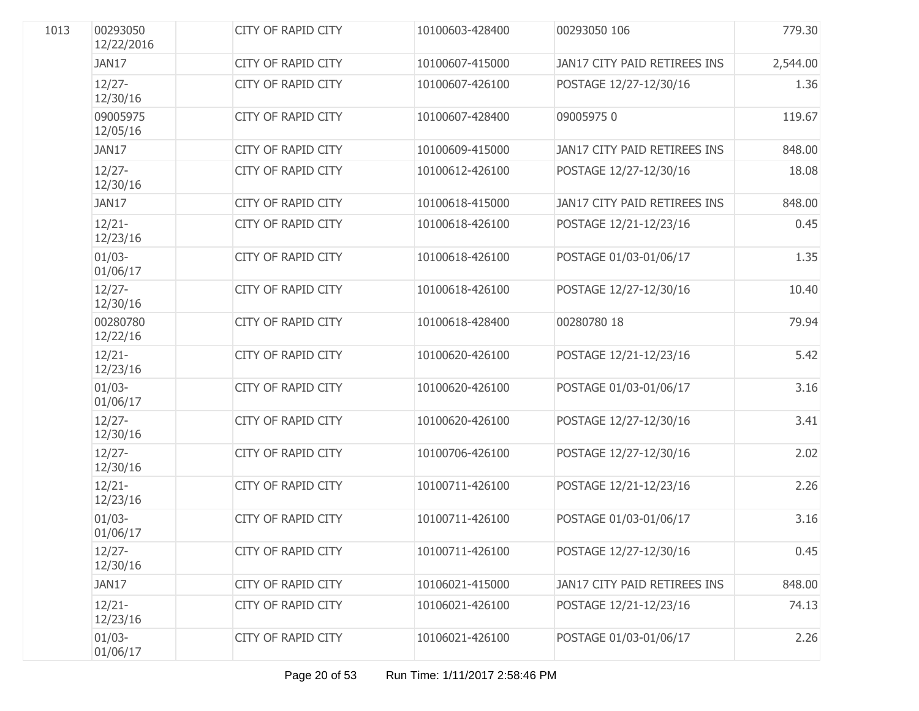| | | | | | | |
|---|---|---|---|---|---|---|
| 1013 | 00293050 12/22/2016 | | CITY OF RAPID CITY | 10100603-428400 | 00293050 106 | 779.30 |
| | JAN17 | | CITY OF RAPID CITY | 10100607-415000 | JAN17 CITY PAID RETIREES INS | 2,544.00 |
| | 12/27-12/30/16 | | CITY OF RAPID CITY | 10100607-426100 | POSTAGE 12/27-12/30/16 | 1.36 |
| | 09005975 12/05/16 | | CITY OF RAPID CITY | 10100607-428400 | 09005975 0 | 119.67 |
| | JAN17 | | CITY OF RAPID CITY | 10100609-415000 | JAN17 CITY PAID RETIREES INS | 848.00 |
| | 12/27-12/30/16 | | CITY OF RAPID CITY | 10100612-426100 | POSTAGE 12/27-12/30/16 | 18.08 |
| | JAN17 | | CITY OF RAPID CITY | 10100618-415000 | JAN17 CITY PAID RETIREES INS | 848.00 |
| | 12/21-12/23/16 | | CITY OF RAPID CITY | 10100618-426100 | POSTAGE 12/21-12/23/16 | 0.45 |
| | 01/03-01/06/17 | | CITY OF RAPID CITY | 10100618-426100 | POSTAGE 01/03-01/06/17 | 1.35 |
| | 12/27-12/30/16 | | CITY OF RAPID CITY | 10100618-426100 | POSTAGE 12/27-12/30/16 | 10.40 |
| | 00280780 12/22/16 | | CITY OF RAPID CITY | 10100618-428400 | 00280780 18 | 79.94 |
| | 12/21-12/23/16 | | CITY OF RAPID CITY | 10100620-426100 | POSTAGE 12/21-12/23/16 | 5.42 |
| | 01/03-01/06/17 | | CITY OF RAPID CITY | 10100620-426100 | POSTAGE 01/03-01/06/17 | 3.16 |
| | 12/27-12/30/16 | | CITY OF RAPID CITY | 10100620-426100 | POSTAGE 12/27-12/30/16 | 3.41 |
| | 12/27-12/30/16 | | CITY OF RAPID CITY | 10100706-426100 | POSTAGE 12/27-12/30/16 | 2.02 |
| | 12/21-12/23/16 | | CITY OF RAPID CITY | 10100711-426100 | POSTAGE 12/21-12/23/16 | 2.26 |
| | 01/03-01/06/17 | | CITY OF RAPID CITY | 10100711-426100 | POSTAGE 01/03-01/06/17 | 3.16 |
| | 12/27-12/30/16 | | CITY OF RAPID CITY | 10100711-426100 | POSTAGE 12/27-12/30/16 | 0.45 |
| | JAN17 | | CITY OF RAPID CITY | 10106021-415000 | JAN17 CITY PAID RETIREES INS | 848.00 |
| | 12/21-12/23/16 | | CITY OF RAPID CITY | 10106021-426100 | POSTAGE 12/21-12/23/16 | 74.13 |
| | 01/03-01/06/17 | | CITY OF RAPID CITY | 10106021-426100 | POSTAGE 01/03-01/06/17 | 2.26 |

Run Time: 1/11/2017 2:58:46 PM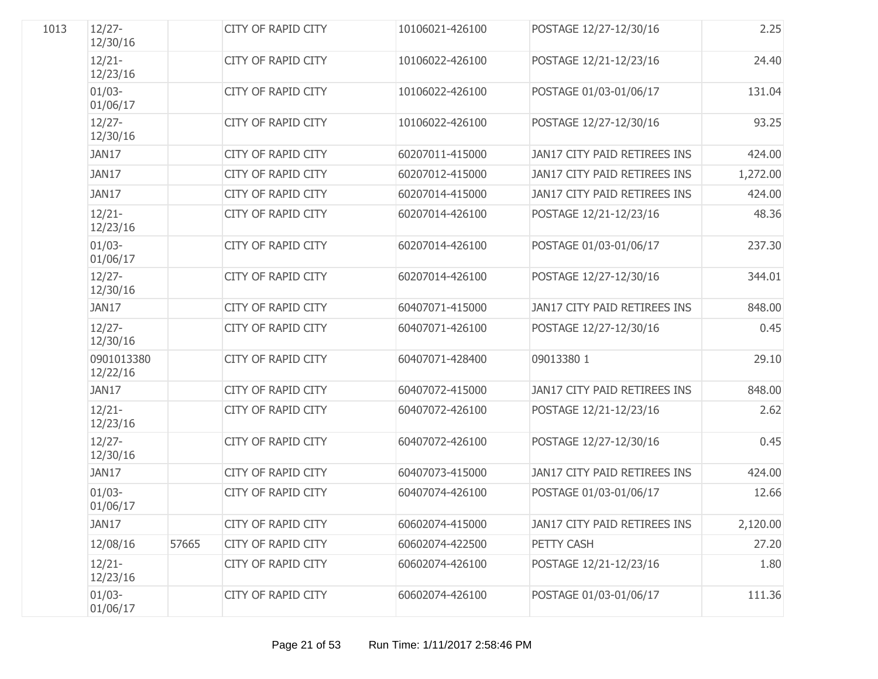| | | | | | | |
|---|---|---|---|---|---|---|
| 1013 | 12/27-12/30/16 | | CITY OF RAPID CITY | 10106021-426100 | POSTAGE 12/27-12/30/16 | 2.25 |
| | 12/21-12/23/16 | | CITY OF RAPID CITY | 10106022-426100 | POSTAGE 12/21-12/23/16 | 24.40 |
| | 01/03-01/06/17 | | CITY OF RAPID CITY | 10106022-426100 | POSTAGE 01/03-01/06/17 | 131.04 |
| | 12/27-12/30/16 | | CITY OF RAPID CITY | 10106022-426100 | POSTAGE 12/27-12/30/16 | 93.25 |
| | JAN17 | | CITY OF RAPID CITY | 60207011-415000 | JAN17 CITY PAID RETIREES INS | 424.00 |
| | JAN17 | | CITY OF RAPID CITY | 60207012-415000 | JAN17 CITY PAID RETIREES INS | 1,272.00 |
| | JAN17 | | CITY OF RAPID CITY | 60207014-415000 | JAN17 CITY PAID RETIREES INS | 424.00 |
| | 12/21-12/23/16 | | CITY OF RAPID CITY | 60207014-426100 | POSTAGE 12/21-12/23/16 | 48.36 |
| | 01/03-01/06/17 | | CITY OF RAPID CITY | 60207014-426100 | POSTAGE 01/03-01/06/17 | 237.30 |
| | 12/27-12/30/16 | | CITY OF RAPID CITY | 60207014-426100 | POSTAGE 12/27-12/30/16 | 344.01 |
| | JAN17 | | CITY OF RAPID CITY | 60407071-415000 | JAN17 CITY PAID RETIREES INS | 848.00 |
| | 12/27-12/30/16 | | CITY OF RAPID CITY | 60407071-426100 | POSTAGE 12/27-12/30/16 | 0.45 |
| | 0901013380 12/22/16 | | CITY OF RAPID CITY | 60407071-428400 | 09013380 1 | 29.10 |
| | JAN17 | | CITY OF RAPID CITY | 60407072-415000 | JAN17 CITY PAID RETIREES INS | 848.00 |
| | 12/21-12/23/16 | | CITY OF RAPID CITY | 60407072-426100 | POSTAGE 12/21-12/23/16 | 2.62 |
| | 12/27-12/30/16 | | CITY OF RAPID CITY | 60407072-426100 | POSTAGE 12/27-12/30/16 | 0.45 |
| | JAN17 | | CITY OF RAPID CITY | 60407073-415000 | JAN17 CITY PAID RETIREES INS | 424.00 |
| | 01/03-01/06/17 | | CITY OF RAPID CITY | 60407074-426100 | POSTAGE 01/03-01/06/17 | 12.66 |
| | JAN17 | | CITY OF RAPID CITY | 60602074-415000 | JAN17 CITY PAID RETIREES INS | 2,120.00 |
| | 12/08/16 | 57665 | CITY OF RAPID CITY | 60602074-422500 | PETTY CASH | 27.20 |
| | 12/21-12/23/16 | | CITY OF RAPID CITY | 60602074-426100 | POSTAGE 12/21-12/23/16 | 1.80 |
| | 01/03-01/06/17 | | CITY OF RAPID CITY | 60602074-426100 | POSTAGE 01/03-01/06/17 | 111.36 |

Run Time: 1/11/2017 2:58:46 PM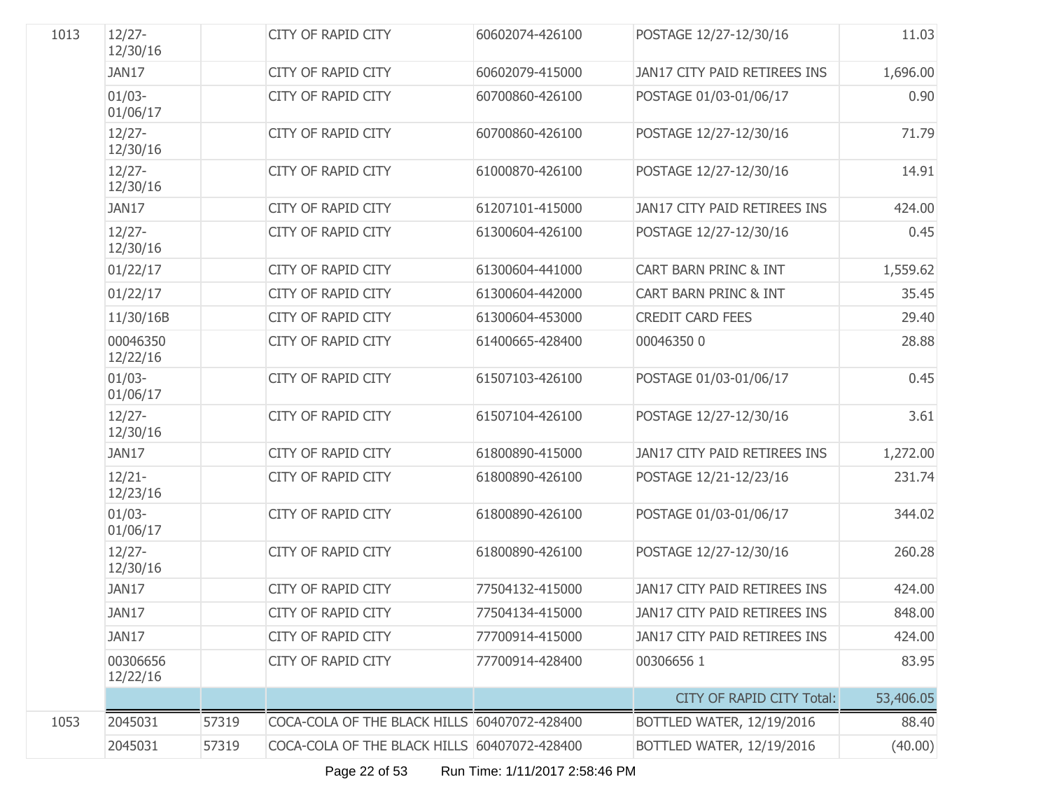| | | | | | | |
|---|---|---|---|---|---|---|
| 1013 | 12/27-12/30/16 | | CITY OF RAPID CITY | 60602074-426100 | POSTAGE 12/27-12/30/16 | 11.03 |
| | JAN17 | | CITY OF RAPID CITY | 60602079-415000 | JAN17 CITY PAID RETIREES INS | 1,696.00 |
| | 01/03-01/06/17 | | CITY OF RAPID CITY | 60700860-426100 | POSTAGE 01/03-01/06/17 | 0.90 |
| | 12/27-12/30/16 | | CITY OF RAPID CITY | 60700860-426100 | POSTAGE 12/27-12/30/16 | 71.79 |
| | 12/27-12/30/16 | | CITY OF RAPID CITY | 61000870-426100 | POSTAGE 12/27-12/30/16 | 14.91 |
| | JAN17 | | CITY OF RAPID CITY | 61207101-415000 | JAN17 CITY PAID RETIREES INS | 424.00 |
| | 12/27-12/30/16 | | CITY OF RAPID CITY | 61300604-426100 | POSTAGE 12/27-12/30/16 | 0.45 |
| | 01/22/17 | | CITY OF RAPID CITY | 61300604-441000 | CART BARN PRINC & INT | 1,559.62 |
| | 01/22/17 | | CITY OF RAPID CITY | 61300604-442000 | CART BARN PRINC & INT | 35.45 |
| | 11/30/16B | | CITY OF RAPID CITY | 61300604-453000 | CREDIT CARD FEES | 29.40 |
| | 00046350 12/22/16 | | CITY OF RAPID CITY | 61400665-428400 | 00046350 0 | 28.88 |
| | 01/03-01/06/17 | | CITY OF RAPID CITY | 61507103-426100 | POSTAGE 01/03-01/06/17 | 0.45 |
| | 12/27-12/30/16 | | CITY OF RAPID CITY | 61507104-426100 | POSTAGE 12/27-12/30/16 | 3.61 |
| | JAN17 | | CITY OF RAPID CITY | 61800890-415000 | JAN17 CITY PAID RETIREES INS | 1,272.00 |
| | 12/21-12/23/16 | | CITY OF RAPID CITY | 61800890-426100 | POSTAGE 12/21-12/23/16 | 231.74 |
| | 01/03-01/06/17 | | CITY OF RAPID CITY | 61800890-426100 | POSTAGE 01/03-01/06/17 | 344.02 |
| | 12/27-12/30/16 | | CITY OF RAPID CITY | 61800890-426100 | POSTAGE 12/27-12/30/16 | 260.28 |
| | JAN17 | | CITY OF RAPID CITY | 77504132-415000 | JAN17 CITY PAID RETIREES INS | 424.00 |
| | JAN17 | | CITY OF RAPID CITY | 77504134-415000 | JAN17 CITY PAID RETIREES INS | 848.00 |
| | JAN17 | | CITY OF RAPID CITY | 77700914-415000 | JAN17 CITY PAID RETIREES INS | 424.00 |
| | 00306656 12/22/16 | | CITY OF RAPID CITY | 77700914-428400 | 00306656 1 | 83.95 |
| | | | | | CITY OF RAPID CITY Total: | 53,406.05 |
| 1053 | 2045031 | 57319 | COCA-COLA OF THE BLACK HILLS | 60407072-428400 | BOTTLED WATER, 12/19/2016 | 88.40 |
| | 2045031 | 57319 | COCA-COLA OF THE BLACK HILLS | 60407072-428400 | BOTTLED WATER, 12/19/2016 | (40.00) |

Run Time: 1/11/2017 2:58:46 PM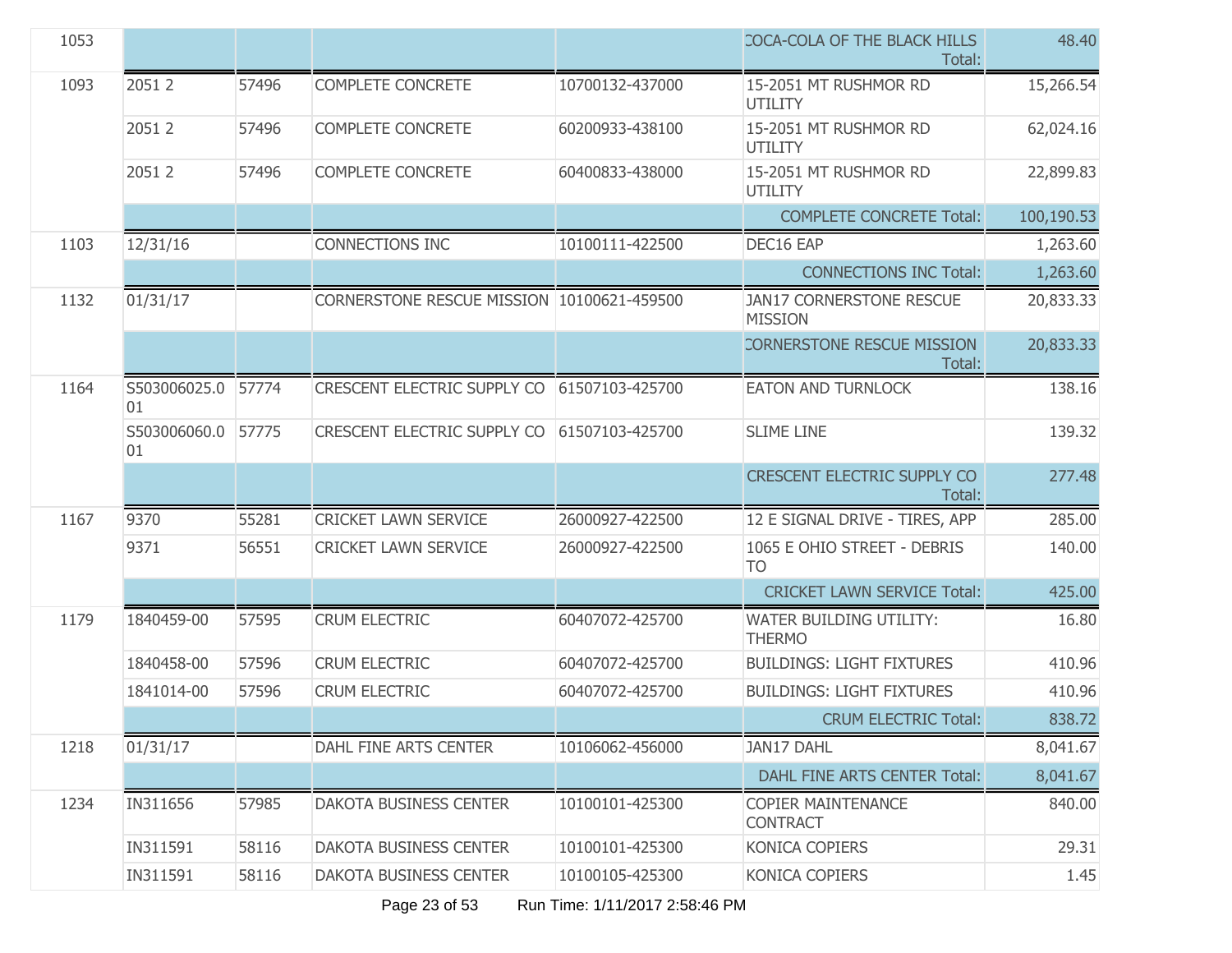| | | | | | | |
|---|---|---|---|---|---|---|
| 1053 | | | | | COCA-COLA OF THE BLACK HILLS Total: | 48.40 |
| 1093 | 2051 2 | 57496 | COMPLETE CONCRETE | 10700132-437000 | 15-2051 MT RUSHMOR RD UTILITY | 15,266.54 |
| | 2051 2 | 57496 | COMPLETE CONCRETE | 60200933-438100 | 15-2051 MT RUSHMOR RD UTILITY | 62,024.16 |
| | 2051 2 | 57496 | COMPLETE CONCRETE | 60400833-438000 | 15-2051 MT RUSHMOR RD UTILITY | 22,899.83 |
| | | | | | COMPLETE CONCRETE Total: | 100,190.53 |
| 1103 | 12/31/16 | | CONNECTIONS INC | 10100111-422500 | DEC16 EAP | 1,263.60 |
| | | | | | CONNECTIONS INC Total: | 1,263.60 |
| 1132 | 01/31/17 | | CORNERSTONE RESCUE MISSION | 10100621-459500 | JAN17 CORNERSTONE RESCUE MISSION | 20,833.33 |
| | | | | | CORNERSTONE RESCUE MISSION Total: | 20,833.33 |
| 1164 | S503006025.001 | 57774 | CRESCENT ELECTRIC SUPPLY CO | 61507103-425700 | EATON AND TURNLOCK | 138.16 |
| | S503006060.001 | 57775 | CRESCENT ELECTRIC SUPPLY CO | 61507103-425700 | SLIME LINE | 139.32 |
| | | | | | CRESCENT ELECTRIC SUPPLY CO Total: | 277.48 |
| 1167 | 9370 | 55281 | CRICKET LAWN SERVICE | 26000927-422500 | 12 E SIGNAL DRIVE - TIRES, APP | 285.00 |
| | 9371 | 56551 | CRICKET LAWN SERVICE | 26000927-422500 | 1065 E OHIO STREET - DEBRIS TO | 140.00 |
| | | | | | CRICKET LAWN SERVICE Total: | 425.00 |
| 1179 | 1840459-00 | 57595 | CRUM ELECTRIC | 60407072-425700 | WATER BUILDING UTILITY: THERMO | 16.80 |
| | 1840458-00 | 57596 | CRUM ELECTRIC | 60407072-425700 | BUILDINGS: LIGHT FIXTURES | 410.96 |
| | 1841014-00 | 57596 | CRUM ELECTRIC | 60407072-425700 | BUILDINGS: LIGHT FIXTURES | 410.96 |
| | | | | | CRUM ELECTRIC Total: | 838.72 |
| 1218 | 01/31/17 | | DAHL FINE ARTS CENTER | 10106062-456000 | JAN17 DAHL | 8,041.67 |
| | | | | | DAHL FINE ARTS CENTER Total: | 8,041.67 |
| 1234 | IN311656 | 57985 | DAKOTA BUSINESS CENTER | 10100101-425300 | COPIER MAINTENANCE CONTRACT | 840.00 |
| | IN311591 | 58116 | DAKOTA BUSINESS CENTER | 10100101-425300 | KONICA COPIERS | 29.31 |
| | IN311591 | 58116 | DAKOTA BUSINESS CENTER | 10100105-425300 | KONICA COPIERS | 1.45 |

Run Time: 1/11/2017 2:58:46 PM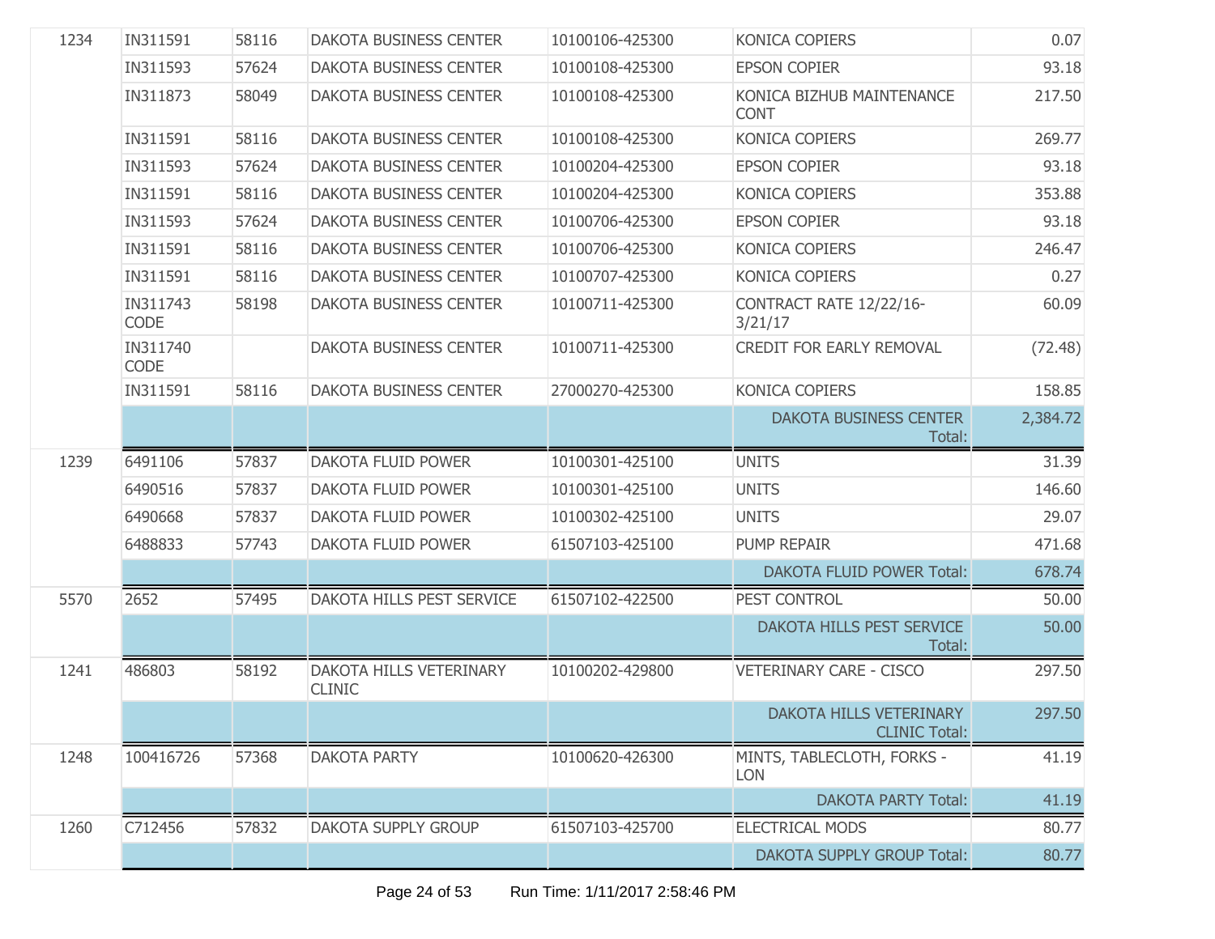| | | | | | | |
|---|---|---|---|---|---|---|
| 1234 | IN311591 | 58116 | DAKOTA BUSINESS CENTER | 10100106-425300 | KONICA COPIERS | 0.07 |
| | IN311593 | 57624 | DAKOTA BUSINESS CENTER | 10100108-425300 | EPSON COPIER | 93.18 |
| | IN311873 | 58049 | DAKOTA BUSINESS CENTER | 10100108-425300 | KONICA BIZHUB MAINTENANCE CONT | 217.50 |
| | IN311591 | 58116 | DAKOTA BUSINESS CENTER | 10100108-425300 | KONICA COPIERS | 269.77 |
| | IN311593 | 57624 | DAKOTA BUSINESS CENTER | 10100204-425300 | EPSON COPIER | 93.18 |
| | IN311591 | 58116 | DAKOTA BUSINESS CENTER | 10100204-425300 | KONICA COPIERS | 353.88 |
| | IN311593 | 57624 | DAKOTA BUSINESS CENTER | 10100706-425300 | EPSON COPIER | 93.18 |
| | IN311591 | 58116 | DAKOTA BUSINESS CENTER | 10100706-425300 | KONICA COPIERS | 246.47 |
| | IN311591 | 58116 | DAKOTA BUSINESS CENTER | 10100707-425300 | KONICA COPIERS | 0.27 |
| | IN311743 CODE | 58198 | DAKOTA BUSINESS CENTER | 10100711-425300 | CONTRACT RATE 12/22/16-3/21/17 | 60.09 |
| | IN311740 CODE | | DAKOTA BUSINESS CENTER | 10100711-425300 | CREDIT FOR EARLY REMOVAL | (72.48) |
| | IN311591 | 58116 | DAKOTA BUSINESS CENTER | 27000270-425300 | KONICA COPIERS | 158.85 |
| | | | | | DAKOTA BUSINESS CENTER Total: | 2,384.72 |
| 1239 | 6491106 | 57837 | DAKOTA FLUID POWER | 10100301-425100 | UNITS | 31.39 |
| | 6490516 | 57837 | DAKOTA FLUID POWER | 10100301-425100 | UNITS | 146.60 |
| | 6490668 | 57837 | DAKOTA FLUID POWER | 10100302-425100 | UNITS | 29.07 |
| | 6488833 | 57743 | DAKOTA FLUID POWER | 61507103-425100 | PUMP REPAIR | 471.68 |
| | | | | | DAKOTA FLUID POWER Total: | 678.74 |
| 5570 | 2652 | 57495 | DAKOTA HILLS PEST SERVICE | 61507102-422500 | PEST CONTROL | 50.00 |
| | | | | | DAKOTA HILLS PEST SERVICE Total: | 50.00 |
| 1241 | 486803 | 58192 | DAKOTA HILLS VETERINARY CLINIC | 10100202-429800 | VETERINARY CARE - CISCO | 297.50 |
| | | | | | DAKOTA HILLS VETERINARY CLINIC Total: | 297.50 |
| 1248 | 100416726 | 57368 | DAKOTA PARTY | 10100620-426300 | MINTS, TABLECLOTH, FORKS - LON | 41.19 |
| | | | | | DAKOTA PARTY Total: | 41.19 |
| 1260 | C712456 | 57832 | DAKOTA SUPPLY GROUP | 61507103-425700 | ELECTRICAL MODS | 80.77 |
| | | | | | DAKOTA SUPPLY GROUP Total: | 80.77 |

Run Time: 1/11/2017 2:58:46 PM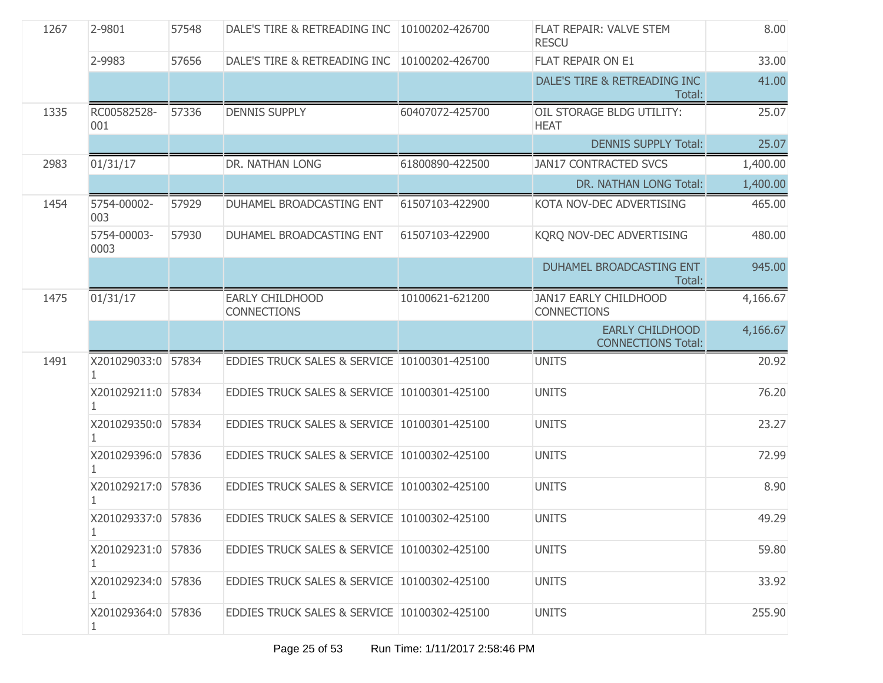| | | | | | | |
|---|---|---|---|---|---|---|
| 1267 | 2-9801 | 57548 | DALE'S TIRE & RETREADING INC | 10100202-426700 | FLAT REPAIR: VALVE STEM RESCU | 8.00 |
| | 2-9983 | 57656 | DALE'S TIRE & RETREADING INC | 10100202-426700 | FLAT REPAIR ON E1 | 33.00 |
| | | | | | DALE'S TIRE & RETREADING INC Total: | 41.00 |
| 1335 | RC00582528-001 | 57336 | DENNIS SUPPLY | 60407072-425700 | OIL STORAGE BLDG UTILITY: HEAT | 25.07 |
| | | | | | DENNIS SUPPLY Total: | 25.07 |
| 2983 | 01/31/17 | | DR. NATHAN LONG | 61800890-422500 | JAN17 CONTRACTED SVCS | 1,400.00 |
| | | | | | DR. NATHAN LONG Total: | 1,400.00 |
| 1454 | 5754-00002-003 | 57929 | DUHAMEL BROADCASTING ENT | 61507103-422900 | KOTA NOV-DEC ADVERTISING | 465.00 |
| | 5754-00003-0003 | 57930 | DUHAMEL BROADCASTING ENT | 61507103-422900 | KQRQ NOV-DEC ADVERTISING | 480.00 |
| | | | | | DUHAMEL BROADCASTING ENT Total: | 945.00 |
| 1475 | 01/31/17 | | EARLY CHILDHOOD CONNECTIONS | 10100621-621200 | JAN17 EARLY CHILDHOOD CONNECTIONS | 4,166.67 |
| | | | | | EARLY CHILDHOOD CONNECTIONS Total: | 4,166.67 |
| 1491 | X201029033:01 | 57834 | EDDIES TRUCK SALES & SERVICE | 10100301-425100 | UNITS | 20.92 |
| | X201029211:01 | 57834 | EDDIES TRUCK SALES & SERVICE | 10100301-425100 | UNITS | 76.20 |
| | X201029350:01 | 57834 | EDDIES TRUCK SALES & SERVICE | 10100301-425100 | UNITS | 23.27 |
| | X201029396:01 | 57836 | EDDIES TRUCK SALES & SERVICE | 10100302-425100 | UNITS | 72.99 |
| | X201029217:01 | 57836 | EDDIES TRUCK SALES & SERVICE | 10100302-425100 | UNITS | 8.90 |
| | X201029337:01 | 57836 | EDDIES TRUCK SALES & SERVICE | 10100302-425100 | UNITS | 49.29 |
| | X201029231:01 | 57836 | EDDIES TRUCK SALES & SERVICE | 10100302-425100 | UNITS | 59.80 |
| | X201029234:01 | 57836 | EDDIES TRUCK SALES & SERVICE | 10100302-425100 | UNITS | 33.92 |
| | X201029364:01 | 57836 | EDDIES TRUCK SALES & SERVICE | 10100302-425100 | UNITS | 255.90 |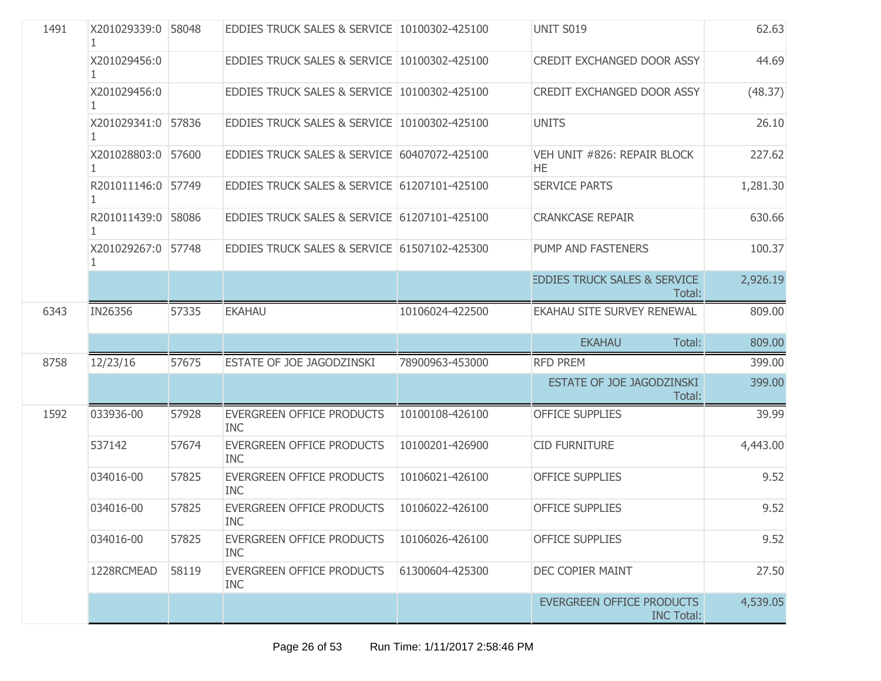| | | | | | | |
|---|---|---|---|---|---|---|
| 1491 | X201029339:01 | 58048 | EDDIES TRUCK SALES & SERVICE | 10100302-425100 | UNIT S019 | 62.63 |
| | X201029456:01 | | EDDIES TRUCK SALES & SERVICE | 10100302-425100 | CREDIT EXCHANGED DOOR ASSY | 44.69 |
| | X201029456:01 | | EDDIES TRUCK SALES & SERVICE | 10100302-425100 | CREDIT EXCHANGED DOOR ASSY | (48.37) |
| | X201029341:01 | 57836 | EDDIES TRUCK SALES & SERVICE | 10100302-425100 | UNITS | 26.10 |
| | X201028803:01 | 57600 | EDDIES TRUCK SALES & SERVICE | 60407072-425100 | VEH UNIT #826: REPAIR BLOCK HE | 227.62 |
| | R201011146:01 | 57749 | EDDIES TRUCK SALES & SERVICE | 61207101-425100 | SERVICE PARTS | 1,281.30 |
| | R201011439:01 | 58086 | EDDIES TRUCK SALES & SERVICE | 61207101-425100 | CRANKCASE REPAIR | 630.66 |
| | X201029267:01 | 57748 | EDDIES TRUCK SALES & SERVICE | 61507102-425300 | PUMP AND FASTENERS | 100.37 |
| | | | | | EDDIES TRUCK SALES & SERVICE Total: | 2,926.19 |
| 6343 | IN26356 | 57335 | EKAHAU | 10106024-422500 | EKAHAU SITE SURVEY RENEWAL | 809.00 |
| | | | | | EKAHAU Total: | 809.00 |
| 8758 | 12/23/16 | 57675 | ESTATE OF JOE JAGODZINSKI | 78900963-453000 | RFD PREM | 399.00 |
| | | | | | ESTATE OF JOE JAGODZINSKI Total: | 399.00 |
| 1592 | 033936-00 | 57928 | EVERGREEN OFFICE PRODUCTS INC | 10100108-426100 | OFFICE SUPPLIES | 39.99 |
| | 537142 | 57674 | EVERGREEN OFFICE PRODUCTS INC | 10100201-426900 | CID FURNITURE | 4,443.00 |
| | 034016-00 | 57825 | EVERGREEN OFFICE PRODUCTS INC | 10106021-426100 | OFFICE SUPPLIES | 9.52 |
| | 034016-00 | 57825 | EVERGREEN OFFICE PRODUCTS INC | 10106022-426100 | OFFICE SUPPLIES | 9.52 |
| | 034016-00 | 57825 | EVERGREEN OFFICE PRODUCTS INC | 10106026-426100 | OFFICE SUPPLIES | 9.52 |
| | 1228RCMEAD | 58119 | EVERGREEN OFFICE PRODUCTS INC | 61300604-425300 | DEC COPIER MAINT | 27.50 |
| | | | | | EVERGREEN OFFICE PRODUCTS INC Total: | 4,539.05 |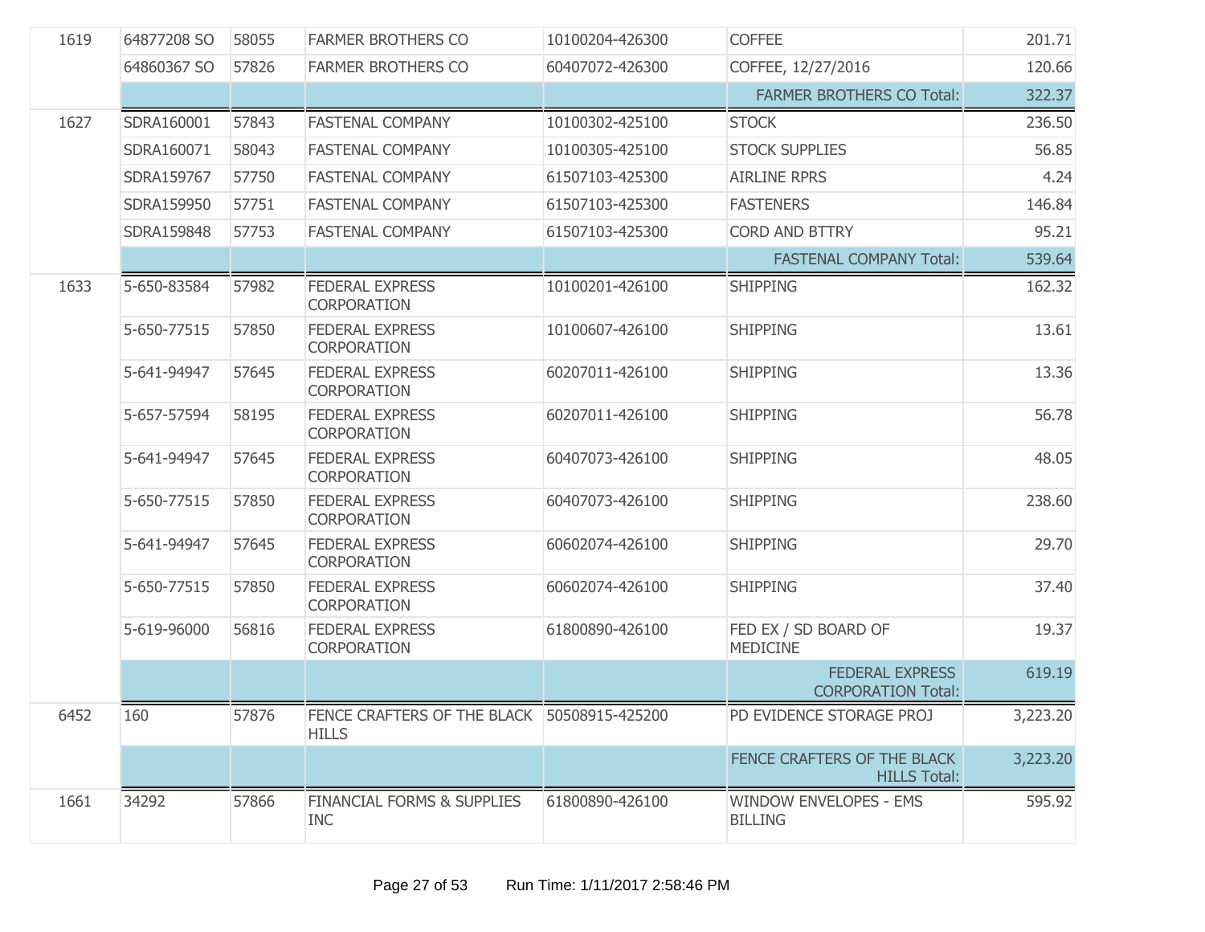| | | | | | | |
|---|---|---|---|---|---|---|
| 1619 | 64877208 SO | 58055 | FARMER BROTHERS CO | 10100204-426300 | COFFEE | 201.71 |
| | 64860367 SO | 57826 | FARMER BROTHERS CO | 60407072-426300 | COFFEE, 12/27/2016 | 120.66 |
| | | | | | FARMER BROTHERS CO Total: | 322.37 |
| 1627 | SDRA160001 | 57843 | FASTENAL COMPANY | 10100302-425100 | STOCK | 236.50 |
| | SDRA160071 | 58043 | FASTENAL COMPANY | 10100305-425100 | STOCK SUPPLIES | 56.85 |
| | SDRA159767 | 57750 | FASTENAL COMPANY | 61507103-425300 | AIRLINE RPRS | 4.24 |
| | SDRA159950 | 57751 | FASTENAL COMPANY | 61507103-425300 | FASTENERS | 146.84 |
| | SDRA159848 | 57753 | FASTENAL COMPANY | 61507103-425300 | CORD AND BTTRY | 95.21 |
| | | | | | FASTENAL COMPANY Total: | 539.64 |
| 1633 | 5-650-83584 | 57982 | FEDERAL EXPRESS CORPORATION | 10100201-426100 | SHIPPING | 162.32 |
| | 5-650-77515 | 57850 | FEDERAL EXPRESS CORPORATION | 10100607-426100 | SHIPPING | 13.61 |
| | 5-641-94947 | 57645 | FEDERAL EXPRESS CORPORATION | 60207011-426100 | SHIPPING | 13.36 |
| | 5-657-57594 | 58195 | FEDERAL EXPRESS CORPORATION | 60207011-426100 | SHIPPING | 56.78 |
| | 5-641-94947 | 57645 | FEDERAL EXPRESS CORPORATION | 60407073-426100 | SHIPPING | 48.05 |
| | 5-650-77515 | 57850 | FEDERAL EXPRESS CORPORATION | 60407073-426100 | SHIPPING | 238.60 |
| | 5-641-94947 | 57645 | FEDERAL EXPRESS CORPORATION | 60602074-426100 | SHIPPING | 29.70 |
| | 5-650-77515 | 57850 | FEDERAL EXPRESS CORPORATION | 60602074-426100 | SHIPPING | 37.40 |
| | 5-619-96000 | 56816 | FEDERAL EXPRESS CORPORATION | 61800890-426100 | FED EX / SD BOARD OF MEDICINE | 19.37 |
| | | | | | FEDERAL EXPRESS CORPORATION Total: | 619.19 |
| 6452 | 160 | 57876 | FENCE CRAFTERS OF THE BLACK HILLS | 50508915-425200 | PD EVIDENCE STORAGE PROJ | 3,223.20 |
| | | | | | FENCE CRAFTERS OF THE BLACK HILLS Total: | 3,223.20 |
| 1661 | 34292 | 57866 | FINANCIAL FORMS & SUPPLIES INC | 61800890-426100 | WINDOW ENVELOPES - EMS BILLING | 595.92 |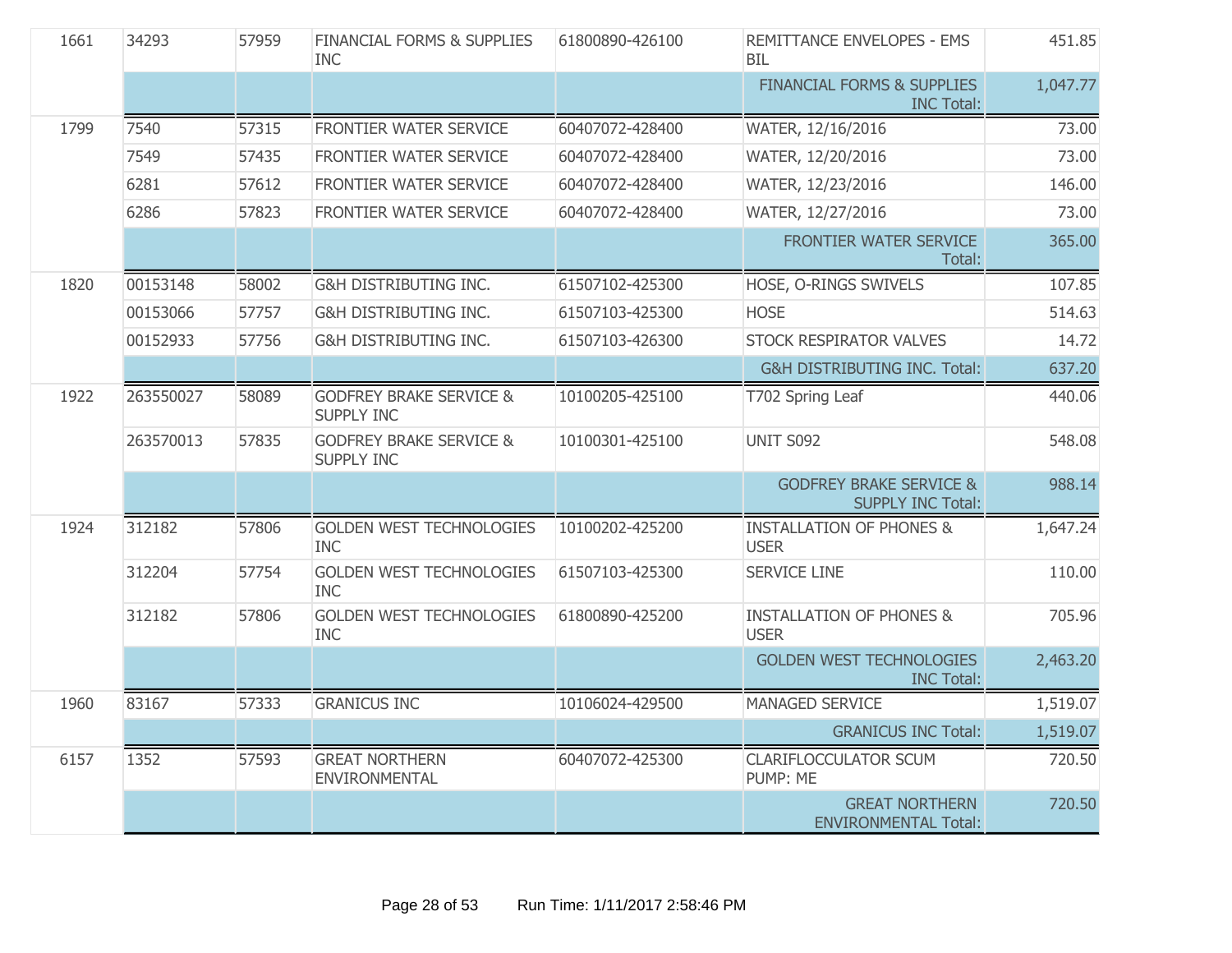| | | | | | | |
|---|---|---|---|---|---|---|
| 1661 | 34293 | 57959 | FINANCIAL FORMS & SUPPLIES INC | 61800890-426100 | REMITTANCE ENVELOPES - EMS BIL | 451.85 |
| | | | | | FINANCIAL FORMS & SUPPLIES INC Total: | 1,047.77 |
| 1799 | 7540 | 57315 | FRONTIER WATER SERVICE | 60407072-428400 | WATER, 12/16/2016 | 73.00 |
| | 7549 | 57435 | FRONTIER WATER SERVICE | 60407072-428400 | WATER, 12/20/2016 | 73.00 |
| | 6281 | 57612 | FRONTIER WATER SERVICE | 60407072-428400 | WATER, 12/23/2016 | 146.00 |
| | 6286 | 57823 | FRONTIER WATER SERVICE | 60407072-428400 | WATER, 12/27/2016 | 73.00 |
| | | | | | FRONTIER WATER SERVICE Total: | 365.00 |
| 1820 | 00153148 | 58002 | G&H DISTRIBUTING INC. | 61507102-425300 | HOSE, O-RINGS SWIVELS | 107.85 |
| | 00153066 | 57757 | G&H DISTRIBUTING INC. | 61507103-425300 | HOSE | 514.63 |
| | 00152933 | 57756 | G&H DISTRIBUTING INC. | 61507103-426300 | STOCK RESPIRATOR VALVES | 14.72 |
| | | | | | G&H DISTRIBUTING INC. Total: | 637.20 |
| 1922 | 263550027 | 58089 | GODFREY BRAKE SERVICE & SUPPLY INC | 10100205-425100 | T702 Spring Leaf | 440.06 |
| | 263570013 | 57835 | GODFREY BRAKE SERVICE & SUPPLY INC | 10100301-425100 | UNIT S092 | 548.08 |
| | | | | | GODFREY BRAKE SERVICE & SUPPLY INC Total: | 988.14 |
| 1924 | 312182 | 57806 | GOLDEN WEST TECHNOLOGIES INC | 10100202-425200 | INSTALLATION OF PHONES & USER | 1,647.24 |
| | 312204 | 57754 | GOLDEN WEST TECHNOLOGIES INC | 61507103-425300 | SERVICE LINE | 110.00 |
| | 312182 | 57806 | GOLDEN WEST TECHNOLOGIES INC | 61800890-425200 | INSTALLATION OF PHONES & USER | 705.96 |
| | | | | | GOLDEN WEST TECHNOLOGIES INC Total: | 2,463.20 |
| 1960 | 83167 | 57333 | GRANICUS INC | 10106024-429500 | MANAGED SERVICE | 1,519.07 |
| | | | | | GRANICUS INC Total: | 1,519.07 |
| 6157 | 1352 | 57593 | GREAT NORTHERN ENVIRONMENTAL | 60407072-425300 | CLARIFLOCCULATOR SCUM PUMP: ME | 720.50 |
| | | | | | GREAT NORTHERN ENVIRONMENTAL Total: | 720.50 |

Run Time: 1/11/2017 2:58:46 PM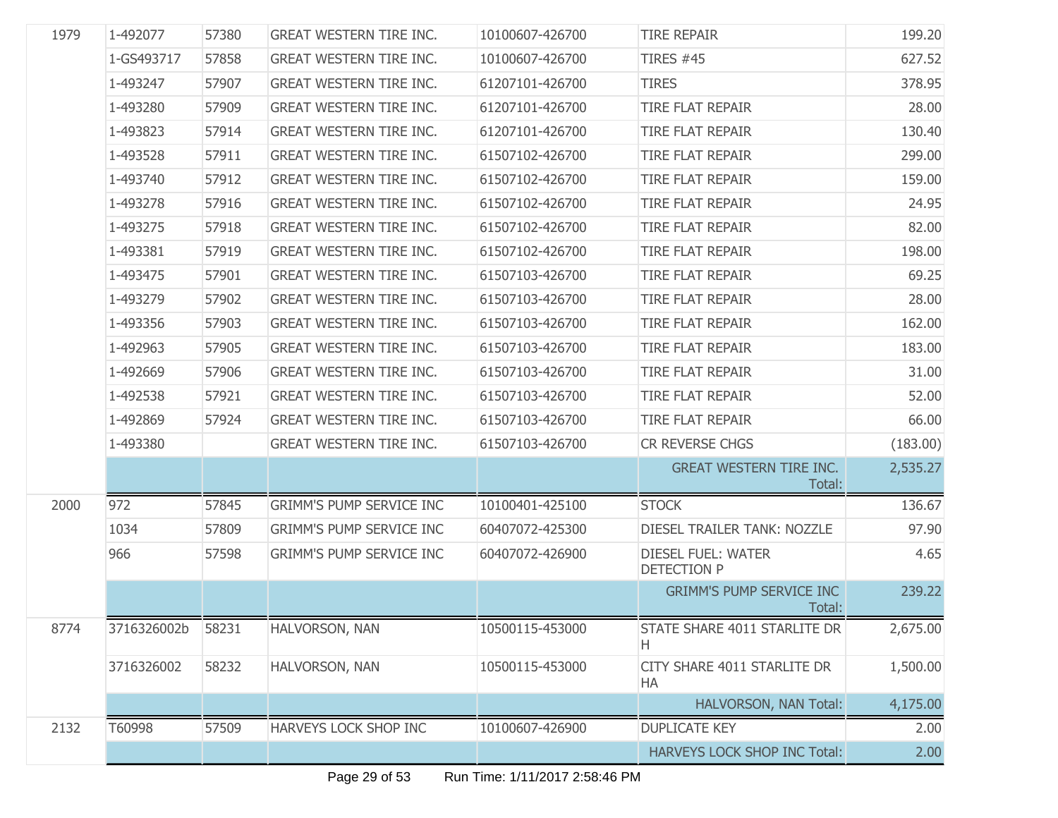| | | | | | | |
|---|---|---|---|---|---|---|
| 1979 | 1-492077 | 57380 | GREAT WESTERN TIRE INC. | 10100607-426700 | TIRE REPAIR | 199.20 |
| | 1-GS493717 | 57858 | GREAT WESTERN TIRE INC. | 10100607-426700 | TIRES #45 | 627.52 |
| | 1-493247 | 57907 | GREAT WESTERN TIRE INC. | 61207101-426700 | TIRES | 378.95 |
| | 1-493280 | 57909 | GREAT WESTERN TIRE INC. | 61207101-426700 | TIRE FLAT REPAIR | 28.00 |
| | 1-493823 | 57914 | GREAT WESTERN TIRE INC. | 61207101-426700 | TIRE FLAT REPAIR | 130.40 |
| | 1-493528 | 57911 | GREAT WESTERN TIRE INC. | 61507102-426700 | TIRE FLAT REPAIR | 299.00 |
| | 1-493740 | 57912 | GREAT WESTERN TIRE INC. | 61507102-426700 | TIRE FLAT REPAIR | 159.00 |
| | 1-493278 | 57916 | GREAT WESTERN TIRE INC. | 61507102-426700 | TIRE FLAT REPAIR | 24.95 |
| | 1-493275 | 57918 | GREAT WESTERN TIRE INC. | 61507102-426700 | TIRE FLAT REPAIR | 82.00 |
| | 1-493381 | 57919 | GREAT WESTERN TIRE INC. | 61507102-426700 | TIRE FLAT REPAIR | 198.00 |
| | 1-493475 | 57901 | GREAT WESTERN TIRE INC. | 61507103-426700 | TIRE FLAT REPAIR | 69.25 |
| | 1-493279 | 57902 | GREAT WESTERN TIRE INC. | 61507103-426700 | TIRE FLAT REPAIR | 28.00 |
| | 1-493356 | 57903 | GREAT WESTERN TIRE INC. | 61507103-426700 | TIRE FLAT REPAIR | 162.00 |
| | 1-492963 | 57905 | GREAT WESTERN TIRE INC. | 61507103-426700 | TIRE FLAT REPAIR | 183.00 |
| | 1-492669 | 57906 | GREAT WESTERN TIRE INC. | 61507103-426700 | TIRE FLAT REPAIR | 31.00 |
| | 1-492538 | 57921 | GREAT WESTERN TIRE INC. | 61507103-426700 | TIRE FLAT REPAIR | 52.00 |
| | 1-492869 | 57924 | GREAT WESTERN TIRE INC. | 61507103-426700 | TIRE FLAT REPAIR | 66.00 |
| | 1-493380 | | GREAT WESTERN TIRE INC. | 61507103-426700 | CR REVERSE CHGS | (183.00) |
| | | | | | GREAT WESTERN TIRE INC. Total: | 2,535.27 |
| 2000 | 972 | 57845 | GRIMM'S PUMP SERVICE INC | 10100401-425100 | STOCK | 136.67 |
| | 1034 | 57809 | GRIMM'S PUMP SERVICE INC | 60407072-425300 | DIESEL TRAILER TANK: NOZZLE | 97.90 |
| | 966 | 57598 | GRIMM'S PUMP SERVICE INC | 60407072-426900 | DIESEL FUEL: WATER DETECTION P | 4.65 |
| | | | | | GRIMM'S PUMP SERVICE INC Total: | 239.22 |
| 8774 | 3716326002b | 58231 | HALVORSON, NAN | 10500115-453000 | STATE SHARE 4011 STARLITE DR H | 2,675.00 |
| | 3716326002 | 58232 | HALVORSON, NAN | 10500115-453000 | CITY SHARE 4011 STARLITE DR HA | 1,500.00 |
| | | | | | HALVORSON, NAN Total: | 4,175.00 |
| 2132 | T60998 | 57509 | HARVEYS LOCK SHOP INC | 10100607-426900 | DUPLICATE KEY | 2.00 |
| | | | | | HARVEYS LOCK SHOP INC Total: | 2.00 |

Run Time: 1/11/2017 2:58:46 PM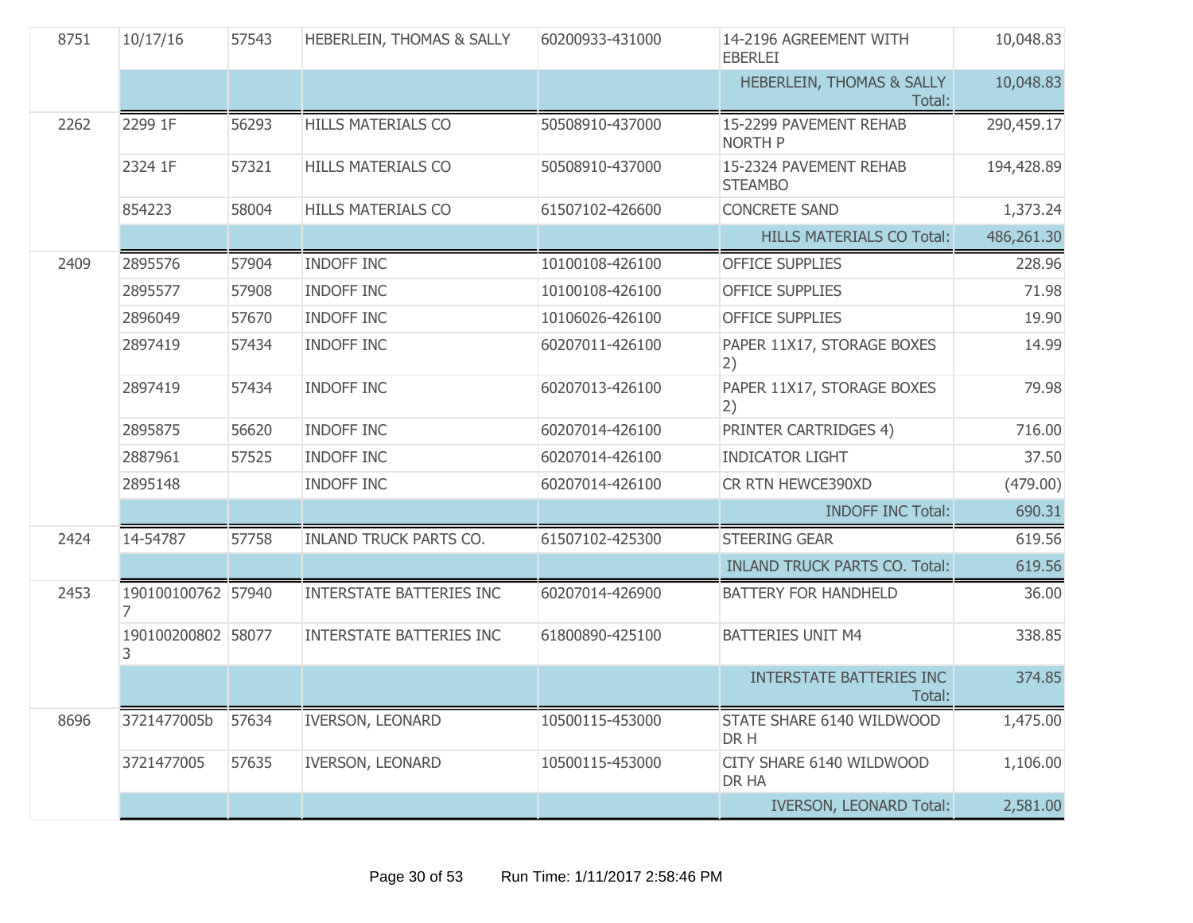| | | | | | | |
|---|---|---|---|---|---|---|
| 8751 | 10/17/16 | 57543 | HEBERLEIN, THOMAS & SALLY | 60200933-431000 | 14-2196 AGREEMENT WITH EBERLEI | 10,048.83 |
| | | | | | HEBERLEIN, THOMAS & SALLY Total: | 10,048.83 |
| 2262 | 2299 1F | 56293 | HILLS MATERIALS CO | 50508910-437000 | 15-2299 PAVEMENT REHAB NORTH P | 290,459.17 |
| | 2324 1F | 57321 | HILLS MATERIALS CO | 50508910-437000 | 15-2324 PAVEMENT REHAB STEAMBO | 194,428.89 |
| | 854223 | 58004 | HILLS MATERIALS CO | 61507102-426600 | CONCRETE SAND | 1,373.24 |
| | | | | | HILLS MATERIALS CO Total: | 486,261.30 |
| 2409 | 2895576 | 57904 | INDOFF INC | 10100108-426100 | OFFICE SUPPLIES | 228.96 |
| | 2895577 | 57908 | INDOFF INC | 10100108-426100 | OFFICE SUPPLIES | 71.98 |
| | 2896049 | 57670 | INDOFF INC | 10106026-426100 | OFFICE SUPPLIES | 19.90 |
| | 2897419 | 57434 | INDOFF INC | 60207011-426100 | PAPER 11X17, STORAGE BOXES 2) | 14.99 |
| | 2897419 | 57434 | INDOFF INC | 60207013-426100 | PAPER 11X17, STORAGE BOXES 2) | 79.98 |
| | 2895875 | 56620 | INDOFF INC | 60207014-426100 | PRINTER CARTRIDGES 4) | 716.00 |
| | 2887961 | 57525 | INDOFF INC | 60207014-426100 | INDICATOR LIGHT | 37.50 |
| | 2895148 | | INDOFF INC | 60207014-426100 | CR RTN HEWCE390XD | (479.00) |
| | | | | | INDOFF INC Total: | 690.31 |
| 2424 | 14-54787 | 57758 | INLAND TRUCK PARTS CO. | 61507102-425300 | STEERING GEAR | 619.56 |
| | | | | | INLAND TRUCK PARTS CO. Total: | 619.56 |
| 2453 | 1901001007627 | 57940 | INTERSTATE BATTERIES INC | 60207014-426900 | BATTERY FOR HANDHELD | 36.00 |
| | 1901002008023 | 58077 | INTERSTATE BATTERIES INC | 61800890-425100 | BATTERIES UNIT M4 | 338.85 |
| | | | | | INTERSTATE BATTERIES INC Total: | 374.85 |
| 8696 | 3721477005b | 57634 | IVERSON, LEONARD | 10500115-453000 | STATE SHARE 6140 WILDWOOD DR H | 1,475.00 |
| | 3721477005 | 57635 | IVERSON, LEONARD | 10500115-453000 | CITY SHARE 6140 WILDWOOD DR HA | 1,106.00 |
| | | | | | IVERSON, LEONARD Total: | 2,581.00 |

Run Time: 1/11/2017 2:58:46 PM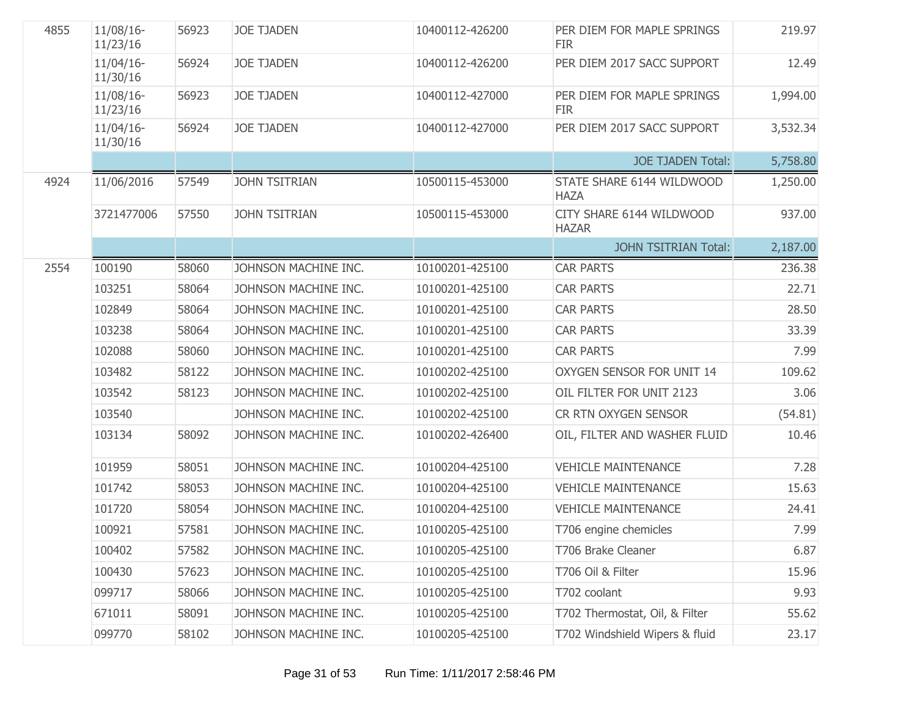| | | | | | | |
|---|---|---|---|---|---|---|
| 4855 | 11/08/16-11/23/16 | 56923 | JOE TJADEN | 10400112-426200 | PER DIEM FOR MAPLE SPRINGS FIR | 219.97 |
| | 11/04/16-11/30/16 | 56924 | JOE TJADEN | 10400112-426200 | PER DIEM 2017 SACC SUPPORT | 12.49 |
| | 11/08/16-11/23/16 | 56923 | JOE TJADEN | 10400112-427000 | PER DIEM FOR MAPLE SPRINGS FIR | 1,994.00 |
| | 11/04/16-11/30/16 | 56924 | JOE TJADEN | 10400112-427000 | PER DIEM 2017 SACC SUPPORT | 3,532.34 |
| | | | | | JOE TJADEN Total: | 5,758.80 |
| 4924 | 11/06/2016 | 57549 | JOHN TSITRIAN | 10500115-453000 | STATE SHARE 6144 WILDWOOD HAZA | 1,250.00 |
| | 3721477006 | 57550 | JOHN TSITRIAN | 10500115-453000 | CITY SHARE 6144 WILDWOOD HAZAR | 937.00 |
| | | | | | JOHN TSITRIAN Total: | 2,187.00 |
| 2554 | 100190 | 58060 | JOHNSON MACHINE INC. | 10100201-425100 | CAR PARTS | 236.38 |
| | 103251 | 58064 | JOHNSON MACHINE INC. | 10100201-425100 | CAR PARTS | 22.71 |
| | 102849 | 58064 | JOHNSON MACHINE INC. | 10100201-425100 | CAR PARTS | 28.50 |
| | 103238 | 58064 | JOHNSON MACHINE INC. | 10100201-425100 | CAR PARTS | 33.39 |
| | 102088 | 58060 | JOHNSON MACHINE INC. | 10100201-425100 | CAR PARTS | 7.99 |
| | 103482 | 58122 | JOHNSON MACHINE INC. | 10100202-425100 | OXYGEN SENSOR FOR UNIT 14 | 109.62 |
| | 103542 | 58123 | JOHNSON MACHINE INC. | 10100202-425100 | OIL FILTER FOR UNIT 2123 | 3.06 |
| | 103540 | | JOHNSON MACHINE INC. | 10100202-425100 | CR RTN OXYGEN SENSOR | (54.81) |
| | 103134 | 58092 | JOHNSON MACHINE INC. | 10100202-426400 | OIL, FILTER AND WASHER FLUID | 10.46 |
| | 101959 | 58051 | JOHNSON MACHINE INC. | 10100204-425100 | VEHICLE MAINTENANCE | 7.28 |
| | 101742 | 58053 | JOHNSON MACHINE INC. | 10100204-425100 | VEHICLE MAINTENANCE | 15.63 |
| | 101720 | 58054 | JOHNSON MACHINE INC. | 10100204-425100 | VEHICLE MAINTENANCE | 24.41 |
| | 100921 | 57581 | JOHNSON MACHINE INC. | 10100205-425100 | T706 engine chemicles | 7.99 |
| | 100402 | 57582 | JOHNSON MACHINE INC. | 10100205-425100 | T706 Brake Cleaner | 6.87 |
| | 100430 | 57623 | JOHNSON MACHINE INC. | 10100205-425100 | T706 Oil & Filter | 15.96 |
| | 099717 | 58066 | JOHNSON MACHINE INC. | 10100205-425100 | T702 coolant | 9.93 |
| | 671011 | 58091 | JOHNSON MACHINE INC. | 10100205-425100 | T702 Thermostat, Oil, & Filter | 55.62 |
| | 099770 | 58102 | JOHNSON MACHINE INC. | 10100205-425100 | T702 Windshield Wipers & fluid | 23.17 |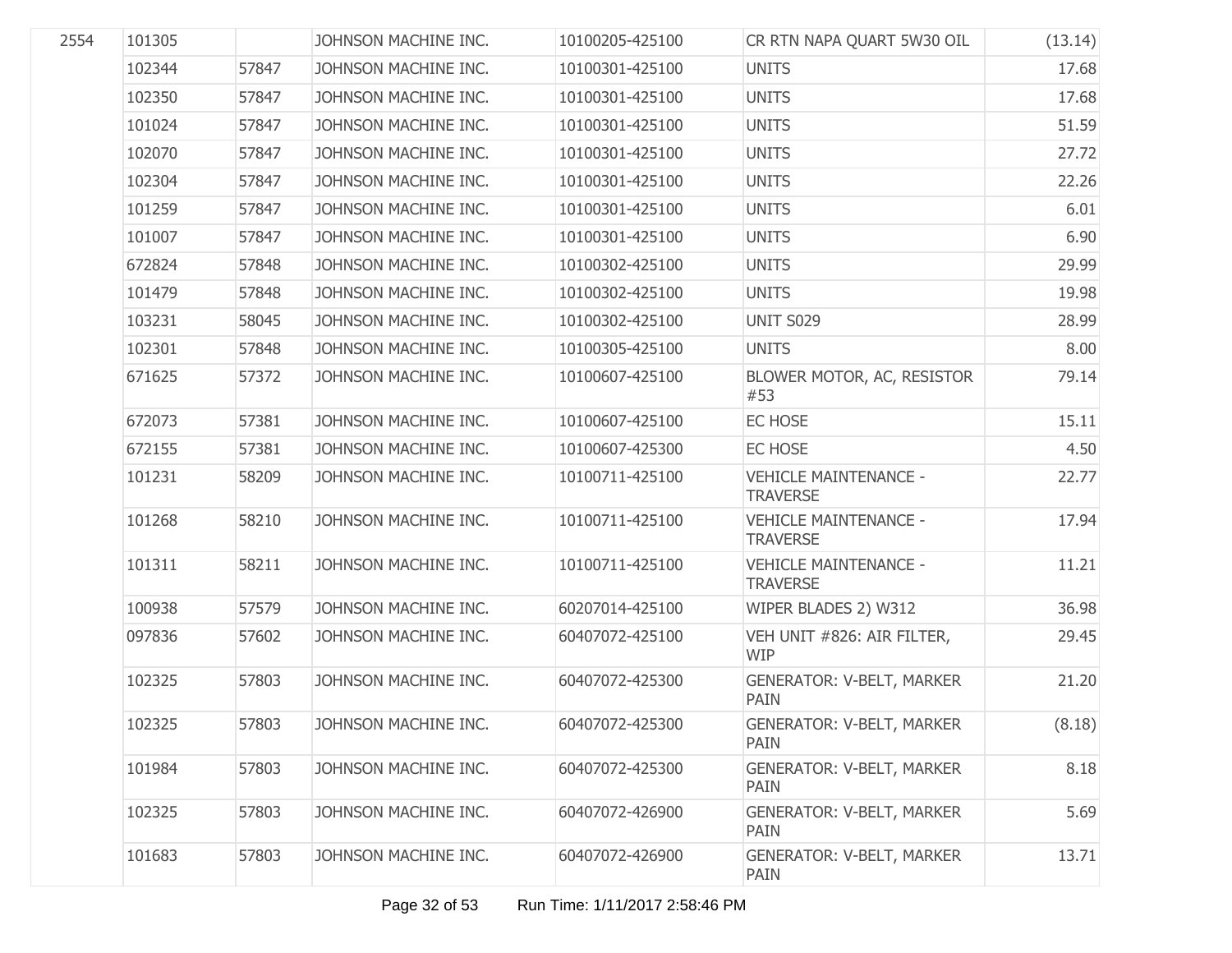| | | | | | | |
|---|---|---|---|---|---|---|
| 2554 | 101305 | | JOHNSON MACHINE INC. | 10100205-425100 | CR RTN NAPA QUART 5W30 OIL | (13.14) |
| | 102344 | 57847 | JOHNSON MACHINE INC. | 10100301-425100 | UNITS | 17.68 |
| | 102350 | 57847 | JOHNSON MACHINE INC. | 10100301-425100 | UNITS | 17.68 |
| | 101024 | 57847 | JOHNSON MACHINE INC. | 10100301-425100 | UNITS | 51.59 |
| | 102070 | 57847 | JOHNSON MACHINE INC. | 10100301-425100 | UNITS | 27.72 |
| | 102304 | 57847 | JOHNSON MACHINE INC. | 10100301-425100 | UNITS | 22.26 |
| | 101259 | 57847 | JOHNSON MACHINE INC. | 10100301-425100 | UNITS | 6.01 |
| | 101007 | 57847 | JOHNSON MACHINE INC. | 10100301-425100 | UNITS | 6.90 |
| | 672824 | 57848 | JOHNSON MACHINE INC. | 10100302-425100 | UNITS | 29.99 |
| | 101479 | 57848 | JOHNSON MACHINE INC. | 10100302-425100 | UNITS | 19.98 |
| | 103231 | 58045 | JOHNSON MACHINE INC. | 10100302-425100 | UNIT S029 | 28.99 |
| | 102301 | 57848 | JOHNSON MACHINE INC. | 10100305-425100 | UNITS | 8.00 |
| | 671625 | 57372 | JOHNSON MACHINE INC. | 10100607-425100 | BLOWER MOTOR, AC, RESISTOR #53 | 79.14 |
| | 672073 | 57381 | JOHNSON MACHINE INC. | 10100607-425100 | EC HOSE | 15.11 |
| | 672155 | 57381 | JOHNSON MACHINE INC. | 10100607-425300 | EC HOSE | 4.50 |
| | 101231 | 58209 | JOHNSON MACHINE INC. | 10100711-425100 | VEHICLE MAINTENANCE - TRAVERSE | 22.77 |
| | 101268 | 58210 | JOHNSON MACHINE INC. | 10100711-425100 | VEHICLE MAINTENANCE - TRAVERSE | 17.94 |
| | 101311 | 58211 | JOHNSON MACHINE INC. | 10100711-425100 | VEHICLE MAINTENANCE - TRAVERSE | 11.21 |
| | 100938 | 57579 | JOHNSON MACHINE INC. | 60207014-425100 | WIPER BLADES 2) W312 | 36.98 |
| | 097836 | 57602 | JOHNSON MACHINE INC. | 60407072-425100 | VEH UNIT #826: AIR FILTER, WIP | 29.45 |
| | 102325 | 57803 | JOHNSON MACHINE INC. | 60407072-425300 | GENERATOR: V-BELT, MARKER PAIN | 21.20 |
| | 102325 | 57803 | JOHNSON MACHINE INC. | 60407072-425300 | GENERATOR: V-BELT, MARKER PAIN | (8.18) |
| | 101984 | 57803 | JOHNSON MACHINE INC. | 60407072-425300 | GENERATOR: V-BELT, MARKER PAIN | 8.18 |
| | 102325 | 57803 | JOHNSON MACHINE INC. | 60407072-426900 | GENERATOR: V-BELT, MARKER PAIN | 5.69 |
| | 101683 | 57803 | JOHNSON MACHINE INC. | 60407072-426900 | GENERATOR: V-BELT, MARKER PAIN | 13.71 |

Run Time: 1/11/2017 2:58:46 PM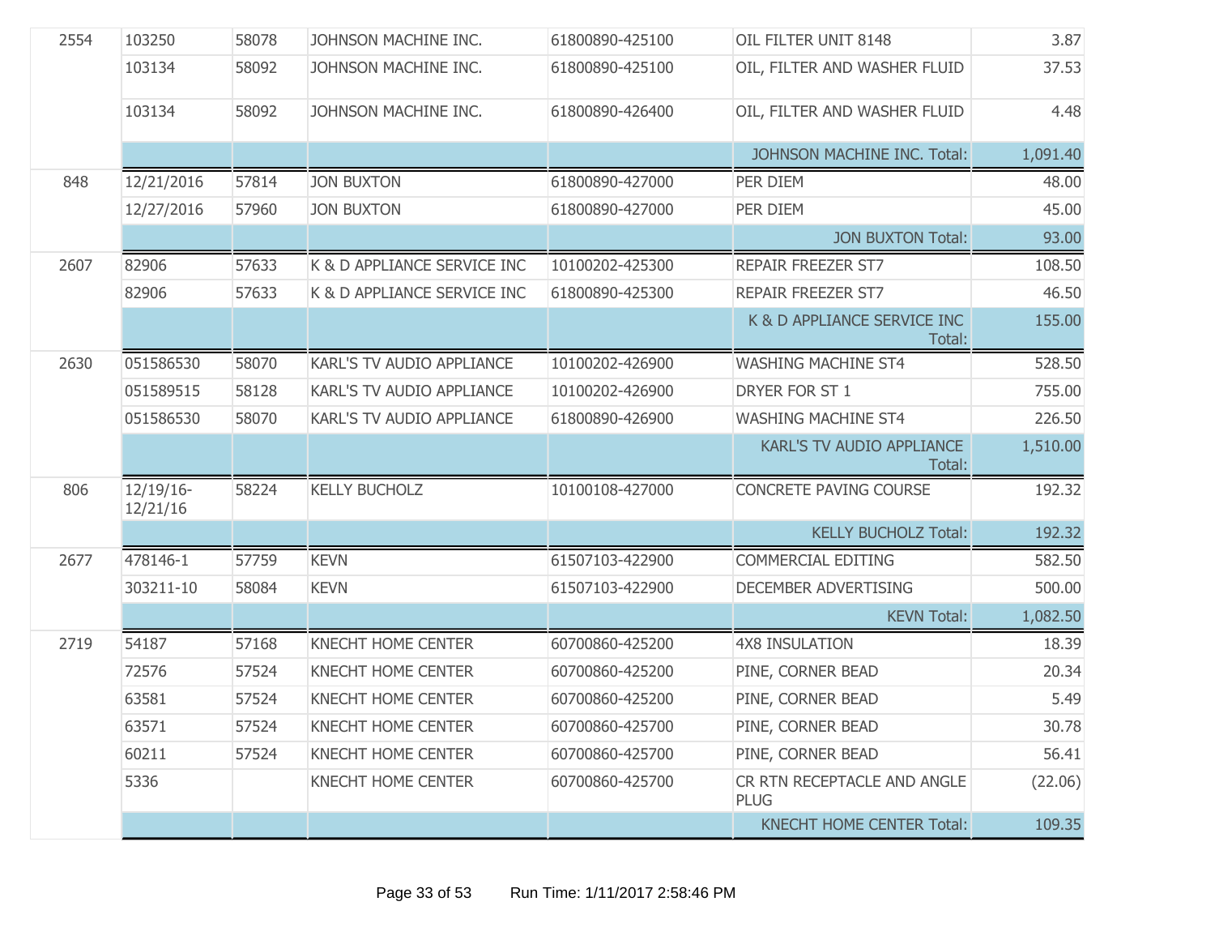| | | | | | | |
|---|---|---|---|---|---|---|
| 2554 | 103250 | 58078 | JOHNSON MACHINE INC. | 61800890-425100 | OIL FILTER UNIT 8148 | 3.87 |
| | 103134 | 58092 | JOHNSON MACHINE INC. | 61800890-425100 | OIL, FILTER AND WASHER FLUID | 37.53 |
| | 103134 | 58092 | JOHNSON MACHINE INC. | 61800890-426400 | OIL, FILTER AND WASHER FLUID | 4.48 |
| | | | | | JOHNSON MACHINE INC. Total: | 1,091.40 |
| 848 | 12/21/2016 | 57814 | JON BUXTON | 61800890-427000 | PER DIEM | 48.00 |
| | 12/27/2016 | 57960 | JON BUXTON | 61800890-427000 | PER DIEM | 45.00 |
| | | | | | JON BUXTON Total: | 93.00 |
| 2607 | 82906 | 57633 | K & D APPLIANCE SERVICE INC | 10100202-425300 | REPAIR FREEZER ST7 | 108.50 |
| | 82906 | 57633 | K & D APPLIANCE SERVICE INC | 61800890-425300 | REPAIR FREEZER ST7 | 46.50 |
| | | | | | K & D APPLIANCE SERVICE INC Total: | 155.00 |
| 2630 | 051586530 | 58070 | KARL'S TV AUDIO APPLIANCE | 10100202-426900 | WASHING MACHINE ST4 | 528.50 |
| | 051589515 | 58128 | KARL'S TV AUDIO APPLIANCE | 10100202-426900 | DRYER FOR ST 1 | 755.00 |
| | 051586530 | 58070 | KARL'S TV AUDIO APPLIANCE | 61800890-426900 | WASHING MACHINE ST4 | 226.50 |
| | | | | | KARL'S TV AUDIO APPLIANCE Total: | 1,510.00 |
| 806 | 12/19/16-12/21/16 | 58224 | KELLY BUCHOLZ | 10100108-427000 | CONCRETE PAVING COURSE | 192.32 |
| | | | | | KELLY BUCHOLZ Total: | 192.32 |
| 2677 | 478146-1 | 57759 | KEVN | 61507103-422900 | COMMERCIAL EDITING | 582.50 |
| | 303211-10 | 58084 | KEVN | 61507103-422900 | DECEMBER ADVERTISING | 500.00 |
| | | | | | KEVN Total: | 1,082.50 |
| 2719 | 54187 | 57168 | KNECHT HOME CENTER | 60700860-425200 | 4X8 INSULATION | 18.39 |
| | 72576 | 57524 | KNECHT HOME CENTER | 60700860-425200 | PINE, CORNER BEAD | 20.34 |
| | 63581 | 57524 | KNECHT HOME CENTER | 60700860-425200 | PINE, CORNER BEAD | 5.49 |
| | 63571 | 57524 | KNECHT HOME CENTER | 60700860-425700 | PINE, CORNER BEAD | 30.78 |
| | 60211 | 57524 | KNECHT HOME CENTER | 60700860-425700 | PINE, CORNER BEAD | 56.41 |
| | 5336 | | KNECHT HOME CENTER | 60700860-425700 | CR RTN RECEPTACLE AND ANGLE PLUG | (22.06) |
| | | | | | KNECHT HOME CENTER Total: | 109.35 |

Run Time: 1/11/2017 2:58:46 PM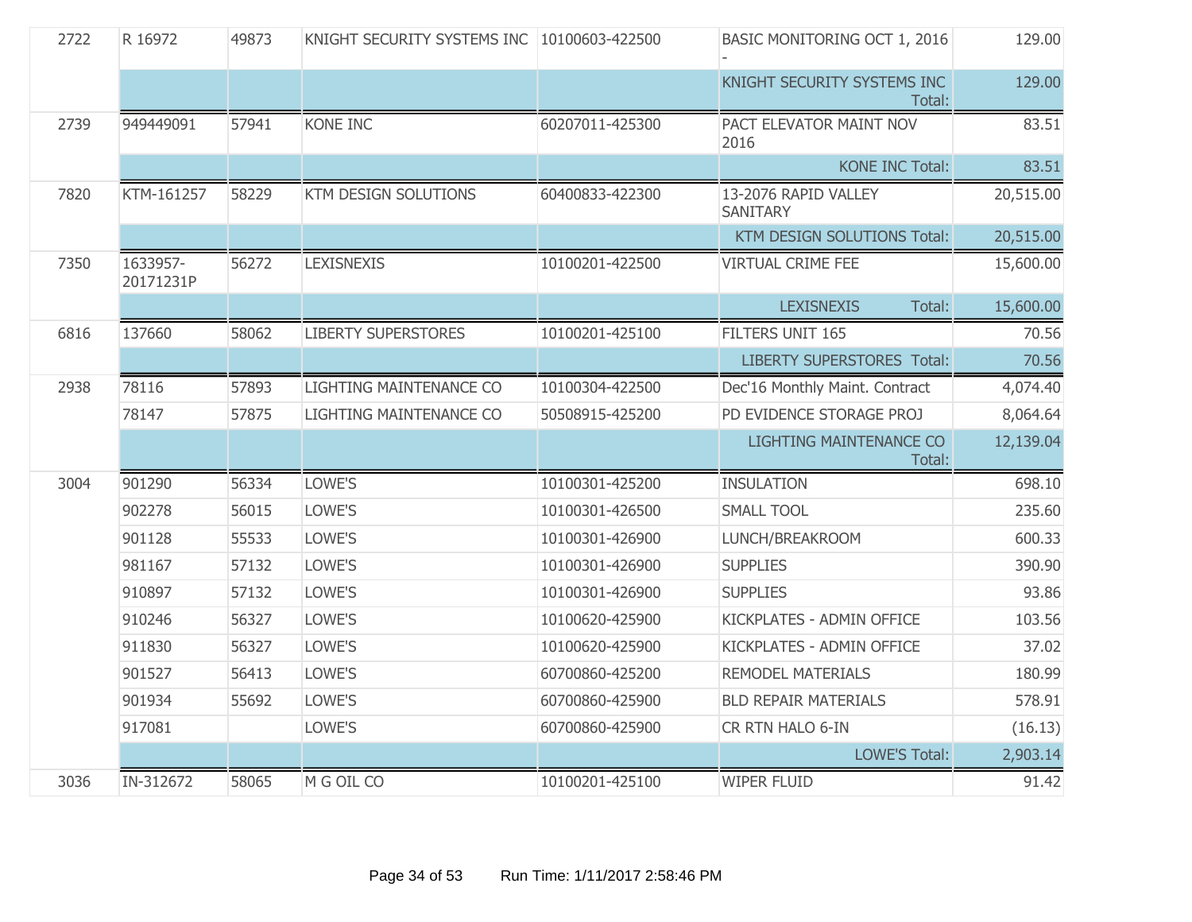| | | | | | | |
|---|---|---|---|---|---|---|
| 2722 | R 16972 | 49873 | KNIGHT SECURITY SYSTEMS INC | 10100603-422500 | BASIC MONITORING OCT 1, 2016 - | 129.00 |
| | | | | | KNIGHT SECURITY SYSTEMS INC Total: | 129.00 |
| 2739 | 949449091 | 57941 | KONE INC | 60207011-425300 | PACT ELEVATOR MAINT NOV 2016 | 83.51 |
| | | | | | KONE INC Total: | 83.51 |
| 7820 | KTM-161257 | 58229 | KTM DESIGN SOLUTIONS | 60400833-422300 | 13-2076 RAPID VALLEY SANITARY | 20,515.00 |
| | | | | | KTM DESIGN SOLUTIONS Total: | 20,515.00 |
| 7350 | 1633957-20171231P | 56272 | LEXISNEXIS | 10100201-422500 | VIRTUAL CRIME FEE | 15,600.00 |
| | | | | | LEXISNEXIS Total: | 15,600.00 |
| 6816 | 137660 | 58062 | LIBERTY SUPERSTORES | 10100201-425100 | FILTERS UNIT 165 | 70.56 |
| | | | | | LIBERTY SUPERSTORES Total: | 70.56 |
| 2938 | 78116 | 57893 | LIGHTING MAINTENANCE CO | 10100304-422500 | Dec'16 Monthly Maint. Contract | 4,074.40 |
| | 78147 | 57875 | LIGHTING MAINTENANCE CO | 50508915-425200 | PD EVIDENCE STORAGE PROJ | 8,064.64 |
| | | | | | LIGHTING MAINTENANCE CO Total: | 12,139.04 |
| 3004 | 901290 | 56334 | LOWE'S | 10100301-425200 | INSULATION | 698.10 |
| | 902278 | 56015 | LOWE'S | 10100301-426500 | SMALL TOOL | 235.60 |
| | 901128 | 55533 | LOWE'S | 10100301-426900 | LUNCH/BREAKROOM | 600.33 |
| | 981167 | 57132 | LOWE'S | 10100301-426900 | SUPPLIES | 390.90 |
| | 910897 | 57132 | LOWE'S | 10100301-426900 | SUPPLIES | 93.86 |
| | 910246 | 56327 | LOWE'S | 10100620-425900 | KICKPLATES - ADMIN OFFICE | 103.56 |
| | 911830 | 56327 | LOWE'S | 10100620-425900 | KICKPLATES - ADMIN OFFICE | 37.02 |
| | 901527 | 56413 | LOWE'S | 60700860-425200 | REMODEL MATERIALS | 180.99 |
| | 901934 | 55692 | LOWE'S | 60700860-425900 | BLD REPAIR MATERIALS | 578.91 |
| | 917081 | | LOWE'S | 60700860-425900 | CR RTN HALO 6-IN | (16.13) |
| | | | | | LOWE'S Total: | 2,903.14 |
| 3036 | IN-312672 | 58065 | M G OIL CO | 10100201-425100 | WIPER FLUID | 91.42 |

Run Time: 1/11/2017 2:58:46 PM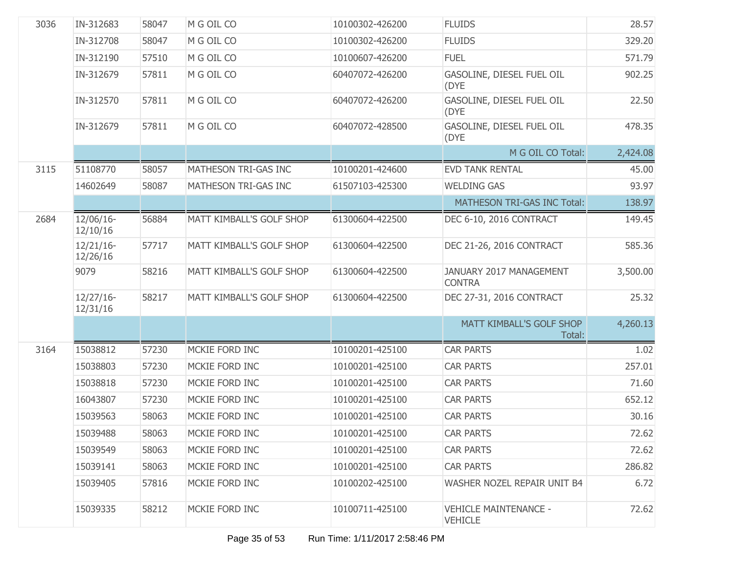| | | | | | | |
|---|---|---|---|---|---|---|
| 3036 | IN-312683 | 58047 | M G OIL CO | 10100302-426200 | FLUIDS | 28.57 |
| | IN-312708 | 58047 | M G OIL CO | 10100302-426200 | FLUIDS | 329.20 |
| | IN-312190 | 57510 | M G OIL CO | 10100607-426200 | FUEL | 571.79 |
| | IN-312679 | 57811 | M G OIL CO | 60407072-426200 | GASOLINE, DIESEL FUEL OIL (DYE | 902.25 |
| | IN-312570 | 57811 | M G OIL CO | 60407072-426200 | GASOLINE, DIESEL FUEL OIL (DYE | 22.50 |
| | IN-312679 | 57811 | M G OIL CO | 60407072-428500 | GASOLINE, DIESEL FUEL OIL (DYE | 478.35 |
| | | | | | M G OIL CO Total: | 2,424.08 |
| 3115 | 51108770 | 58057 | MATHESON TRI-GAS INC | 10100201-424600 | EVD TANK RENTAL | 45.00 |
| | 14602649 | 58087 | MATHESON TRI-GAS INC | 61507103-425300 | WELDING GAS | 93.97 |
| | | | | | MATHESON TRI-GAS INC Total: | 138.97 |
| 2684 | 12/06/16-12/10/16 | 56884 | MATT KIMBALL'S GOLF SHOP | 61300604-422500 | DEC 6-10, 2016 CONTRACT | 149.45 |
| | 12/21/16-12/26/16 | 57717 | MATT KIMBALL'S GOLF SHOP | 61300604-422500 | DEC 21-26, 2016 CONTRACT | 585.36 |
| | 9079 | 58216 | MATT KIMBALL'S GOLF SHOP | 61300604-422500 | JANUARY 2017 MANAGEMENT CONTRA | 3,500.00 |
| | 12/27/16-12/31/16 | 58217 | MATT KIMBALL'S GOLF SHOP | 61300604-422500 | DEC 27-31, 2016 CONTRACT | 25.32 |
| | | | | | MATT KIMBALL'S GOLF SHOP Total: | 4,260.13 |
| 3164 | 15038812 | 57230 | MCKIE FORD INC | 10100201-425100 | CAR PARTS | 1.02 |
| | 15038803 | 57230 | MCKIE FORD INC | 10100201-425100 | CAR PARTS | 257.01 |
| | 15038818 | 57230 | MCKIE FORD INC | 10100201-425100 | CAR PARTS | 71.60 |
| | 16043807 | 57230 | MCKIE FORD INC | 10100201-425100 | CAR PARTS | 652.12 |
| | 15039563 | 58063 | MCKIE FORD INC | 10100201-425100 | CAR PARTS | 30.16 |
| | 15039488 | 58063 | MCKIE FORD INC | 10100201-425100 | CAR PARTS | 72.62 |
| | 15039549 | 58063 | MCKIE FORD INC | 10100201-425100 | CAR PARTS | 72.62 |
| | 15039141 | 58063 | MCKIE FORD INC | 10100201-425100 | CAR PARTS | 286.82 |
| | 15039405 | 57816 | MCKIE FORD INC | 10100202-425100 | WASHER NOZEL REPAIR UNIT B4 | 6.72 |
| | 15039335 | 58212 | MCKIE FORD INC | 10100711-425100 | VEHICLE MAINTENANCE - VEHICLE | 72.62 |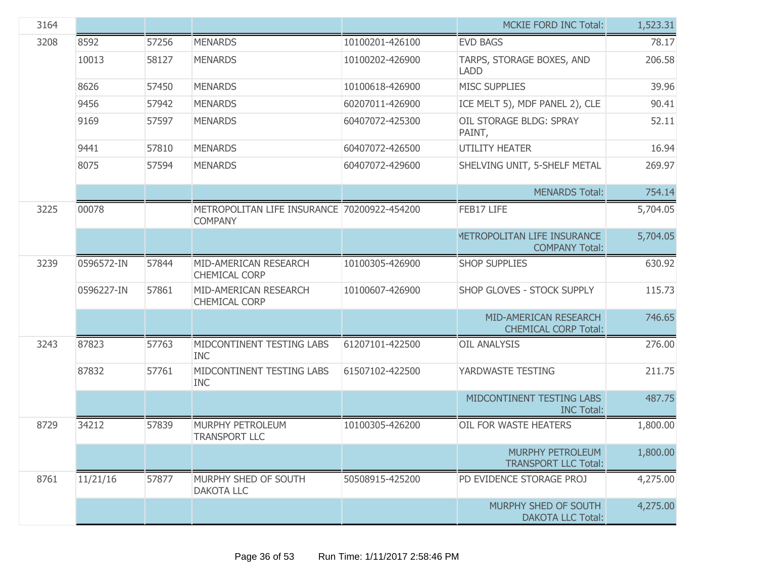| | | | | | | |
|---|---|---|---|---|---|---|
| 3164 | | | | | MCKIE FORD INC Total: | 1,523.31 |
| 3208 | 8592 | 57256 | MENARDS | 10100201-426100 | EVD BAGS | 78.17 |
| | 10013 | 58127 | MENARDS | 10100202-426900 | TARPS, STORAGE BOXES, AND LADD | 206.58 |
| | 8626 | 57450 | MENARDS | 10100618-426900 | MISC SUPPLIES | 39.96 |
| | 9456 | 57942 | MENARDS | 60207011-426900 | ICE MELT 5), MDF PANEL 2), CLE | 90.41 |
| | 9169 | 57597 | MENARDS | 60407072-425300 | OIL STORAGE BLDG: SPRAY PAINT, | 52.11 |
| | 9441 | 57810 | MENARDS | 60407072-426500 | UTILITY HEATER | 16.94 |
| | 8075 | 57594 | MENARDS | 60407072-429600 | SHELVING UNIT, 5-SHELF METAL | 269.97 |
| | | | | | MENARDS Total: | 754.14 |
| 3225 | 00078 | | METROPOLITAN LIFE INSURANCE COMPANY | 70200922-454200 | FEB17 LIFE | 5,704.05 |
| | | | | | METROPOLITAN LIFE INSURANCE COMPANY Total: | 5,704.05 |
| 3239 | 0596572-IN | 57844 | MID-AMERICAN RESEARCH CHEMICAL CORP | 10100305-426900 | SHOP SUPPLIES | 630.92 |
| | 0596227-IN | 57861 | MID-AMERICAN RESEARCH CHEMICAL CORP | 10100607-426900 | SHOP GLOVES - STOCK SUPPLY | 115.73 |
| | | | | | MID-AMERICAN RESEARCH CHEMICAL CORP Total: | 746.65 |
| 3243 | 87823 | 57763 | MIDCONTINENT TESTING LABS INC | 61207101-422500 | OIL ANALYSIS | 276.00 |
| | 87832 | 57761 | MIDCONTINENT TESTING LABS INC | 61507102-422500 | YARDWASTE TESTING | 211.75 |
| | | | | | MIDCONTINENT TESTING LABS INC Total: | 487.75 |
| 8729 | 34212 | 57839 | MURPHY PETROLEUM TRANSPORT LLC | 10100305-426200 | OIL FOR WASTE HEATERS | 1,800.00 |
| | | | | | MURPHY PETROLEUM TRANSPORT LLC Total: | 1,800.00 |
| 8761 | 11/21/16 | 57877 | MURPHY SHED OF SOUTH DAKOTA LLC | 50508915-425200 | PD EVIDENCE STORAGE PROJ | 4,275.00 |
| | | | | | MURPHY SHED OF SOUTH DAKOTA LLC Total: | 4,275.00 |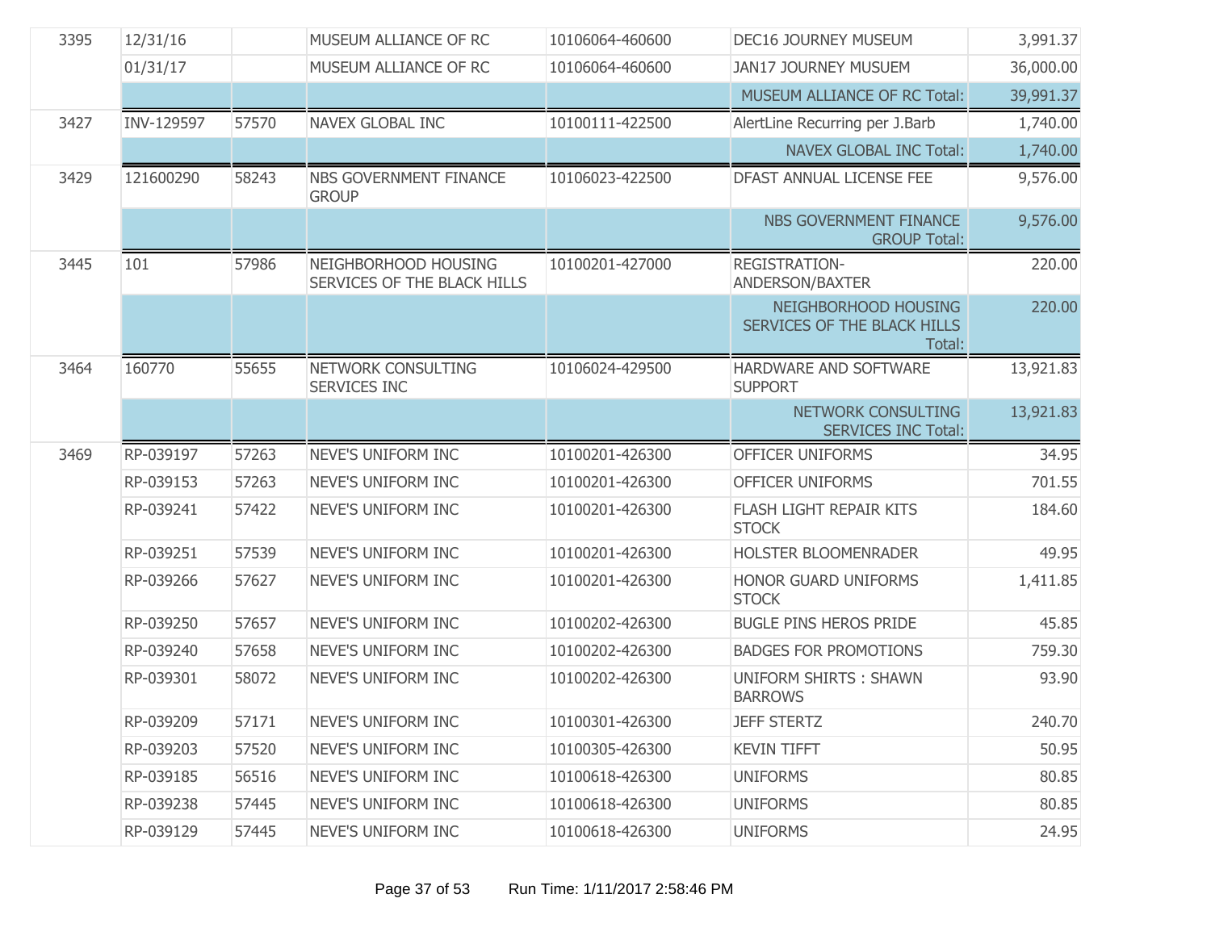| | | | | | | |
|---|---|---|---|---|---|---|
| 3395 | 12/31/16 | | MUSEUM ALLIANCE OF RC | 10106064-460600 | DEC16 JOURNEY MUSEUM | 3,991.37 |
| | 01/31/17 | | MUSEUM ALLIANCE OF RC | 10106064-460600 | JAN17 JOURNEY MUSUEM | 36,000.00 |
| | | | | | MUSEUM ALLIANCE OF RC Total: | 39,991.37 |
| 3427 | INV-129597 | 57570 | NAVEX GLOBAL INC | 10100111-422500 | AlertLine Recurring per J.Barb | 1,740.00 |
| | | | | | NAVEX GLOBAL INC Total: | 1,740.00 |
| 3429 | 121600290 | 58243 | NBS GOVERNMENT FINANCE GROUP | 10106023-422500 | DFAST ANNUAL LICENSE FEE | 9,576.00 |
| | | | | | NBS GOVERNMENT FINANCE GROUP Total: | 9,576.00 |
| 3445 | 101 | 57986 | NEIGHBORHOOD HOUSING SERVICES OF THE BLACK HILLS | 10100201-427000 | REGISTRATION-ANDERSON/BAXTER | 220.00 |
| | | | | | NEIGHBORHOOD HOUSING SERVICES OF THE BLACK HILLS Total: | 220.00 |
| 3464 | 160770 | 55655 | NETWORK CONSULTING SERVICES INC | 10106024-429500 | HARDWARE AND SOFTWARE SUPPORT | 13,921.83 |
| | | | | | NETWORK CONSULTING SERVICES INC Total: | 13,921.83 |
| 3469 | RP-039197 | 57263 | NEVE'S UNIFORM INC | 10100201-426300 | OFFICER UNIFORMS | 34.95 |
| | RP-039153 | 57263 | NEVE'S UNIFORM INC | 10100201-426300 | OFFICER UNIFORMS | 701.55 |
| | RP-039241 | 57422 | NEVE'S UNIFORM INC | 10100201-426300 | FLASH LIGHT REPAIR KITS STOCK | 184.60 |
| | RP-039251 | 57539 | NEVE'S UNIFORM INC | 10100201-426300 | HOLSTER BLOOMENRADER | 49.95 |
| | RP-039266 | 57627 | NEVE'S UNIFORM INC | 10100201-426300 | HONOR GUARD UNIFORMS STOCK | 1,411.85 |
| | RP-039250 | 57657 | NEVE'S UNIFORM INC | 10100202-426300 | BUGLE PINS HEROS PRIDE | 45.85 |
| | RP-039240 | 57658 | NEVE'S UNIFORM INC | 10100202-426300 | BADGES FOR PROMOTIONS | 759.30 |
| | RP-039301 | 58072 | NEVE'S UNIFORM INC | 10100202-426300 | UNIFORM SHIRTS : SHAWN BARROWS | 93.90 |
| | RP-039209 | 57171 | NEVE'S UNIFORM INC | 10100301-426300 | JEFF STERTZ | 240.70 |
| | RP-039203 | 57520 | NEVE'S UNIFORM INC | 10100305-426300 | KEVIN TIFFT | 50.95 |
| | RP-039185 | 56516 | NEVE'S UNIFORM INC | 10100618-426300 | UNIFORMS | 80.85 |
| | RP-039238 | 57445 | NEVE'S UNIFORM INC | 10100618-426300 | UNIFORMS | 80.85 |
| | RP-039129 | 57445 | NEVE'S UNIFORM INC | 10100618-426300 | UNIFORMS | 24.95 |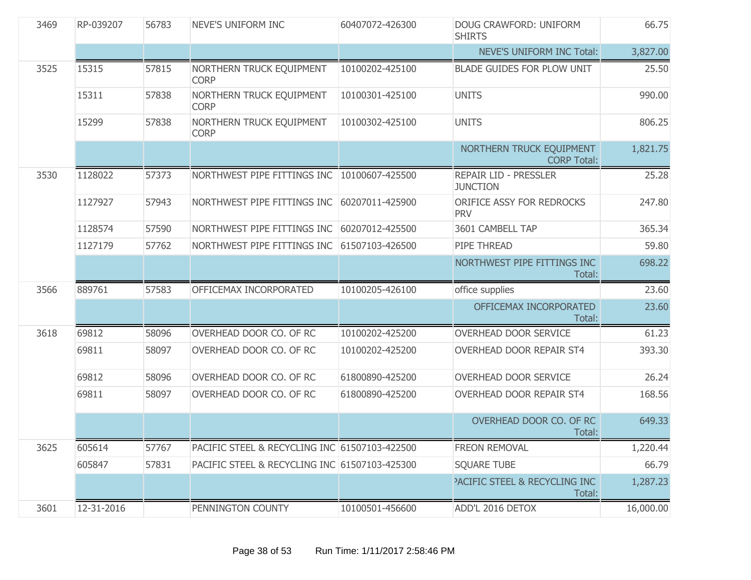| | | | | | | |
|---|---|---|---|---|---|---|
| 3469 | RP-039207 | 56783 | NEVE'S UNIFORM INC | 60407072-426300 | DOUG CRAWFORD: UNIFORM SHIRTS | 66.75 |
| | | | | | NEVE'S UNIFORM INC Total: | 3,827.00 |
| 3525 | 15315 | 57815 | NORTHERN TRUCK EQUIPMENT CORP | 10100202-425100 | BLADE GUIDES FOR PLOW UNIT | 25.50 |
| | 15311 | 57838 | NORTHERN TRUCK EQUIPMENT CORP | 10100301-425100 | UNITS | 990.00 |
| | 15299 | 57838 | NORTHERN TRUCK EQUIPMENT CORP | 10100302-425100 | UNITS | 806.25 |
| | | | | | NORTHERN TRUCK EQUIPMENT CORP Total: | 1,821.75 |
| 3530 | 1128022 | 57373 | NORTHWEST PIPE FITTINGS INC | 10100607-425500 | REPAIR LID - PRESSLER JUNCTION | 25.28 |
| | 1127927 | 57943 | NORTHWEST PIPE FITTINGS INC | 60207011-425900 | ORIFICE ASSY FOR REDROCKS PRV | 247.80 |
| | 1128574 | 57590 | NORTHWEST PIPE FITTINGS INC | 60207012-425500 | 3601 CAMBELL TAP | 365.34 |
| | 1127179 | 57762 | NORTHWEST PIPE FITTINGS INC | 61507103-426500 | PIPE THREAD | 59.80 |
| | | | | | NORTHWEST PIPE FITTINGS INC Total: | 698.22 |
| 3566 | 889761 | 57583 | OFFICEMAX INCORPORATED | 10100205-426100 | office supplies | 23.60 |
| | | | | | OFFICEMAX INCORPORATED Total: | 23.60 |
| 3618 | 69812 | 58096 | OVERHEAD DOOR CO. OF RC | 10100202-425200 | OVERHEAD DOOR SERVICE | 61.23 |
| | 69811 | 58097 | OVERHEAD DOOR CO. OF RC | 10100202-425200 | OVERHEAD DOOR REPAIR ST4 | 393.30 |
| | 69812 | 58096 | OVERHEAD DOOR CO. OF RC | 61800890-425200 | OVERHEAD DOOR SERVICE | 26.24 |
| | 69811 | 58097 | OVERHEAD DOOR CO. OF RC | 61800890-425200 | OVERHEAD DOOR REPAIR ST4 | 168.56 |
| | | | | | OVERHEAD DOOR CO. OF RC Total: | 649.33 |
| 3625 | 605614 | 57767 | PACIFIC STEEL & RECYCLING INC | 61507103-422500 | FREON REMOVAL | 1,220.44 |
| | 605847 | 57831 | PACIFIC STEEL & RECYCLING INC | 61507103-425300 | SQUARE TUBE | 66.79 |
| | | | | | PACIFIC STEEL & RECYCLING INC Total: | 1,287.23 |
| 3601 | 12-31-2016 | | PENNINGTON COUNTY | 10100501-456600 | ADD'L 2016 DETOX | 16,000.00 |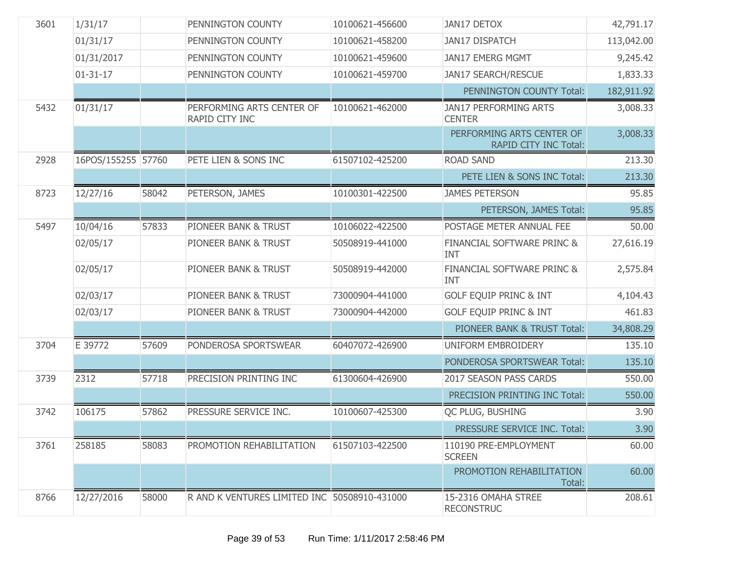| | | | | | | |
|---|---|---|---|---|---|---|
| 3601 | 1/31/17 | | PENNINGTON COUNTY | 10100621-456600 | JAN17 DETOX | 42,791.17 |
| | 01/31/17 | | PENNINGTON COUNTY | 10100621-458200 | JAN17 DISPATCH | 113,042.00 |
| | 01/31/2017 | | PENNINGTON COUNTY | 10100621-459600 | JAN17 EMERG MGMT | 9,245.42 |
| | 01-31-17 | | PENNINGTON COUNTY | 10100621-459700 | JAN17 SEARCH/RESCUE | 1,833.33 |
| | | | | | PENNINGTON COUNTY Total: | 182,911.92 |
| 5432 | 01/31/17 | | PERFORMING ARTS CENTER OF RAPID CITY INC | 10100621-462000 | JAN17 PERFORMING ARTS CENTER | 3,008.33 |
| | | | | | PERFORMING ARTS CENTER OF RAPID CITY INC Total: | 3,008.33 |
| 2928 | 16POS/155255 | 57760 | PETE LIEN & SONS INC | 61507102-425200 | ROAD SAND | 213.30 |
| | | | | | PETE LIEN & SONS INC Total: | 213.30 |
| 8723 | 12/27/16 | 58042 | PETERSON, JAMES | 10100301-422500 | JAMES PETERSON | 95.85 |
| | | | | | PETERSON, JAMES Total: | 95.85 |
| 5497 | 10/04/16 | 57833 | PIONEER BANK & TRUST | 10106022-422500 | POSTAGE METER ANNUAL FEE | 50.00 |
| | 02/05/17 | | PIONEER BANK & TRUST | 50508919-441000 | FINANCIAL SOFTWARE PRINC & INT | 27,616.19 |
| | 02/05/17 | | PIONEER BANK & TRUST | 50508919-442000 | FINANCIAL SOFTWARE PRINC & INT | 2,575.84 |
| | 02/03/17 | | PIONEER BANK & TRUST | 73000904-441000 | GOLF EQUIP PRINC & INT | 4,104.43 |
| | 02/03/17 | | PIONEER BANK & TRUST | 73000904-442000 | GOLF EQUIP PRINC & INT | 461.83 |
| | | | | | PIONEER BANK & TRUST Total: | 34,808.29 |
| 3704 | E 39772 | 57609 | PONDEROSA SPORTSWEAR | 60407072-426900 | UNIFORM EMBROIDERY | 135.10 |
| | | | | | PONDEROSA SPORTSWEAR Total: | 135.10 |
| 3739 | 2312 | 57718 | PRECISION PRINTING INC | 61300604-426900 | 2017 SEASON PASS CARDS | 550.00 |
| | | | | | PRECISION PRINTING INC Total: | 550.00 |
| 3742 | 106175 | 57862 | PRESSURE SERVICE INC. | 10100607-425300 | QC PLUG, BUSHING | 3.90 |
| | | | | | PRESSURE SERVICE INC. Total: | 3.90 |
| 3761 | 258185 | 58083 | PROMOTION REHABILITATION | 61507103-422500 | 110190 PRE-EMPLOYMENT SCREEN | 60.00 |
| | | | | | PROMOTION REHABILITATION Total: | 60.00 |
| 8766 | 12/27/2016 | 58000 | R AND K VENTURES LIMITED INC | 50508910-431000 | 15-2316 OMAHA STREE RECONSTRUC | 208.61 |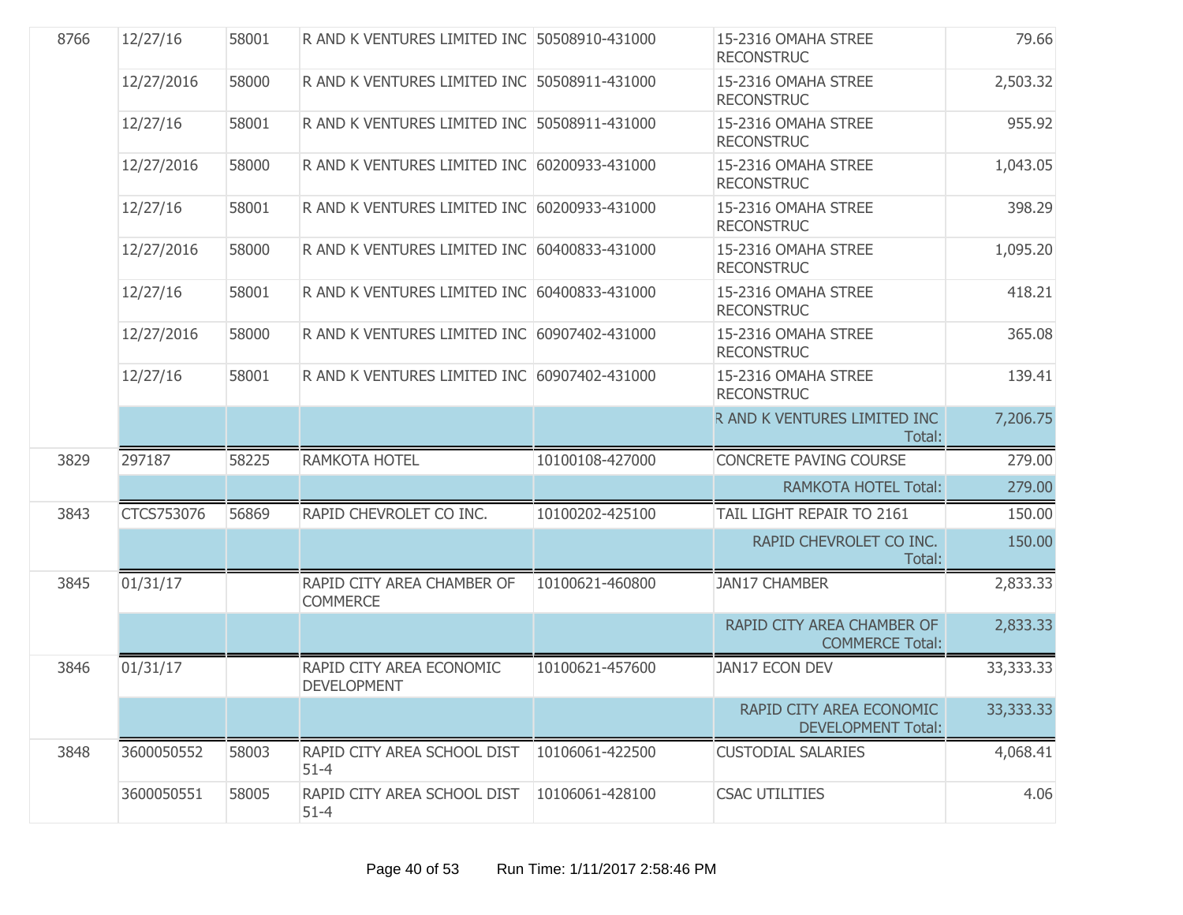| | | | | | | |
|---|---|---|---|---|---|---|
| 8766 | 12/27/16 | 58001 | R AND K VENTURES LIMITED INC | 50508910-431000 | 15-2316 OMAHA STREE RECONSTRUC | 79.66 |
| | 12/27/2016 | 58000 | R AND K VENTURES LIMITED INC | 50508911-431000 | 15-2316 OMAHA STREE RECONSTRUC | 2,503.32 |
| | 12/27/16 | 58001 | R AND K VENTURES LIMITED INC | 50508911-431000 | 15-2316 OMAHA STREE RECONSTRUC | 955.92 |
| | 12/27/2016 | 58000 | R AND K VENTURES LIMITED INC | 60200933-431000 | 15-2316 OMAHA STREE RECONSTRUC | 1,043.05 |
| | 12/27/16 | 58001 | R AND K VENTURES LIMITED INC | 60200933-431000 | 15-2316 OMAHA STREE RECONSTRUC | 398.29 |
| | 12/27/2016 | 58000 | R AND K VENTURES LIMITED INC | 60400833-431000 | 15-2316 OMAHA STREE RECONSTRUC | 1,095.20 |
| | 12/27/16 | 58001 | R AND K VENTURES LIMITED INC | 60400833-431000 | 15-2316 OMAHA STREE RECONSTRUC | 418.21 |
| | 12/27/2016 | 58000 | R AND K VENTURES LIMITED INC | 60907402-431000 | 15-2316 OMAHA STREE RECONSTRUC | 365.08 |
| | 12/27/16 | 58001 | R AND K VENTURES LIMITED INC | 60907402-431000 | 15-2316 OMAHA STREE RECONSTRUC | 139.41 |
| | | | | | R AND K VENTURES LIMITED INC Total: | 7,206.75 |
| 3829 | 297187 | 58225 | RAMKOTA HOTEL | 10100108-427000 | CONCRETE PAVING COURSE | 279.00 |
| | | | | | RAMKOTA HOTEL Total: | 279.00 |
| 3843 | CTCS753076 | 56869 | RAPID CHEVROLET CO INC. | 10100202-425100 | TAIL LIGHT REPAIR TO 2161 | 150.00 |
| | | | | | RAPID CHEVROLET CO INC. Total: | 150.00 |
| 3845 | 01/31/17 | | RAPID CITY AREA CHAMBER OF COMMERCE | 10100621-460800 | JAN17 CHAMBER | 2,833.33 |
| | | | | | RAPID CITY AREA CHAMBER OF COMMERCE Total: | 2,833.33 |
| 3846 | 01/31/17 | | RAPID CITY AREA ECONOMIC DEVELOPMENT | 10100621-457600 | JAN17 ECON DEV | 33,333.33 |
| | | | | | RAPID CITY AREA ECONOMIC DEVELOPMENT Total: | 33,333.33 |
| 3848 | 3600050552 | 58003 | RAPID CITY AREA SCHOOL DIST 51-4 | 10106061-422500 | CUSTODIAL SALARIES | 4,068.41 |
| | 3600050551 | 58005 | RAPID CITY AREA SCHOOL DIST 51-4 | 10106061-428100 | CSAC UTILITIES | 4.06 |

Run Time: 1/11/2017 2:58:46 PM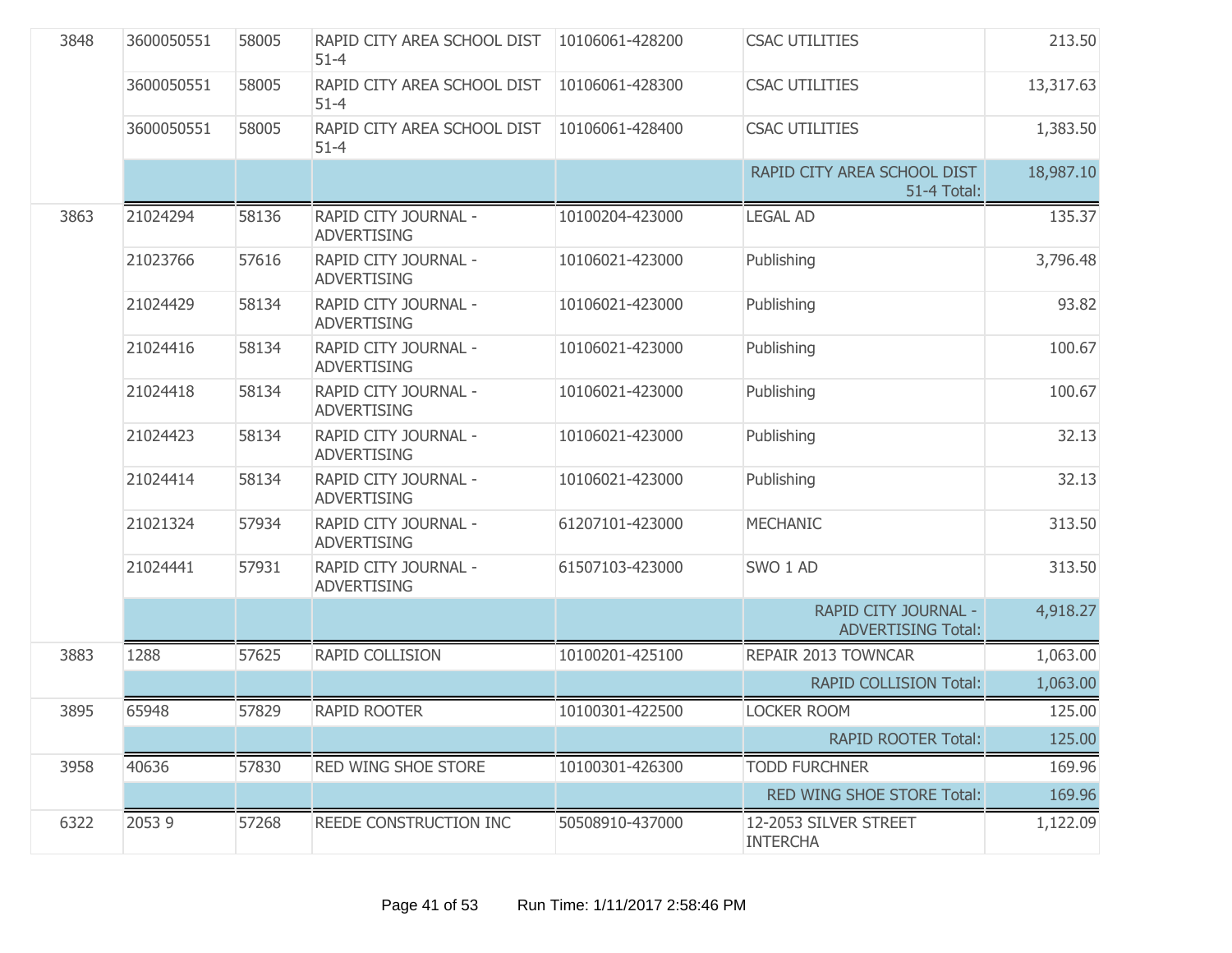| | | | | | | |
|---|---|---|---|---|---|---|
| 3848 | 3600050551 | 58005 | RAPID CITY AREA SCHOOL DIST 51-4 | 10106061-428200 | CSAC UTILITIES | 213.50 |
| | 3600050551 | 58005 | RAPID CITY AREA SCHOOL DIST 51-4 | 10106061-428300 | CSAC UTILITIES | 13,317.63 |
| | 3600050551 | 58005 | RAPID CITY AREA SCHOOL DIST 51-4 | 10106061-428400 | CSAC UTILITIES | 1,383.50 |
| | | | | | RAPID CITY AREA SCHOOL DIST 51-4 Total: | 18,987.10 |
| 3863 | 21024294 | 58136 | RAPID CITY JOURNAL - ADVERTISING | 10100204-423000 | LEGAL AD | 135.37 |
| | 21023766 | 57616 | RAPID CITY JOURNAL - ADVERTISING | 10106021-423000 | Publishing | 3,796.48 |
| | 21024429 | 58134 | RAPID CITY JOURNAL - ADVERTISING | 10106021-423000 | Publishing | 93.82 |
| | 21024416 | 58134 | RAPID CITY JOURNAL - ADVERTISING | 10106021-423000 | Publishing | 100.67 |
| | 21024418 | 58134 | RAPID CITY JOURNAL - ADVERTISING | 10106021-423000 | Publishing | 100.67 |
| | 21024423 | 58134 | RAPID CITY JOURNAL - ADVERTISING | 10106021-423000 | Publishing | 32.13 |
| | 21024414 | 58134 | RAPID CITY JOURNAL - ADVERTISING | 10106021-423000 | Publishing | 32.13 |
| | 21021324 | 57934 | RAPID CITY JOURNAL - ADVERTISING | 61207101-423000 | MECHANIC | 313.50 |
| | 21024441 | 57931 | RAPID CITY JOURNAL - ADVERTISING | 61507103-423000 | SWO 1 AD | 313.50 |
| | | | | | RAPID CITY JOURNAL - ADVERTISING Total: | 4,918.27 |
| 3883 | 1288 | 57625 | RAPID COLLISION | 10100201-425100 | REPAIR 2013 TOWNCAR | 1,063.00 |
| | | | | | RAPID COLLISION Total: | 1,063.00 |
| 3895 | 65948 | 57829 | RAPID ROOTER | 10100301-422500 | LOCKER ROOM | 125.00 |
| | | | | | RAPID ROOTER Total: | 125.00 |
| 3958 | 40636 | 57830 | RED WING SHOE STORE | 10100301-426300 | TODD FURCHNER | 169.96 |
| | | | | | RED WING SHOE STORE Total: | 169.96 |
| 6322 | 2053 9 | 57268 | REEDE CONSTRUCTION INC | 50508910-437000 | 12-2053 SILVER STREET INTERCHA | 1,122.09 |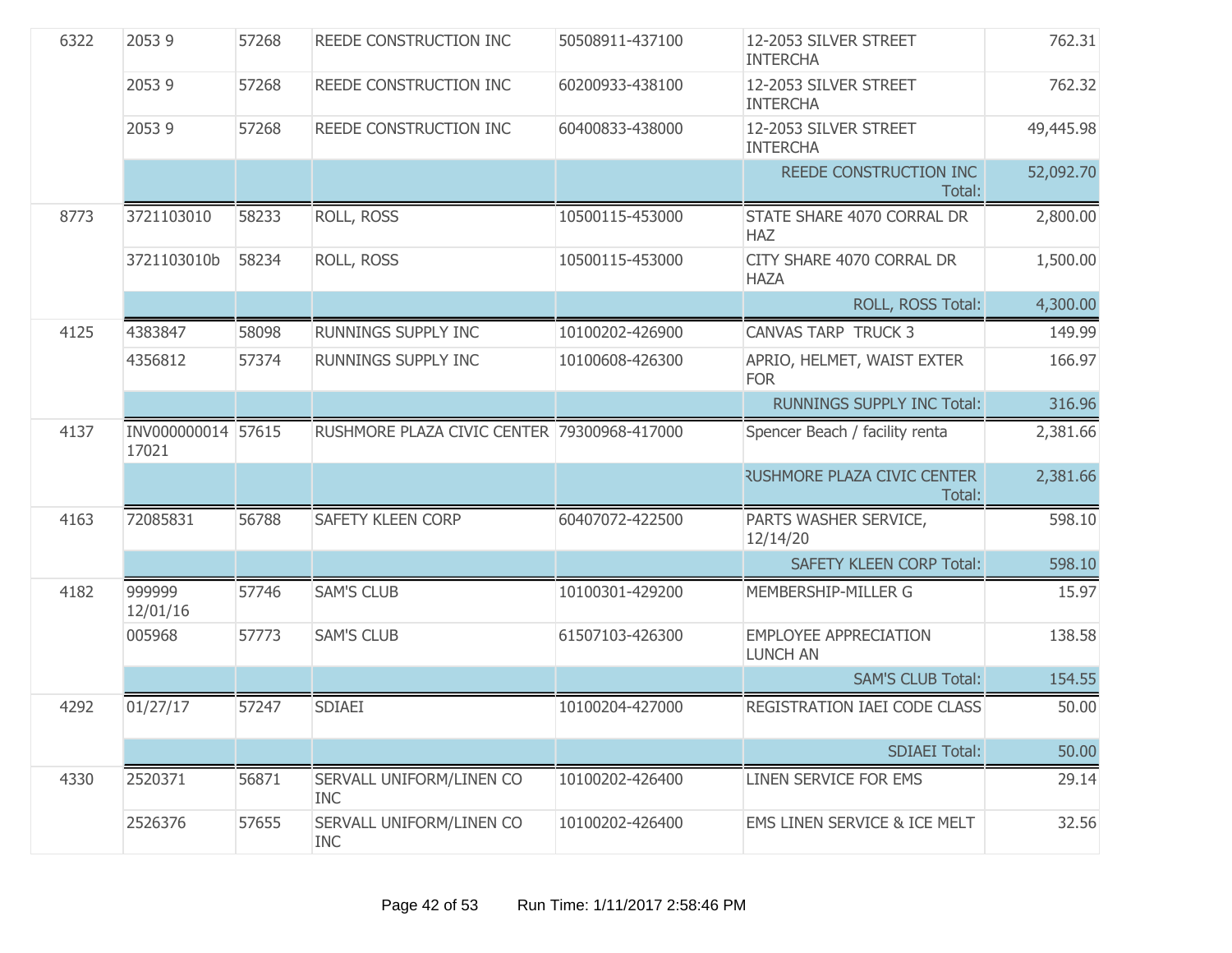| | | | | | | |
|---|---|---|---|---|---|---|
| 6322 | 2053 9 | 57268 | REEDE CONSTRUCTION INC | 50508911-437100 | 12-2053 SILVER STREET INTERCHA | 762.31 |
| | 2053 9 | 57268 | REEDE CONSTRUCTION INC | 60200933-438100 | 12-2053 SILVER STREET INTERCHA | 762.32 |
| | 2053 9 | 57268 | REEDE CONSTRUCTION INC | 60400833-438000 | 12-2053 SILVER STREET INTERCHA | 49,445.98 |
| | | | | | REEDE CONSTRUCTION INC Total: | 52,092.70 |
| 8773 | 3721103010 | 58233 | ROLL, ROSS | 10500115-453000 | STATE SHARE 4070 CORRAL DR HAZ | 2,800.00 |
| | 3721103010b | 58234 | ROLL, ROSS | 10500115-453000 | CITY SHARE 4070 CORRAL DR HAZA | 1,500.00 |
| | | | | | ROLL, ROSS Total: | 4,300.00 |
| 4125 | 4383847 | 58098 | RUNNINGS SUPPLY INC | 10100202-426900 | CANVAS TARP TRUCK 3 | 149.99 |
| | 4356812 | 57374 | RUNNINGS SUPPLY INC | 10100608-426300 | APRIO, HELMET, WAIST EXTER FOR | 166.97 |
| | | | | | RUNNINGS SUPPLY INC Total: | 316.96 |
| 4137 | INV000000014 17021 | 57615 | RUSHMORE PLAZA CIVIC CENTER | 79300968-417000 | Spencer Beach / facility renta | 2,381.66 |
| | | | | | RUSHMORE PLAZA CIVIC CENTER Total: | 2,381.66 |
| 4163 | 72085831 | 56788 | SAFETY KLEEN CORP | 60407072-422500 | PARTS WASHER SERVICE, 12/14/20 | 598.10 |
| | | | | | SAFETY KLEEN CORP Total: | 598.10 |
| 4182 | 999999 12/01/16 | 57746 | SAM'S CLUB | 10100301-429200 | MEMBERSHIP-MILLER G | 15.97 |
| | 005968 | 57773 | SAM'S CLUB | 61507103-426300 | EMPLOYEE APPRECIATION LUNCH AN | 138.58 |
| | | | | | SAM'S CLUB Total: | 154.55 |
| 4292 | 01/27/17 | 57247 | SDIAEI | 10100204-427000 | REGISTRATION IAEI CODE CLASS | 50.00 |
| | | | | | SDIAEI Total: | 50.00 |
| 4330 | 2520371 | 56871 | SERVALL UNIFORM/LINEN CO INC | 10100202-426400 | LINEN SERVICE FOR EMS | 29.14 |
| | 2526376 | 57655 | SERVALL UNIFORM/LINEN CO INC | 10100202-426400 | EMS LINEN SERVICE & ICE MELT | 32.56 |

Run Time: 1/11/2017 2:58:46 PM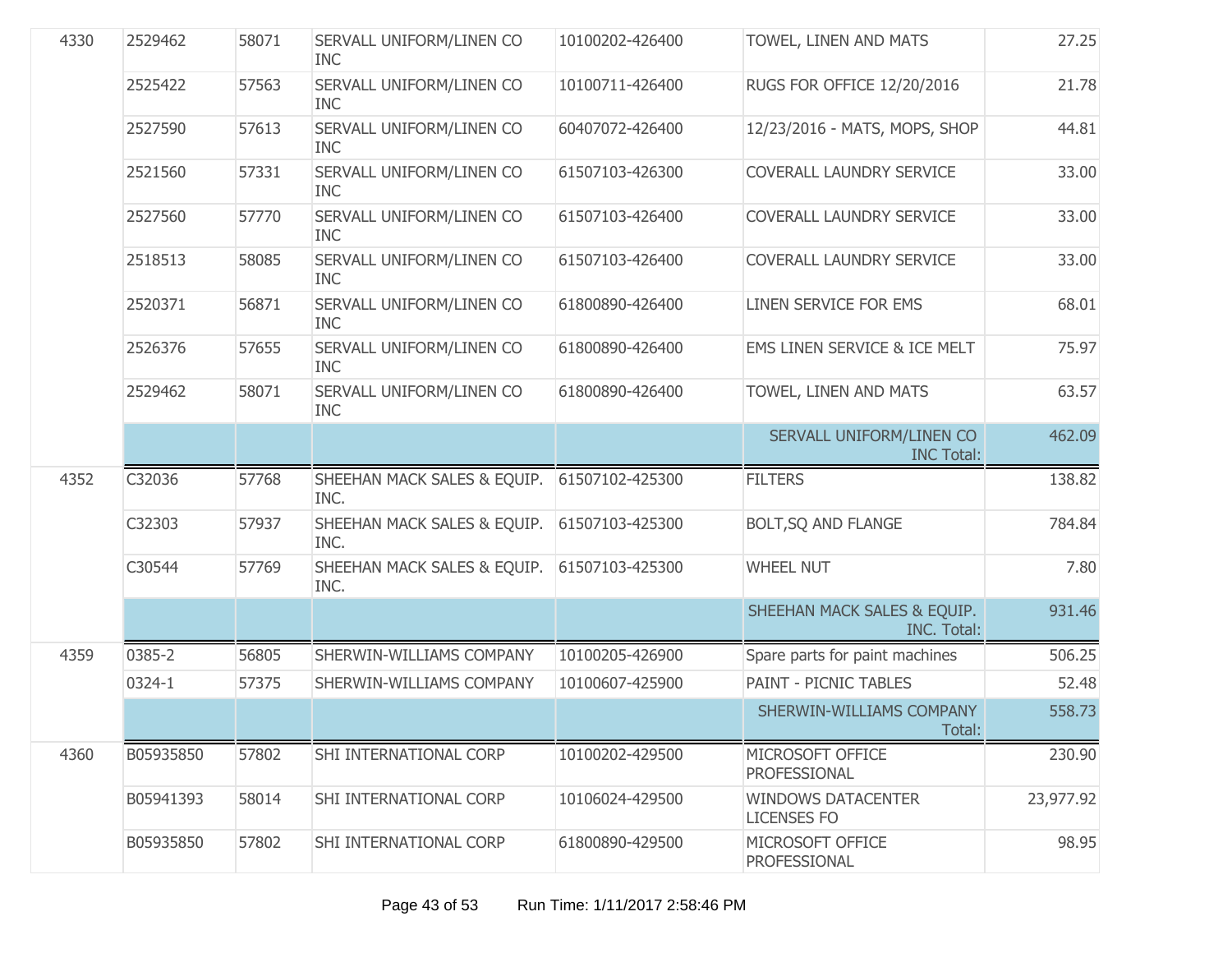| | | | | | | |
|---|---|---|---|---|---|---|
| 4330 | 2529462 | 58071 | SERVALL UNIFORM/LINEN CO INC | 10100202-426400 | TOWEL, LINEN AND MATS | 27.25 |
| | 2525422 | 57563 | SERVALL UNIFORM/LINEN CO INC | 10100711-426400 | RUGS FOR OFFICE 12/20/2016 | 21.78 |
| | 2527590 | 57613 | SERVALL UNIFORM/LINEN CO INC | 60407072-426400 | 12/23/2016 - MATS, MOPS, SHOP | 44.81 |
| | 2521560 | 57331 | SERVALL UNIFORM/LINEN CO INC | 61507103-426300 | COVERALL LAUNDRY SERVICE | 33.00 |
| | 2527560 | 57770 | SERVALL UNIFORM/LINEN CO INC | 61507103-426400 | COVERALL LAUNDRY SERVICE | 33.00 |
| | 2518513 | 58085 | SERVALL UNIFORM/LINEN CO INC | 61507103-426400 | COVERALL LAUNDRY SERVICE | 33.00 |
| | 2520371 | 56871 | SERVALL UNIFORM/LINEN CO INC | 61800890-426400 | LINEN SERVICE FOR EMS | 68.01 |
| | 2526376 | 57655 | SERVALL UNIFORM/LINEN CO INC | 61800890-426400 | EMS LINEN SERVICE & ICE MELT | 75.97 |
| | 2529462 | 58071 | SERVALL UNIFORM/LINEN CO INC | 61800890-426400 | TOWEL, LINEN AND MATS | 63.57 |
| | | | | | SERVALL UNIFORM/LINEN CO INC Total: | 462.09 |
| 4352 | C32036 | 57768 | SHEEHAN MACK SALES & EQUIP. INC. | 61507102-425300 | FILTERS | 138.82 |
| | C32303 | 57937 | SHEEHAN MACK SALES & EQUIP. INC. | 61507103-425300 | BOLT,SQ AND FLANGE | 784.84 |
| | C30544 | 57769 | SHEEHAN MACK SALES & EQUIP. INC. | 61507103-425300 | WHEEL NUT | 7.80 |
| | | | | | SHEEHAN MACK SALES & EQUIP. INC. Total: | 931.46 |
| 4359 | 0385-2 | 56805 | SHERWIN-WILLIAMS COMPANY | 10100205-426900 | Spare parts for paint machines | 506.25 |
| | 0324-1 | 57375 | SHERWIN-WILLIAMS COMPANY | 10100607-425900 | PAINT - PICNIC TABLES | 52.48 |
| | | | | | SHERWIN-WILLIAMS COMPANY Total: | 558.73 |
| 4360 | B05935850 | 57802 | SHI INTERNATIONAL CORP | 10100202-429500 | MICROSOFT OFFICE PROFESSIONAL | 230.90 |
| | B05941393 | 58014 | SHI INTERNATIONAL CORP | 10106024-429500 | WINDOWS DATACENTER LICENSES FO | 23,977.92 |
| | B05935850 | 57802 | SHI INTERNATIONAL CORP | 61800890-429500 | MICROSOFT OFFICE PROFESSIONAL | 98.95 |

Run Time: 1/11/2017 2:58:46 PM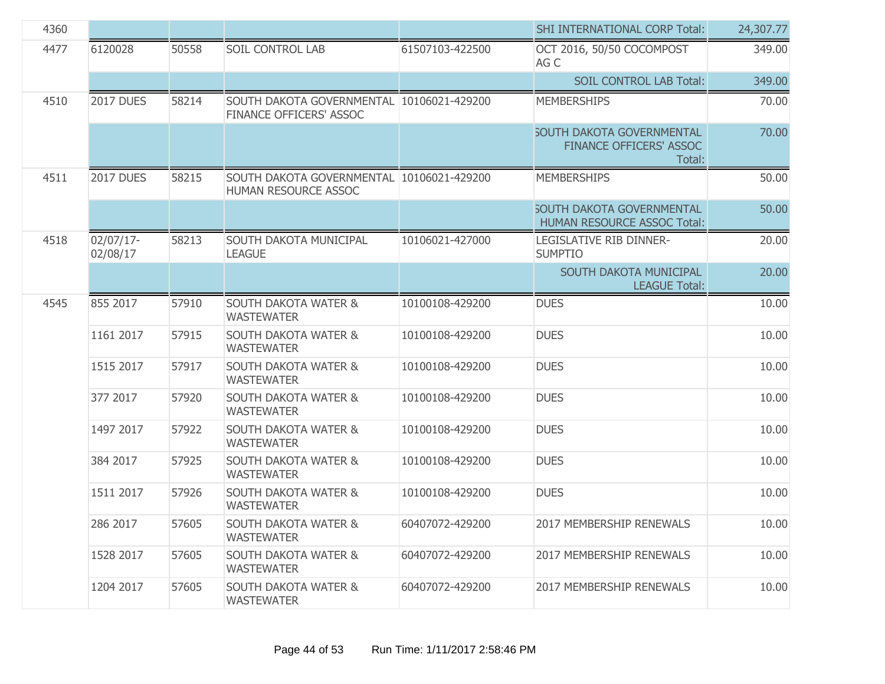| | | | | | | |
|---|---|---|---|---|---|---|
| 4360 | | | | | SHI INTERNATIONAL CORP Total: | 24,307.77 |
| 4477 | 6120028 | 50558 | SOIL CONTROL LAB | 61507103-422500 | OCT 2016, 50/50 COCOMPOST AG C | 349.00 |
| | | | | | SOIL CONTROL LAB Total: | 349.00 |
| 4510 | 2017 DUES | 58214 | SOUTH DAKOTA GOVERNMENTAL FINANCE OFFICERS' ASSOC | 10106021-429200 | MEMBERSHIPS | 70.00 |
| | | | | | SOUTH DAKOTA GOVERNMENTAL FINANCE OFFICERS' ASSOC Total: | 70.00 |
| 4511 | 2017 DUES | 58215 | SOUTH DAKOTA GOVERNMENTAL HUMAN RESOURCE ASSOC | 10106021-429200 | MEMBERSHIPS | 50.00 |
| | | | | | SOUTH DAKOTA GOVERNMENTAL HUMAN RESOURCE ASSOC Total: | 50.00 |
| 4518 | 02/07/17-02/08/17 | 58213 | SOUTH DAKOTA MUNICIPAL LEAGUE | 10106021-427000 | LEGISLATIVE RIB DINNER-SUMPTIO | 20.00 |
| | | | | | SOUTH DAKOTA MUNICIPAL LEAGUE Total: | 20.00 |
| 4545 | 855 2017 | 57910 | SOUTH DAKOTA WATER & WASTEWATER | 10100108-429200 | DUES | 10.00 |
| | 1161 2017 | 57915 | SOUTH DAKOTA WATER & WASTEWATER | 10100108-429200 | DUES | 10.00 |
| | 1515 2017 | 57917 | SOUTH DAKOTA WATER & WASTEWATER | 10100108-429200 | DUES | 10.00 |
| | 377 2017 | 57920 | SOUTH DAKOTA WATER & WASTEWATER | 10100108-429200 | DUES | 10.00 |
| | 1497 2017 | 57922 | SOUTH DAKOTA WATER & WASTEWATER | 10100108-429200 | DUES | 10.00 |
| | 384 2017 | 57925 | SOUTH DAKOTA WATER & WASTEWATER | 10100108-429200 | DUES | 10.00 |
| | 1511 2017 | 57926 | SOUTH DAKOTA WATER & WASTEWATER | 10100108-429200 | DUES | 10.00 |
| | 286 2017 | 57605 | SOUTH DAKOTA WATER & WASTEWATER | 60407072-429200 | 2017 MEMBERSHIP RENEWALS | 10.00 |
| | 1528 2017 | 57605 | SOUTH DAKOTA WATER & WASTEWATER | 60407072-429200 | 2017 MEMBERSHIP RENEWALS | 10.00 |
| | 1204 2017 | 57605 | SOUTH DAKOTA WATER & WASTEWATER | 60407072-429200 | 2017 MEMBERSHIP RENEWALS | 10.00 |

Run Time: 1/11/2017 2:58:46 PM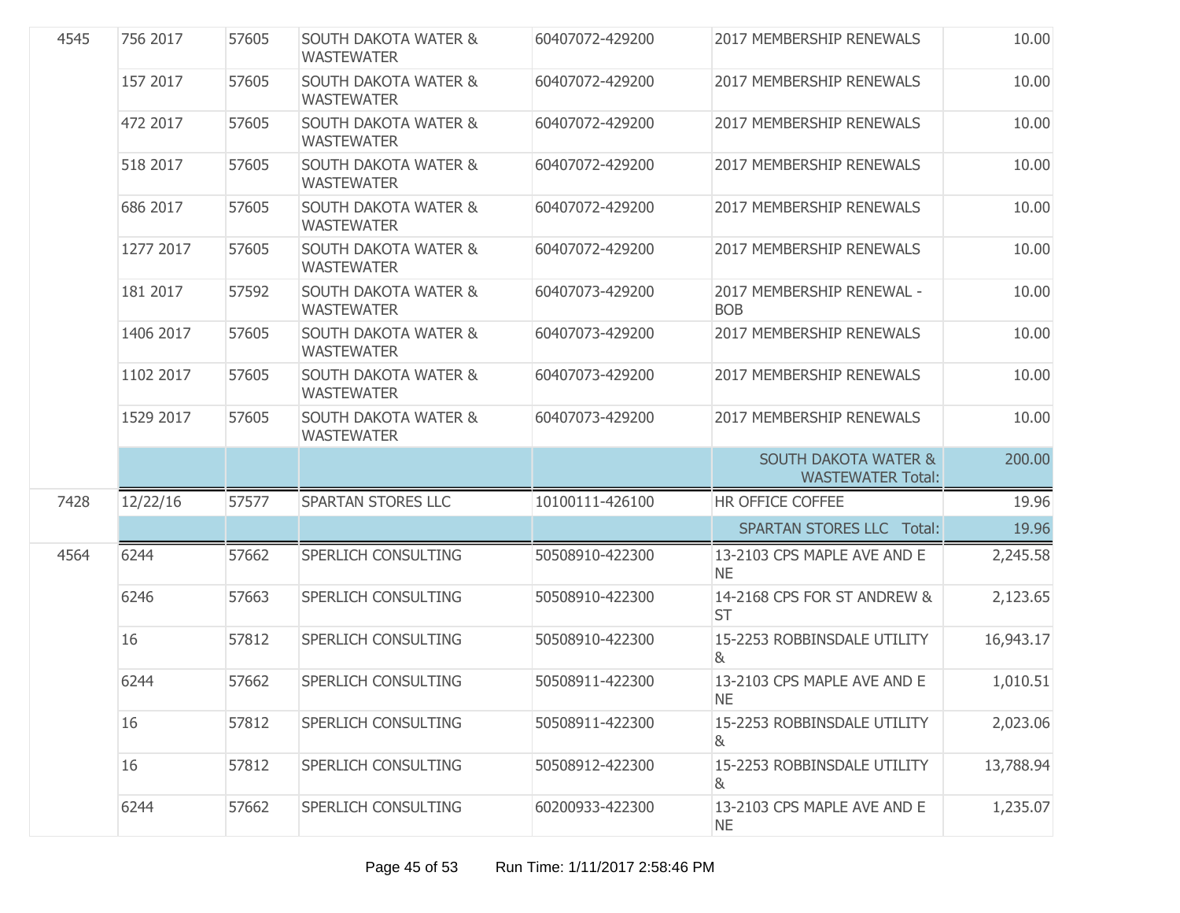| | | | | | | |
|---|---|---|---|---|---|---|
| 4545 | 756 2017 | 57605 | SOUTH DAKOTA WATER & WASTEWATER | 60407072-429200 | 2017 MEMBERSHIP RENEWALS | 10.00 |
| | 157 2017 | 57605 | SOUTH DAKOTA WATER & WASTEWATER | 60407072-429200 | 2017 MEMBERSHIP RENEWALS | 10.00 |
| | 472 2017 | 57605 | SOUTH DAKOTA WATER & WASTEWATER | 60407072-429200 | 2017 MEMBERSHIP RENEWALS | 10.00 |
| | 518 2017 | 57605 | SOUTH DAKOTA WATER & WASTEWATER | 60407072-429200 | 2017 MEMBERSHIP RENEWALS | 10.00 |
| | 686 2017 | 57605 | SOUTH DAKOTA WATER & WASTEWATER | 60407072-429200 | 2017 MEMBERSHIP RENEWALS | 10.00 |
| | 1277 2017 | 57605 | SOUTH DAKOTA WATER & WASTEWATER | 60407072-429200 | 2017 MEMBERSHIP RENEWALS | 10.00 |
| | 181 2017 | 57592 | SOUTH DAKOTA WATER & WASTEWATER | 60407073-429200 | 2017 MEMBERSHIP RENEWAL - BOB | 10.00 |
| | 1406 2017 | 57605 | SOUTH DAKOTA WATER & WASTEWATER | 60407073-429200 | 2017 MEMBERSHIP RENEWALS | 10.00 |
| | 1102 2017 | 57605 | SOUTH DAKOTA WATER & WASTEWATER | 60407073-429200 | 2017 MEMBERSHIP RENEWALS | 10.00 |
| | 1529 2017 | 57605 | SOUTH DAKOTA WATER & WASTEWATER | 60407073-429200 | 2017 MEMBERSHIP RENEWALS | 10.00 |
| | | | | | SOUTH DAKOTA WATER & WASTEWATER Total: | 200.00 |
| 7428 | 12/22/16 | 57577 | SPARTAN STORES LLC | 10100111-426100 | HR OFFICE COFFEE | 19.96 |
| | | | | | SPARTAN STORES LLC Total: | 19.96 |
| 4564 | 6244 | 57662 | SPERLICH CONSULTING | 50508910-422300 | 13-2103 CPS MAPLE AVE AND E NE | 2,245.58 |
| | 6246 | 57663 | SPERLICH CONSULTING | 50508910-422300 | 14-2168 CPS FOR ST ANDREW & ST | 2,123.65 |
| | 16 | 57812 | SPERLICH CONSULTING | 50508910-422300 | 15-2253 ROBBINSDALE UTILITY & | 16,943.17 |
| | 6244 | 57662 | SPERLICH CONSULTING | 50508911-422300 | 13-2103 CPS MAPLE AVE AND E NE | 1,010.51 |
| | 16 | 57812 | SPERLICH CONSULTING | 50508911-422300 | 15-2253 ROBBINSDALE UTILITY & | 2,023.06 |
| | 16 | 57812 | SPERLICH CONSULTING | 50508912-422300 | 15-2253 ROBBINSDALE UTILITY & | 13,788.94 |
| | 6244 | 57662 | SPERLICH CONSULTING | 60200933-422300 | 13-2103 CPS MAPLE AVE AND E NE | 1,235.07 |

Run Time: 1/11/2017 2:58:46 PM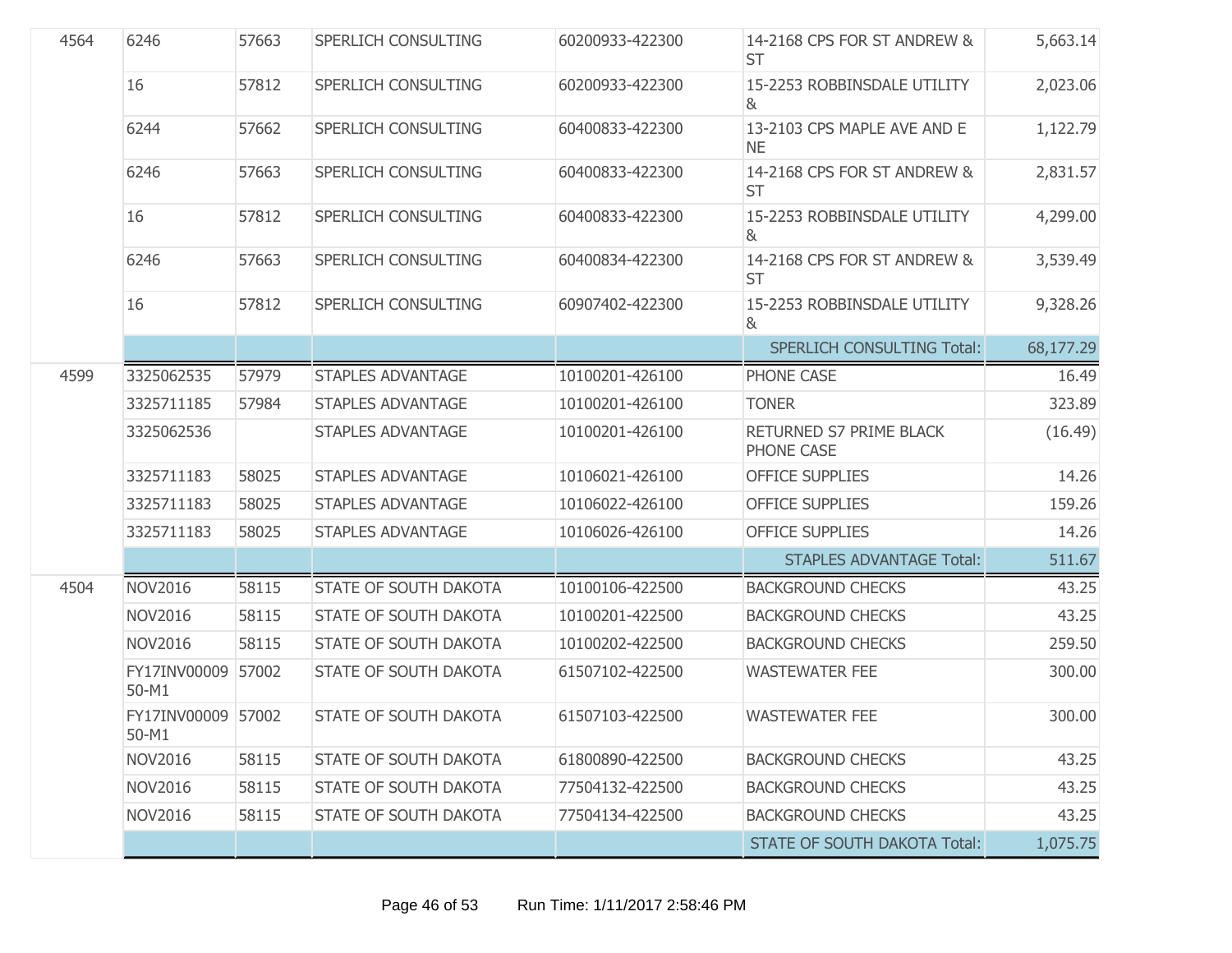| | | | | | | |
|---|---|---|---|---|---|---|
| 4564 | 6246 | 57663 | SPERLICH CONSULTING | 60200933-422300 | 14-2168 CPS FOR ST ANDREW & ST | 5,663.14 |
| | 16 | 57812 | SPERLICH CONSULTING | 60200933-422300 | 15-2253 ROBBINSDALE UTILITY & | 2,023.06 |
| | 6244 | 57662 | SPERLICH CONSULTING | 60400833-422300 | 13-2103 CPS MAPLE AVE AND E NE | 1,122.79 |
| | 6246 | 57663 | SPERLICH CONSULTING | 60400833-422300 | 14-2168 CPS FOR ST ANDREW & ST | 2,831.57 |
| | 16 | 57812 | SPERLICH CONSULTING | 60400833-422300 | 15-2253 ROBBINSDALE UTILITY & | 4,299.00 |
| | 6246 | 57663 | SPERLICH CONSULTING | 60400834-422300 | 14-2168 CPS FOR ST ANDREW & ST | 3,539.49 |
| | 16 | 57812 | SPERLICH CONSULTING | 60907402-422300 | 15-2253 ROBBINSDALE UTILITY & | 9,328.26 |
| | | | | | SPERLICH CONSULTING Total: | 68,177.29 |
| 4599 | 3325062535 | 57979 | STAPLES ADVANTAGE | 10100201-426100 | PHONE CASE | 16.49 |
| | 3325711185 | 57984 | STAPLES ADVANTAGE | 10100201-426100 | TONER | 323.89 |
| | 3325062536 | | STAPLES ADVANTAGE | 10100201-426100 | RETURNED S7 PRIME BLACK PHONE CASE | (16.49) |
| | 3325711183 | 58025 | STAPLES ADVANTAGE | 10106021-426100 | OFFICE SUPPLIES | 14.26 |
| | 3325711183 | 58025 | STAPLES ADVANTAGE | 10106022-426100 | OFFICE SUPPLIES | 159.26 |
| | 3325711183 | 58025 | STAPLES ADVANTAGE | 10106026-426100 | OFFICE SUPPLIES | 14.26 |
| | | | | | STAPLES ADVANTAGE Total: | 511.67 |
| 4504 | NOV2016 | 58115 | STATE OF SOUTH DAKOTA | 10100106-422500 | BACKGROUND CHECKS | 43.25 |
| | NOV2016 | 58115 | STATE OF SOUTH DAKOTA | 10100201-422500 | BACKGROUND CHECKS | 43.25 |
| | NOV2016 | 58115 | STATE OF SOUTH DAKOTA | 10100202-422500 | BACKGROUND CHECKS | 259.50 |
| | FY17INV0000950-M1 | 57002 | STATE OF SOUTH DAKOTA | 61507102-422500 | WASTEWATER FEE | 300.00 |
| | FY17INV0000950-M1 | 57002 | STATE OF SOUTH DAKOTA | 61507103-422500 | WASTEWATER FEE | 300.00 |
| | NOV2016 | 58115 | STATE OF SOUTH DAKOTA | 61800890-422500 | BACKGROUND CHECKS | 43.25 |
| | NOV2016 | 58115 | STATE OF SOUTH DAKOTA | 77504132-422500 | BACKGROUND CHECKS | 43.25 |
| | NOV2016 | 58115 | STATE OF SOUTH DAKOTA | 77504134-422500 | BACKGROUND CHECKS | 43.25 |
| | | | | | STATE OF SOUTH DAKOTA Total: | 1,075.75 |

Run Time: 1/11/2017 2:58:46 PM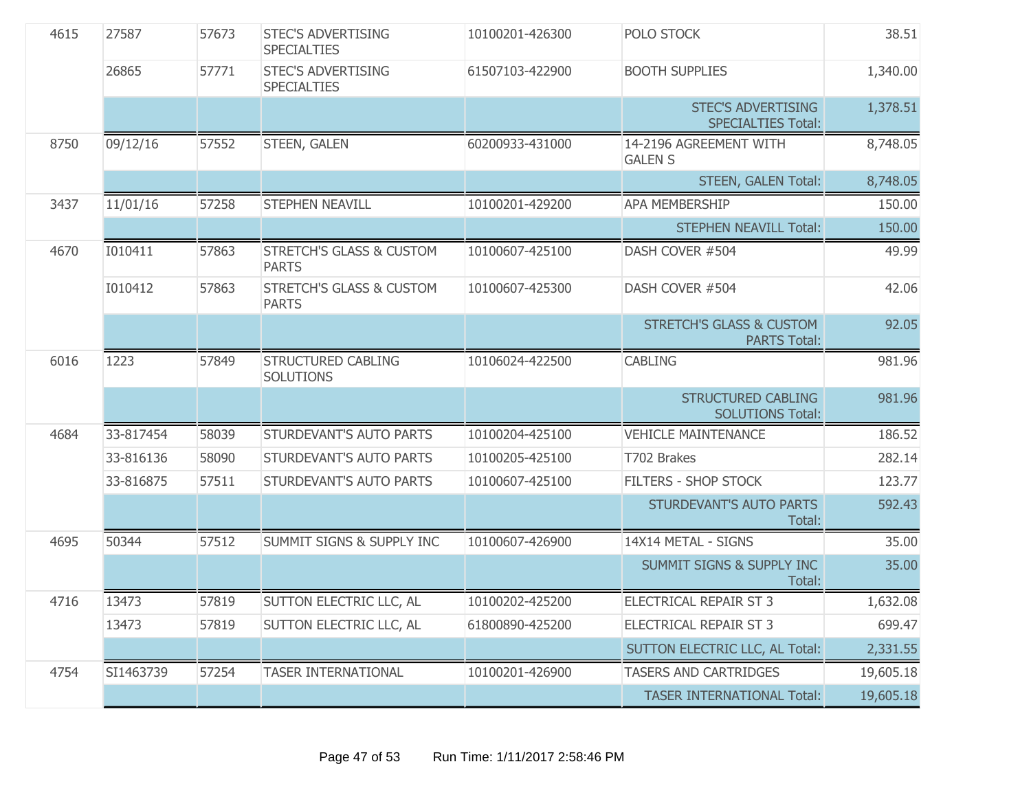| | | | | | | |
|---|---|---|---|---|---|---|
| 4615 | 27587 | 57673 | STEC'S ADVERTISING SPECIALTIES | 10100201-426300 | POLO STOCK | 38.51 |
| | 26865 | 57771 | STEC'S ADVERTISING SPECIALTIES | 61507103-422900 | BOOTH SUPPLIES | 1,340.00 |
| | | | | | STEC'S ADVERTISING SPECIALTIES Total: | 1,378.51 |
| 8750 | 09/12/16 | 57552 | STEEN, GALEN | 60200933-431000 | 14-2196 AGREEMENT WITH GALEN S | 8,748.05 |
| | | | | | STEEN, GALEN Total: | 8,748.05 |
| 3437 | 11/01/16 | 57258 | STEPHEN NEAVILL | 10100201-429200 | APA MEMBERSHIP | 150.00 |
| | | | | | STEPHEN NEAVILL Total: | 150.00 |
| 4670 | I010411 | 57863 | STRETCH'S GLASS & CUSTOM PARTS | 10100607-425100 | DASH COVER #504 | 49.99 |
| | I010412 | 57863 | STRETCH'S GLASS & CUSTOM PARTS | 10100607-425300 | DASH COVER #504 | 42.06 |
| | | | | | STRETCH'S GLASS & CUSTOM PARTS Total: | 92.05 |
| 6016 | 1223 | 57849 | STRUCTURED CABLING SOLUTIONS | 10106024-422500 | CABLING | 981.96 |
| | | | | | STRUCTURED CABLING SOLUTIONS Total: | 981.96 |
| 4684 | 33-817454 | 58039 | STURDEVANT'S AUTO PARTS | 10100204-425100 | VEHICLE MAINTENANCE | 186.52 |
| | 33-816136 | 58090 | STURDEVANT'S AUTO PARTS | 10100205-425100 | T702 Brakes | 282.14 |
| | 33-816875 | 57511 | STURDEVANT'S AUTO PARTS | 10100607-425100 | FILTERS - SHOP STOCK | 123.77 |
| | | | | | STURDEVANT'S AUTO PARTS Total: | 592.43 |
| 4695 | 50344 | 57512 | SUMMIT SIGNS & SUPPLY INC | 10100607-426900 | 14X14 METAL - SIGNS | 35.00 |
| | | | | | SUMMIT SIGNS & SUPPLY INC Total: | 35.00 |
| 4716 | 13473 | 57819 | SUTTON ELECTRIC LLC, AL | 10100202-425200 | ELECTRICAL REPAIR ST 3 | 1,632.08 |
| | 13473 | 57819 | SUTTON ELECTRIC LLC, AL | 61800890-425200 | ELECTRICAL REPAIR ST 3 | 699.47 |
| | | | | | SUTTON ELECTRIC LLC, AL Total: | 2,331.55 |
| 4754 | SI1463739 | 57254 | TASER INTERNATIONAL | 10100201-426900 | TASERS AND CARTRIDGES | 19,605.18 |
| | | | | | TASER INTERNATIONAL Total: | 19,605.18 |

Run Time: 1/11/2017 2:58:46 PM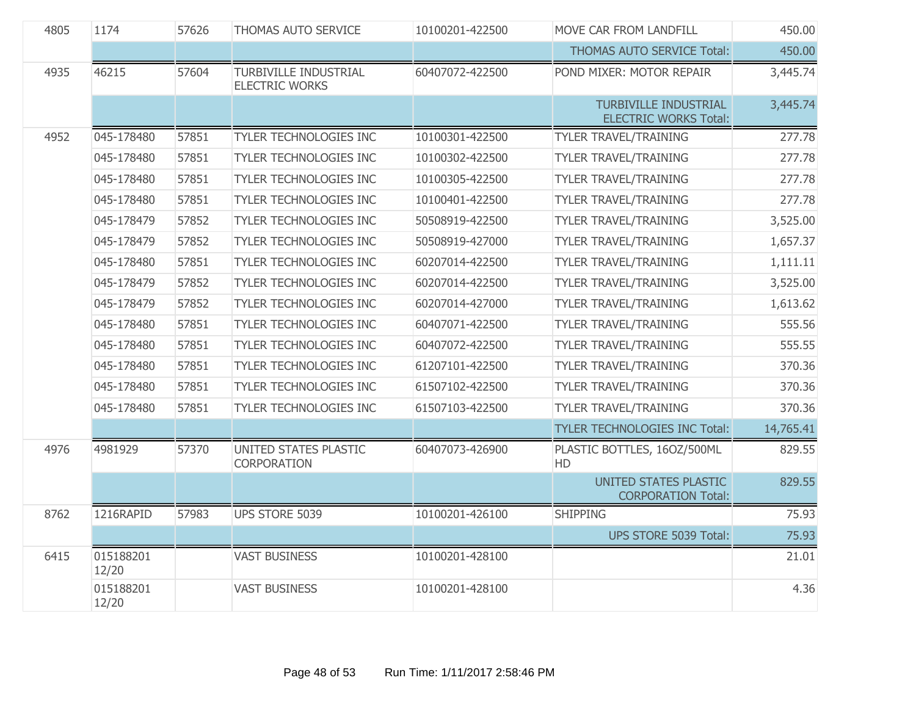| | | | | | | |
|---|---|---|---|---|---|---|
| 4805 | 1174 | 57626 | THOMAS AUTO SERVICE | 10100201-422500 | MOVE CAR FROM LANDFILL | 450.00 |
| | | | | | THOMAS AUTO SERVICE Total: | 450.00 |
| 4935 | 46215 | 57604 | TURBIVILLE INDUSTRIAL ELECTRIC WORKS | 60407072-422500 | POND MIXER: MOTOR REPAIR | 3,445.74 |
| | | | | | TURBIVILLE INDUSTRIAL ELECTRIC WORKS Total: | 3,445.74 |
| 4952 | 045-178480 | 57851 | TYLER TECHNOLOGIES INC | 10100301-422500 | TYLER TRAVEL/TRAINING | 277.78 |
| | 045-178480 | 57851 | TYLER TECHNOLOGIES INC | 10100302-422500 | TYLER TRAVEL/TRAINING | 277.78 |
| | 045-178480 | 57851 | TYLER TECHNOLOGIES INC | 10100305-422500 | TYLER TRAVEL/TRAINING | 277.78 |
| | 045-178480 | 57851 | TYLER TECHNOLOGIES INC | 10100401-422500 | TYLER TRAVEL/TRAINING | 277.78 |
| | 045-178479 | 57852 | TYLER TECHNOLOGIES INC | 50508919-422500 | TYLER TRAVEL/TRAINING | 3,525.00 |
| | 045-178479 | 57852 | TYLER TECHNOLOGIES INC | 50508919-427000 | TYLER TRAVEL/TRAINING | 1,657.37 |
| | 045-178480 | 57851 | TYLER TECHNOLOGIES INC | 60207014-422500 | TYLER TRAVEL/TRAINING | 1,111.11 |
| | 045-178479 | 57852 | TYLER TECHNOLOGIES INC | 60207014-422500 | TYLER TRAVEL/TRAINING | 3,525.00 |
| | 045-178479 | 57852 | TYLER TECHNOLOGIES INC | 60207014-427000 | TYLER TRAVEL/TRAINING | 1,613.62 |
| | 045-178480 | 57851 | TYLER TECHNOLOGIES INC | 60407071-422500 | TYLER TRAVEL/TRAINING | 555.56 |
| | 045-178480 | 57851 | TYLER TECHNOLOGIES INC | 60407072-422500 | TYLER TRAVEL/TRAINING | 555.55 |
| | 045-178480 | 57851 | TYLER TECHNOLOGIES INC | 61207101-422500 | TYLER TRAVEL/TRAINING | 370.36 |
| | 045-178480 | 57851 | TYLER TECHNOLOGIES INC | 61507102-422500 | TYLER TRAVEL/TRAINING | 370.36 |
| | 045-178480 | 57851 | TYLER TECHNOLOGIES INC | 61507103-422500 | TYLER TRAVEL/TRAINING | 370.36 |
| | | | | | TYLER TECHNOLOGIES INC Total: | 14,765.41 |
| 4976 | 4981929 | 57370 | UNITED STATES PLASTIC CORPORATION | 60407073-426900 | PLASTIC BOTTLES, 16OZ/500ML HD | 829.55 |
| | | | | | UNITED STATES PLASTIC CORPORATION Total: | 829.55 |
| 8762 | 1216RAPID | 57983 | UPS STORE 5039 | 10100201-426100 | SHIPPING | 75.93 |
| | | | | | UPS STORE 5039 Total: | 75.93 |
| 6415 | 015188201 12/20 | | VAST BUSINESS | 10100201-428100 | | 21.01 |
| | 015188201 12/20 | | VAST BUSINESS | 10100201-428100 | | 4.36 |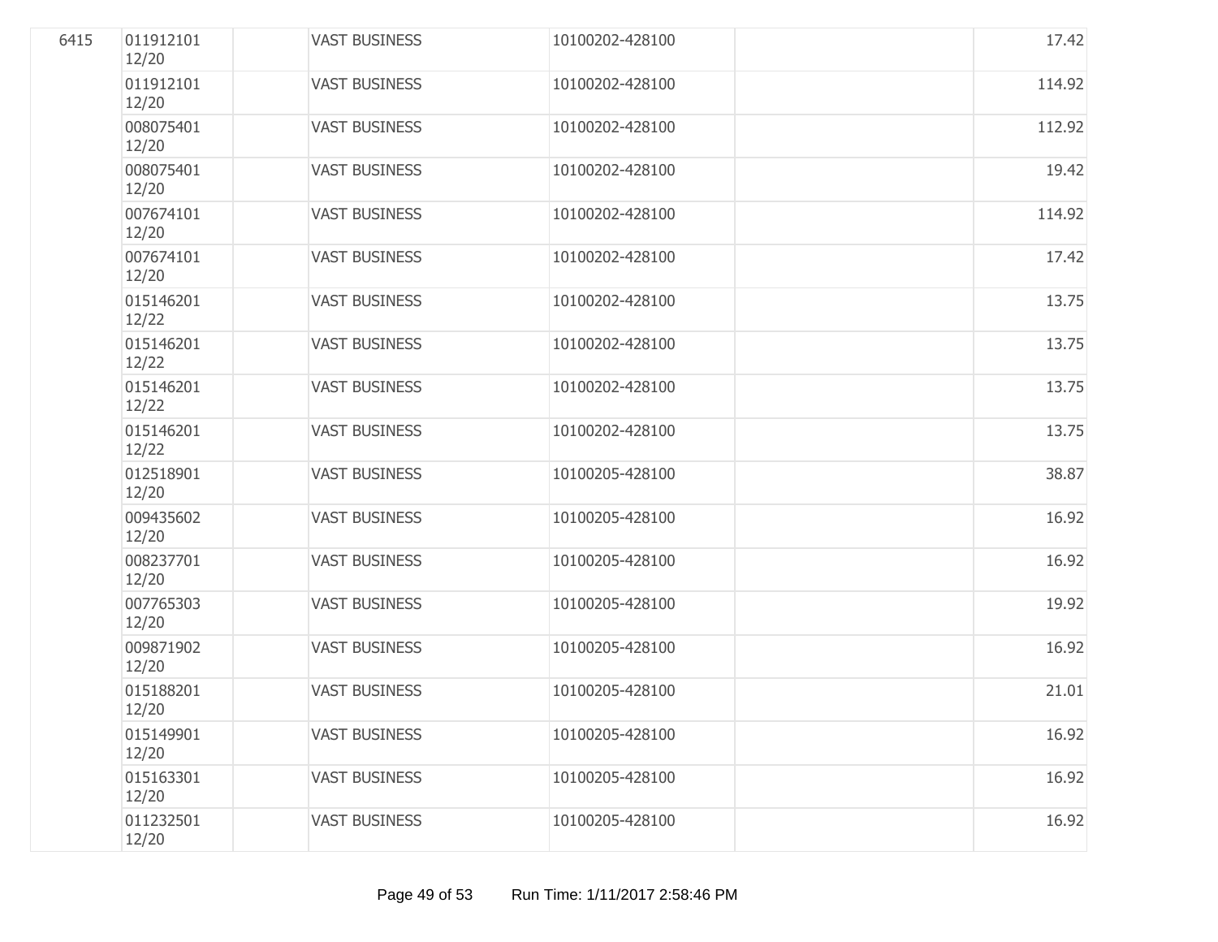| | | | | | | |
|---|---|---|---|---|---|---|
| 6415 | 011912101 12/20 | | VAST BUSINESS | 10100202-428100 | | 17.42 |
| | 011912101 12/20 | | VAST BUSINESS | 10100202-428100 | | 114.92 |
| | 008075401 12/20 | | VAST BUSINESS | 10100202-428100 | | 112.92 |
| | 008075401 12/20 | | VAST BUSINESS | 10100202-428100 | | 19.42 |
| | 007674101 12/20 | | VAST BUSINESS | 10100202-428100 | | 114.92 |
| | 007674101 12/20 | | VAST BUSINESS | 10100202-428100 | | 17.42 |
| | 015146201 12/22 | | VAST BUSINESS | 10100202-428100 | | 13.75 |
| | 015146201 12/22 | | VAST BUSINESS | 10100202-428100 | | 13.75 |
| | 015146201 12/22 | | VAST BUSINESS | 10100202-428100 | | 13.75 |
| | 015146201 12/22 | | VAST BUSINESS | 10100202-428100 | | 13.75 |
| | 012518901 12/20 | | VAST BUSINESS | 10100205-428100 | | 38.87 |
| | 009435602 12/20 | | VAST BUSINESS | 10100205-428100 | | 16.92 |
| | 008237701 12/20 | | VAST BUSINESS | 10100205-428100 | | 16.92 |
| | 007765303 12/20 | | VAST BUSINESS | 10100205-428100 | | 19.92 |
| | 009871902 12/20 | | VAST BUSINESS | 10100205-428100 | | 16.92 |
| | 015188201 12/20 | | VAST BUSINESS | 10100205-428100 | | 21.01 |
| | 015149901 12/20 | | VAST BUSINESS | 10100205-428100 | | 16.92 |
| | 015163301 12/20 | | VAST BUSINESS | 10100205-428100 | | 16.92 |
| | 011232501 12/20 | | VAST BUSINESS | 10100205-428100 | | 16.92 |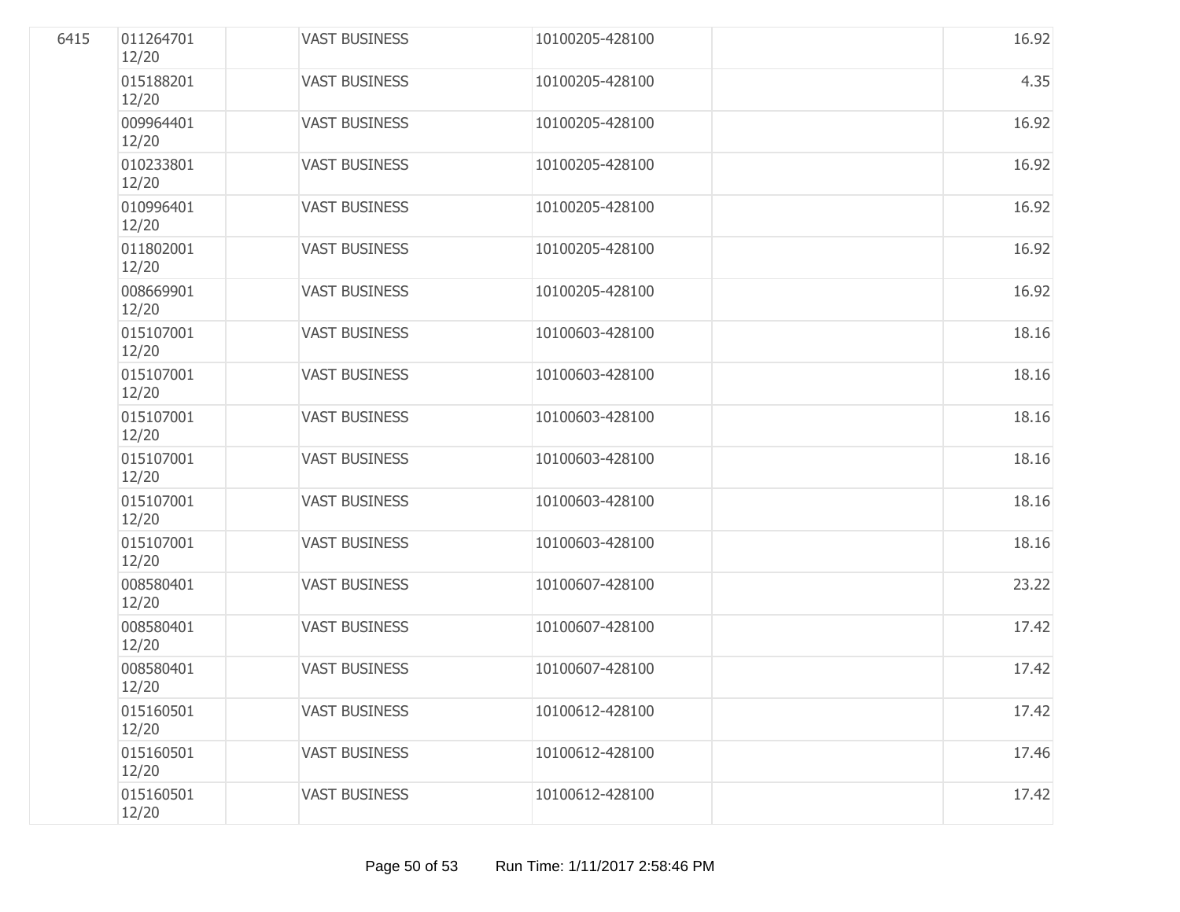| | | | | | | |
|---|---|---|---|---|---|---|
| 6415 | 011264701 12/20 | | VAST BUSINESS | 10100205-428100 | | 16.92 |
| | 015188201 12/20 | | VAST BUSINESS | 10100205-428100 | | 4.35 |
| | 009964401 12/20 | | VAST BUSINESS | 10100205-428100 | | 16.92 |
| | 010233801 12/20 | | VAST BUSINESS | 10100205-428100 | | 16.92 |
| | 010996401 12/20 | | VAST BUSINESS | 10100205-428100 | | 16.92 |
| | 011802001 12/20 | | VAST BUSINESS | 10100205-428100 | | 16.92 |
| | 008669901 12/20 | | VAST BUSINESS | 10100205-428100 | | 16.92 |
| | 015107001 12/20 | | VAST BUSINESS | 10100603-428100 | | 18.16 |
| | 015107001 12/20 | | VAST BUSINESS | 10100603-428100 | | 18.16 |
| | 015107001 12/20 | | VAST BUSINESS | 10100603-428100 | | 18.16 |
| | 015107001 12/20 | | VAST BUSINESS | 10100603-428100 | | 18.16 |
| | 015107001 12/20 | | VAST BUSINESS | 10100603-428100 | | 18.16 |
| | 015107001 12/20 | | VAST BUSINESS | 10100603-428100 | | 18.16 |
| | 008580401 12/20 | | VAST BUSINESS | 10100607-428100 | | 23.22 |
| | 008580401 12/20 | | VAST BUSINESS | 10100607-428100 | | 17.42 |
| | 008580401 12/20 | | VAST BUSINESS | 10100607-428100 | | 17.42 |
| | 015160501 12/20 | | VAST BUSINESS | 10100612-428100 | | 17.42 |
| | 015160501 12/20 | | VAST BUSINESS | 10100612-428100 | | 17.46 |
| | 015160501 12/20 | | VAST BUSINESS | 10100612-428100 | | 17.42 |

Run Time: 1/11/2017 2:58:46 PM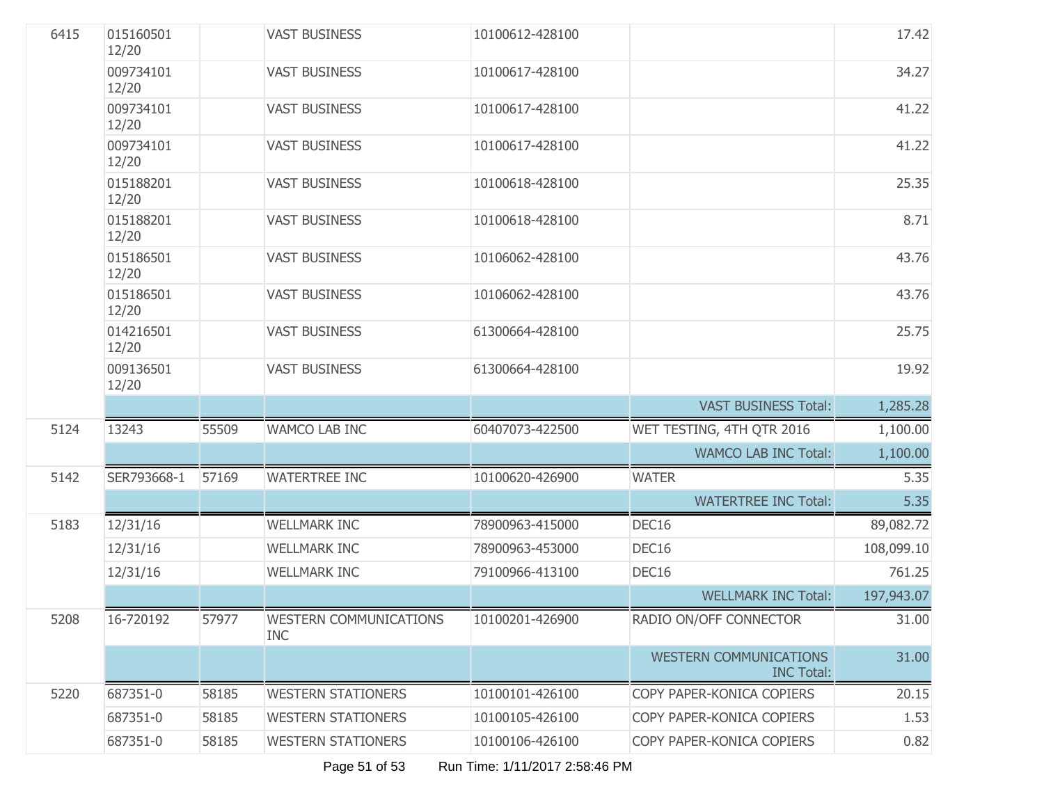| | | | | | | |
|---|---|---|---|---|---|---|
| 6415 | 015160501 12/20 | | VAST BUSINESS | 10100612-428100 | | 17.42 |
| | 009734101 12/20 | | VAST BUSINESS | 10100617-428100 | | 34.27 |
| | 009734101 12/20 | | VAST BUSINESS | 10100617-428100 | | 41.22 |
| | 009734101 12/20 | | VAST BUSINESS | 10100617-428100 | | 41.22 |
| | 015188201 12/20 | | VAST BUSINESS | 10100618-428100 | | 25.35 |
| | 015188201 12/20 | | VAST BUSINESS | 10100618-428100 | | 8.71 |
| | 015186501 12/20 | | VAST BUSINESS | 10106062-428100 | | 43.76 |
| | 015186501 12/20 | | VAST BUSINESS | 10106062-428100 | | 43.76 |
| | 014216501 12/20 | | VAST BUSINESS | 61300664-428100 | | 25.75 |
| | 009136501 12/20 | | VAST BUSINESS | 61300664-428100 | | 19.92 |
| | | | | | VAST BUSINESS Total: | 1,285.28 |
| 5124 | 13243 | 55509 | WAMCO LAB INC | 60407073-422500 | WET TESTING, 4TH QTR 2016 | 1,100.00 |
| | | | | | WAMCO LAB INC Total: | 1,100.00 |
| 5142 | SER793668-1 | 57169 | WATERTREE INC | 10100620-426900 | WATER | 5.35 |
| | | | | | WATERTREE INC Total: | 5.35 |
| 5183 | 12/31/16 | | WELLMARK INC | 78900963-415000 | DEC16 | 89,082.72 |
| | 12/31/16 | | WELLMARK INC | 78900963-453000 | DEC16 | 108,099.10 |
| | 12/31/16 | | WELLMARK INC | 79100966-413100 | DEC16 | 761.25 |
| | | | | | WELLMARK INC Total: | 197,943.07 |
| 5208 | 16-720192 | 57977 | WESTERN COMMUNICATIONS INC | 10100201-426900 | RADIO ON/OFF CONNECTOR | 31.00 |
| | | | | | WESTERN COMMUNICATIONS INC Total: | 31.00 |
| 5220 | 687351-0 | 58185 | WESTERN STATIONERS | 10100101-426100 | COPY PAPER-KONICA COPIERS | 20.15 |
| | 687351-0 | 58185 | WESTERN STATIONERS | 10100105-426100 | COPY PAPER-KONICA COPIERS | 1.53 |
| | 687351-0 | 58185 | WESTERN STATIONERS | 10100106-426100 | COPY PAPER-KONICA COPIERS | 0.82 |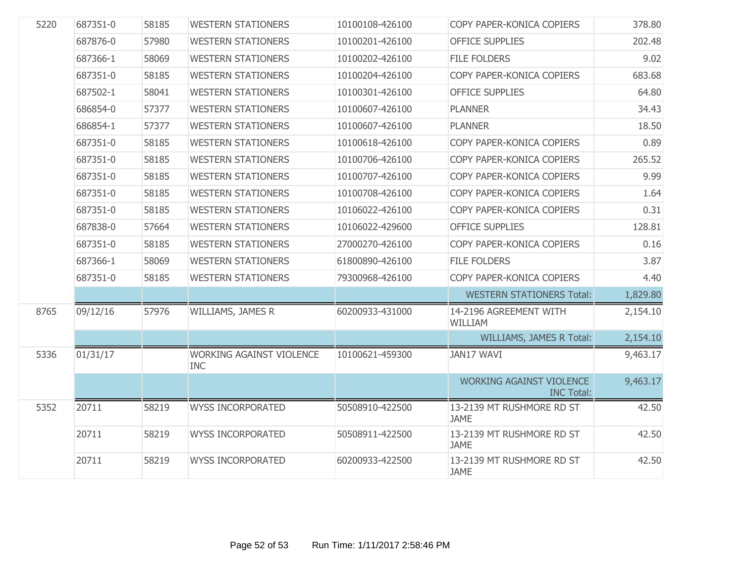| | | | | | | |
|---|---|---|---|---|---|---|
| 5220 | 687351-0 | 58185 | WESTERN STATIONERS | 10100108-426100 | COPY PAPER-KONICA COPIERS | 378.80 |
| | 687876-0 | 57980 | WESTERN STATIONERS | 10100201-426100 | OFFICE SUPPLIES | 202.48 |
| | 687366-1 | 58069 | WESTERN STATIONERS | 10100202-426100 | FILE FOLDERS | 9.02 |
| | 687351-0 | 58185 | WESTERN STATIONERS | 10100204-426100 | COPY PAPER-KONICA COPIERS | 683.68 |
| | 687502-1 | 58041 | WESTERN STATIONERS | 10100301-426100 | OFFICE SUPPLIES | 64.80 |
| | 686854-0 | 57377 | WESTERN STATIONERS | 10100607-426100 | PLANNER | 34.43 |
| | 686854-1 | 57377 | WESTERN STATIONERS | 10100607-426100 | PLANNER | 18.50 |
| | 687351-0 | 58185 | WESTERN STATIONERS | 10100618-426100 | COPY PAPER-KONICA COPIERS | 0.89 |
| | 687351-0 | 58185 | WESTERN STATIONERS | 10100706-426100 | COPY PAPER-KONICA COPIERS | 265.52 |
| | 687351-0 | 58185 | WESTERN STATIONERS | 10100707-426100 | COPY PAPER-KONICA COPIERS | 9.99 |
| | 687351-0 | 58185 | WESTERN STATIONERS | 10100708-426100 | COPY PAPER-KONICA COPIERS | 1.64 |
| | 687351-0 | 58185 | WESTERN STATIONERS | 10106022-426100 | COPY PAPER-KONICA COPIERS | 0.31 |
| | 687838-0 | 57664 | WESTERN STATIONERS | 10106022-429600 | OFFICE SUPPLIES | 128.81 |
| | 687351-0 | 58185 | WESTERN STATIONERS | 27000270-426100 | COPY PAPER-KONICA COPIERS | 0.16 |
| | 687366-1 | 58069 | WESTERN STATIONERS | 61800890-426100 | FILE FOLDERS | 3.87 |
| | 687351-0 | 58185 | WESTERN STATIONERS | 79300968-426100 | COPY PAPER-KONICA COPIERS | 4.40 |
| | | | | | WESTERN STATIONERS Total: | 1,829.80 |
| 8765 | 09/12/16 | 57976 | WILLIAMS, JAMES R | 60200933-431000 | 14-2196 AGREEMENT WITH WILLIAM | 2,154.10 |
| | | | | | WILLIAMS, JAMES R Total: | 2,154.10 |
| 5336 | 01/31/17 | | WORKING AGAINST VIOLENCE INC | 10100621-459300 | JAN17 WAVI | 9,463.17 |
| | | | | | WORKING AGAINST VIOLENCE INC Total: | 9,463.17 |
| 5352 | 20711 | 58219 | WYSS INCORPORATED | 50508910-422500 | 13-2139 MT RUSHMORE RD ST JAME | 42.50 |
| | 20711 | 58219 | WYSS INCORPORATED | 50508911-422500 | 13-2139 MT RUSHMORE RD ST JAME | 42.50 |
| | 20711 | 58219 | WYSS INCORPORATED | 60200933-422500 | 13-2139 MT RUSHMORE RD ST JAME | 42.50 |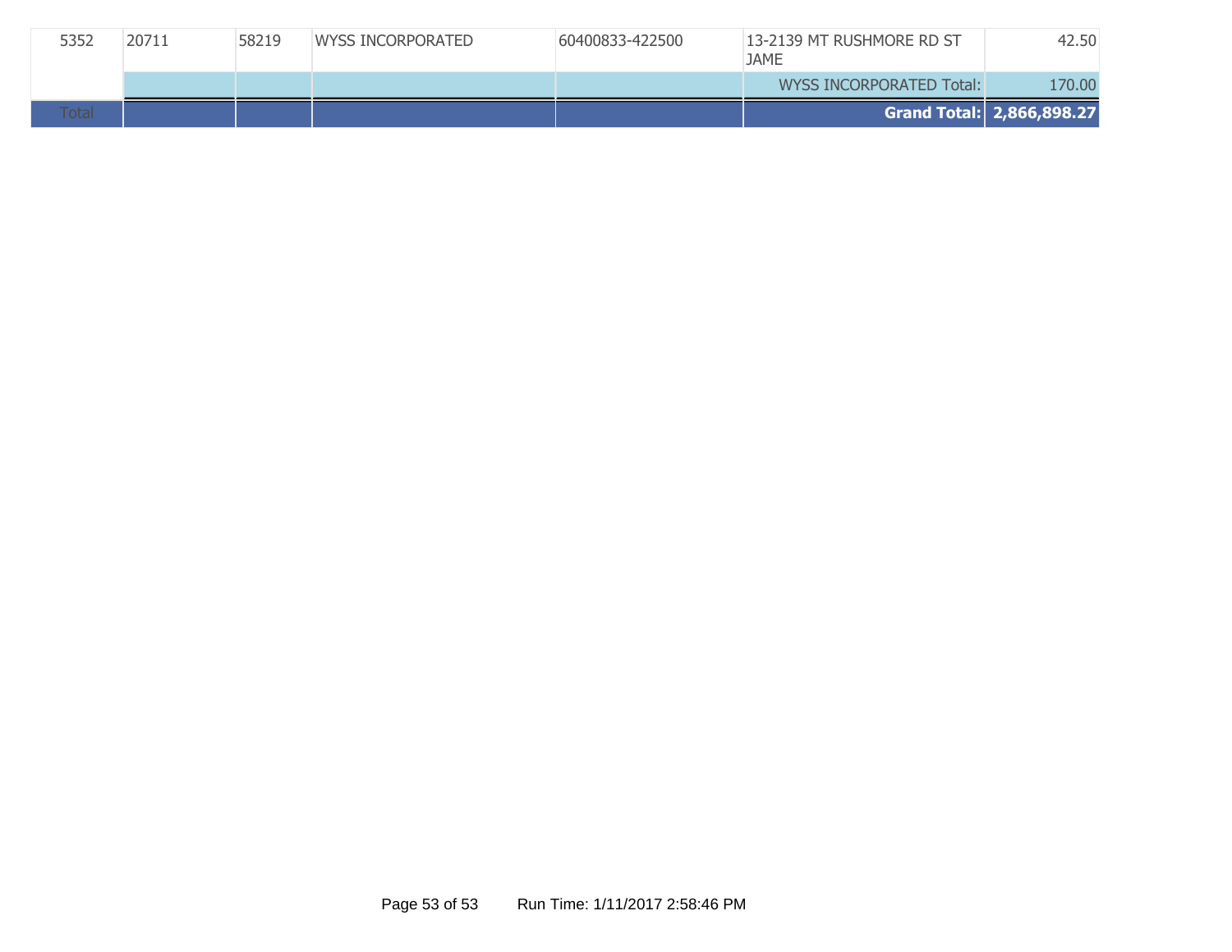| | | | | | | |
|---|---|---|---|---|---|---|
| 5352 | 20711 | 58219 | WYSS INCORPORATED | 60400833-422500 | 13-2139 MT RUSHMORE RD ST JAME | 42.50 |
| | | | | | WYSS INCORPORATED Total: | 170.00 |
| Total | | | | | **Grand Total:** | **2,866,898.27** |